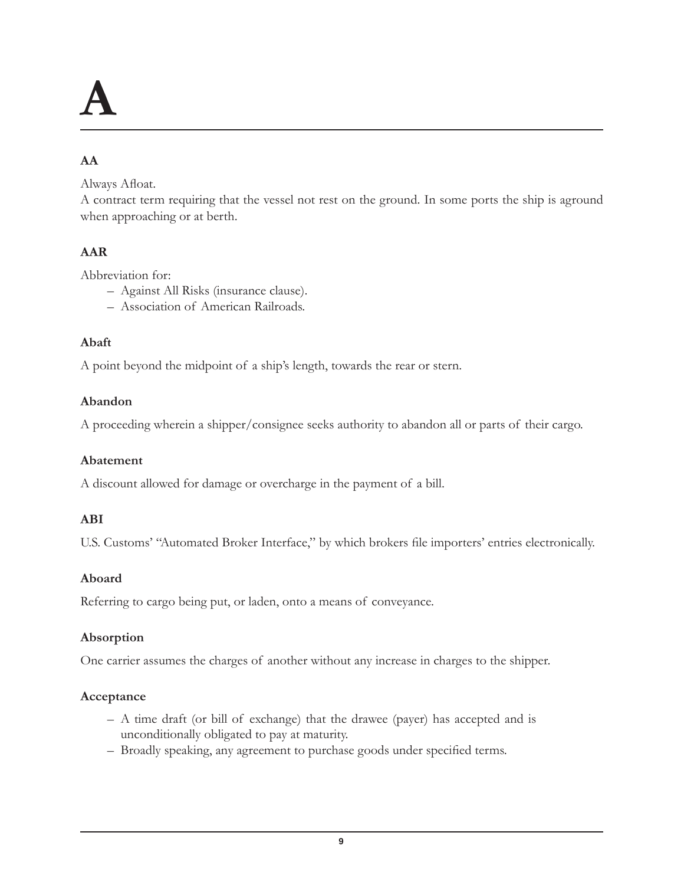# A

### AA

Always Afloat.
A contract term requiring that the vessel not rest on the ground. In some ports the ship is aground when approaching or at berth.

### AAR

Abbreviation for:

- Against All Risks (insurance clause).
- Association of American Railroads.

### Abaft

A point beyond the midpoint of a ship's length, towards the rear or stern.

### Abandon

A proceeding wherein a shipper/consignee seeks authority to abandon all or parts of their cargo.

### Abatement

A discount allowed for damage or overcharge in the payment of a bill.

### ABI

U.S. Customs' "Automated Broker Interface," by which brokers file importers' entries electronically.

### Aboard

Referring to cargo being put, or laden, onto a means of conveyance.

### Absorption

One carrier assumes the charges of another without any increase in charges to the shipper.

### Acceptance

- A time draft (or bill of exchange) that the drawee (payer) has accepted and is unconditionally obligated to pay at maturity.
- Broadly speaking, any agreement to purchase goods under specified terms.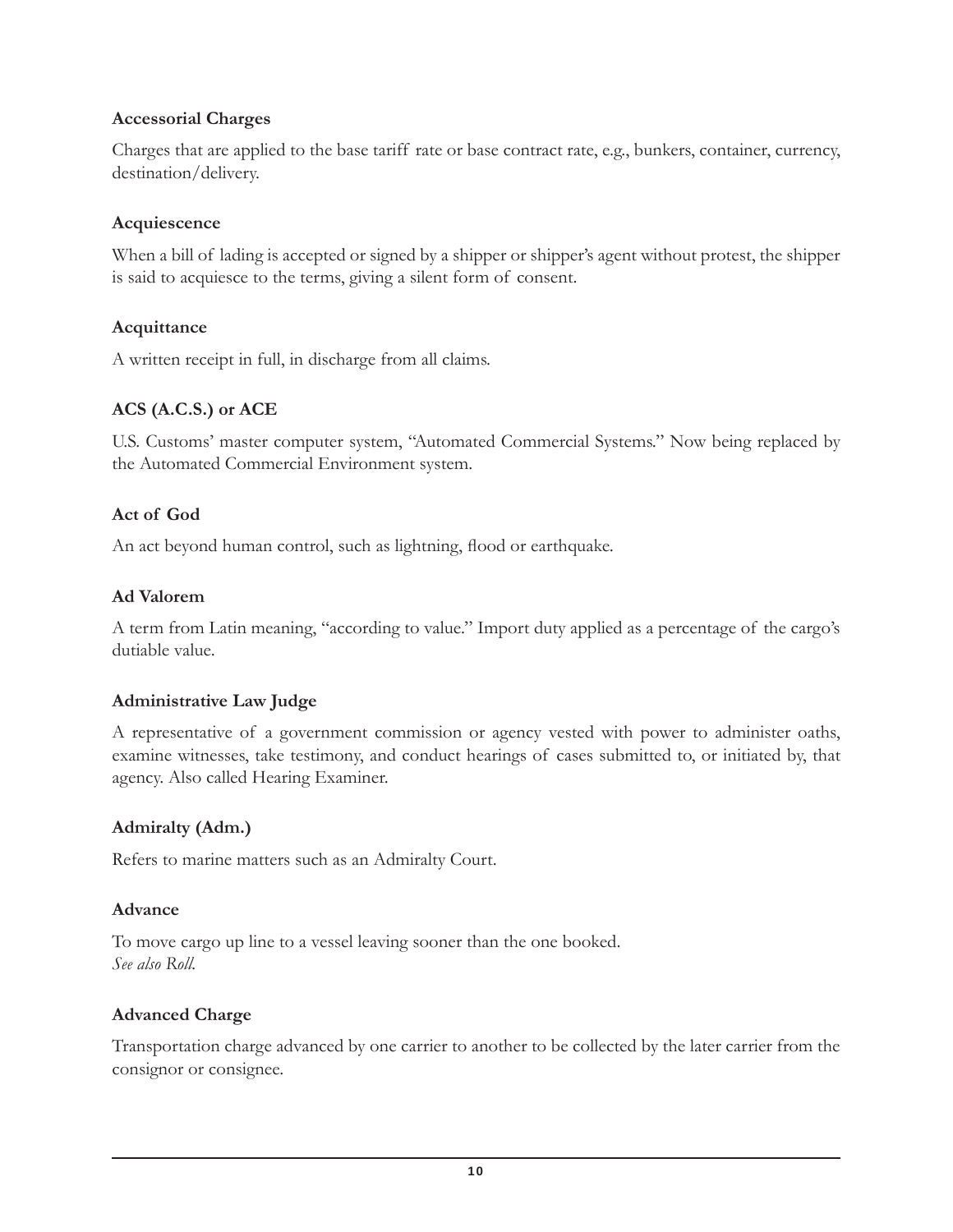**Accessorial Charges**

Charges that are applied to the base tariff rate or base contract rate, e.g., bunkers, container, currency, destination/delivery.

**Acquiescence**

When a bill of lading is accepted or signed by a shipper or shipper's agent without protest, the shipper is said to acquiesce to the terms, giving a silent form of consent.

**Acquittance**

A written receipt in full, in discharge from all claims.

**ACS (A.C.S.) or ACE**

U.S. Customs' master computer system, "Automated Commercial Systems." Now being replaced by the Automated Commercial Environment system.

**Act of God**

An act beyond human control, such as lightning, flood or earthquake.

**Ad Valorem**

A term from Latin meaning, "according to value." Import duty applied as a percentage of the cargo's dutiable value.

**Administrative Law Judge**

A representative of a government commission or agency vested with power to administer oaths, examine witnesses, take testimony, and conduct hearings of cases submitted to, or initiated by, that agency. Also called Hearing Examiner.

**Admiralty (Adm.)**

Refers to marine matters such as an Admiralty Court.

**Advance**

To move cargo up line to a vessel leaving sooner than the one booked.
*See also Roll.*

**Advanced Charge**

Transportation charge advanced by one carrier to another to be collected by the later carrier from the consignor or consignee.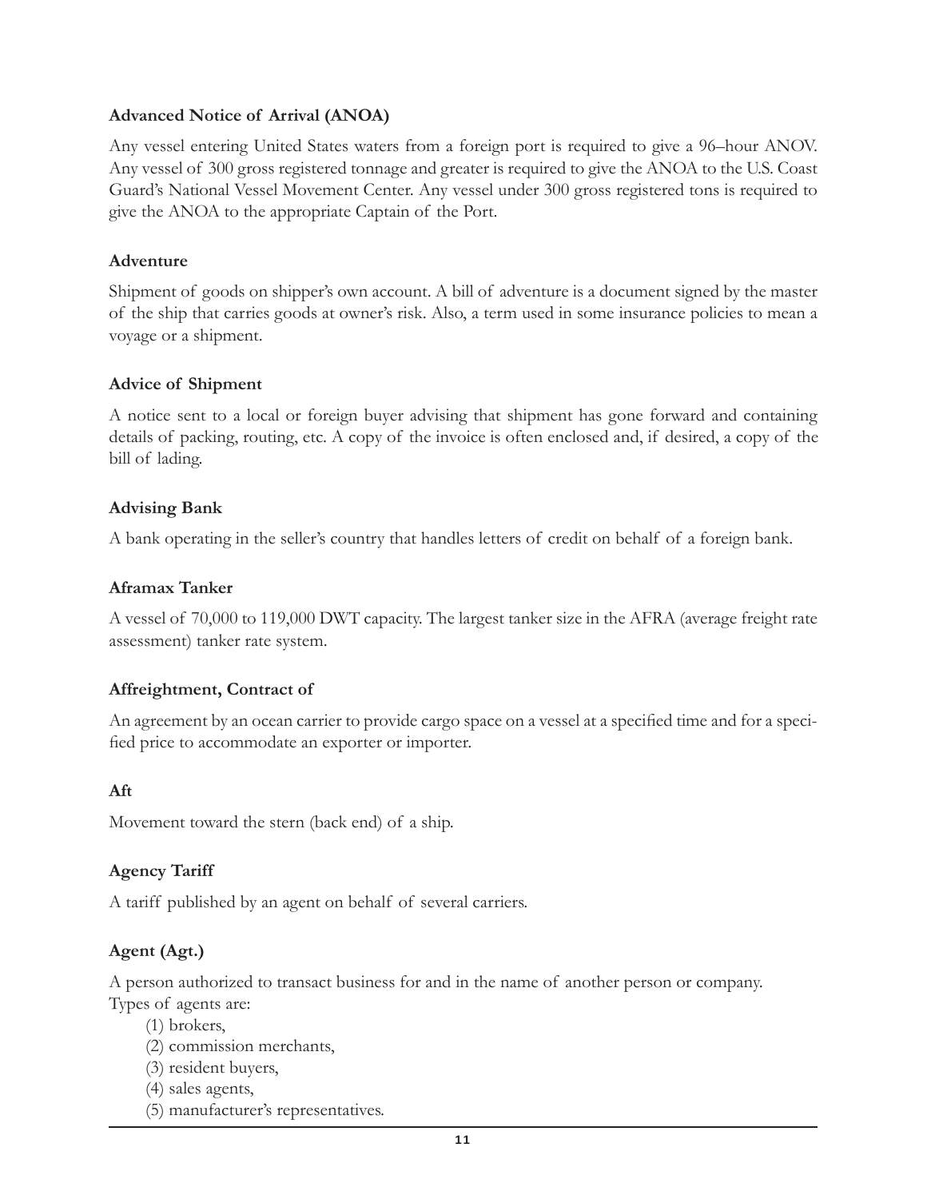**Advanced Notice of Arrival (ANOA)**

Any vessel entering United States waters from a foreign port is required to give a 96–hour ANOV. Any vessel of 300 gross registered tonnage and greater is required to give the ANOA to the U.S. Coast Guard's National Vessel Movement Center. Any vessel under 300 gross registered tons is required to give the ANOA to the appropriate Captain of the Port.

**Adventure**

Shipment of goods on shipper's own account. A bill of adventure is a document signed by the master of the ship that carries goods at owner's risk. Also, a term used in some insurance policies to mean a voyage or a shipment.

**Advice of Shipment**

A notice sent to a local or foreign buyer advising that shipment has gone forward and containing details of packing, routing, etc. A copy of the invoice is often enclosed and, if desired, a copy of the bill of lading.

**Advising Bank**

A bank operating in the seller's country that handles letters of credit on behalf of a foreign bank.

**Aframax Tanker**

A vessel of 70,000 to 119,000 DWT capacity. The largest tanker size in the AFRA (average freight rate assessment) tanker rate system.

**Affreightment, Contract of**

An agreement by an ocean carrier to provide cargo space on a vessel at a specified time and for a specified price to accommodate an exporter or importer.

**Aft**

Movement toward the stern (back end) of a ship.

**Agency Tariff**

A tariff published by an agent on behalf of several carriers.

**Agent (Agt.)**

A person authorized to transact business for and in the name of another person or company.
Types of agents are:

(1) brokers,
(2) commission merchants,
(3) resident buyers,
(4) sales agents,
(5) manufacturer's representatives.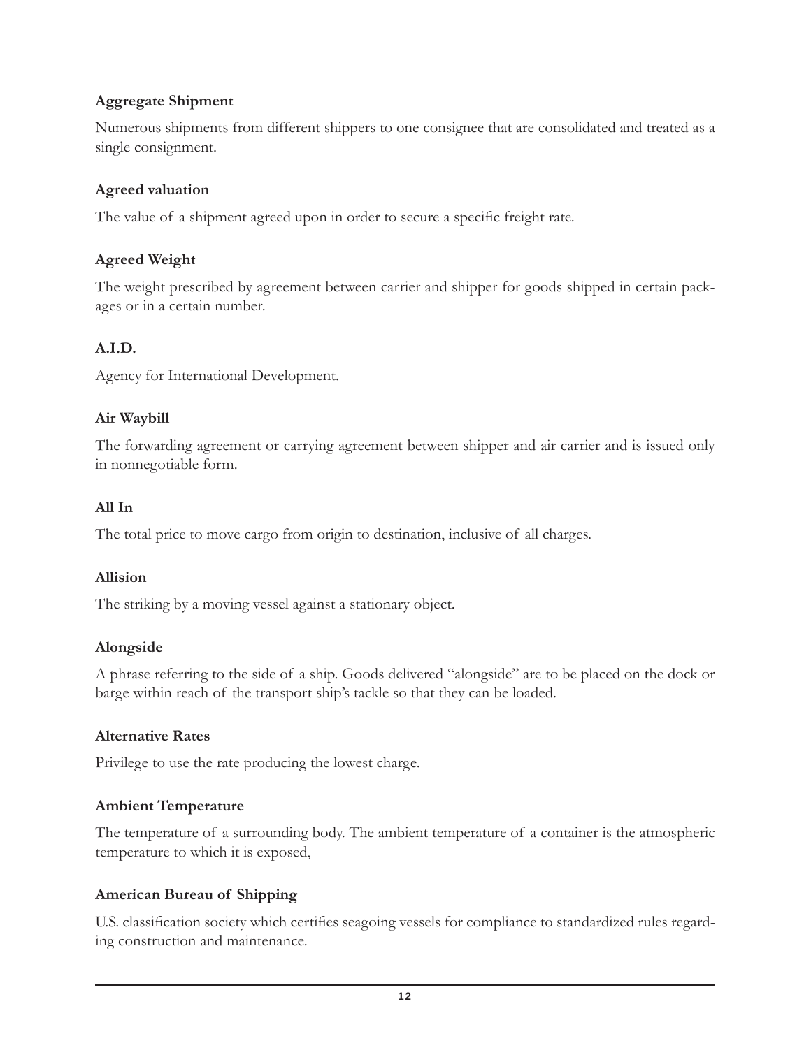**Aggregate Shipment**

Numerous shipments from different shippers to one consignee that are consolidated and treated as a single consignment.

**Agreed valuation**

The value of a shipment agreed upon in order to secure a specific freight rate.

**Agreed Weight**

The weight prescribed by agreement between carrier and shipper for goods shipped in certain packages or in a certain number.

**A.I.D.**

Agency for International Development.

**Air Waybill**

The forwarding agreement or carrying agreement between shipper and air carrier and is issued only in nonnegotiable form.

**All In**

The total price to move cargo from origin to destination, inclusive of all charges.

**Allision**

The striking by a moving vessel against a stationary object.

**Alongside**

A phrase referring to the side of a ship. Goods delivered "alongside" are to be placed on the dock or barge within reach of the transport ship's tackle so that they can be loaded.

**Alternative Rates**

Privilege to use the rate producing the lowest charge.

**Ambient Temperature**

The temperature of a surrounding body. The ambient temperature of a container is the atmospheric temperature to which it is exposed,

**American Bureau of Shipping**

U.S. classification society which certifies seagoing vessels for compliance to standardized rules regarding construction and maintenance.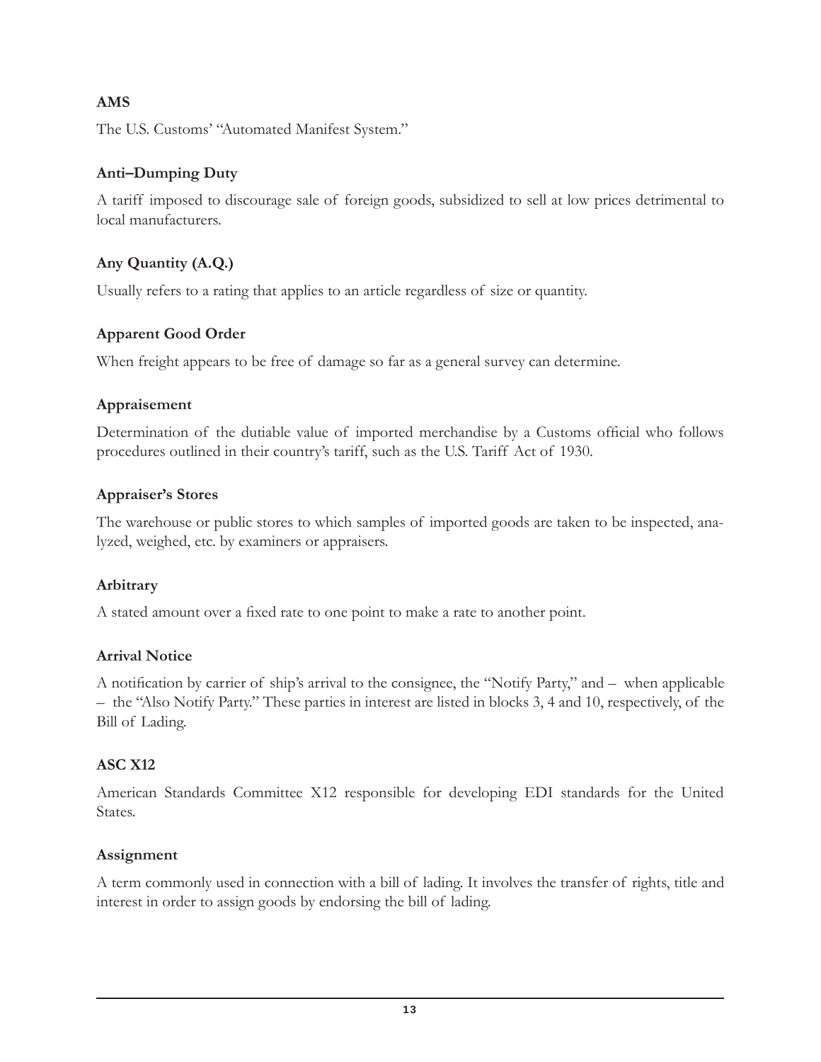**AMS**

The U.S. Customs' "Automated Manifest System."

**Anti–Dumping Duty**

A tariff imposed to discourage sale of foreign goods, subsidized to sell at low prices detrimental to local manufacturers.

**Any Quantity (A.Q.)**

Usually refers to a rating that applies to an article regardless of size or quantity.

**Apparent Good Order**

When freight appears to be free of damage so far as a general survey can determine.

**Appraisement**

Determination of the dutiable value of imported merchandise by a Customs official who follows procedures outlined in their country's tariff, such as the U.S. Tariff Act of 1930.

**Appraiser's Stores**

The warehouse or public stores to which samples of imported goods are taken to be inspected, analyzed, weighed, etc. by examiners or appraisers.

**Arbitrary**

A stated amount over a fixed rate to one point to make a rate to another point.

**Arrival Notice**

A notification by carrier of ship's arrival to the consignee, the "Notify Party," and – when applicable – the "Also Notify Party." These parties in interest are listed in blocks 3, 4 and 10, respectively, of the Bill of Lading.

**ASC X12**

American Standards Committee X12 responsible for developing EDI standards for the United States.

**Assignment**

A term commonly used in connection with a bill of lading. It involves the transfer of rights, title and interest in order to assign goods by endorsing the bill of lading.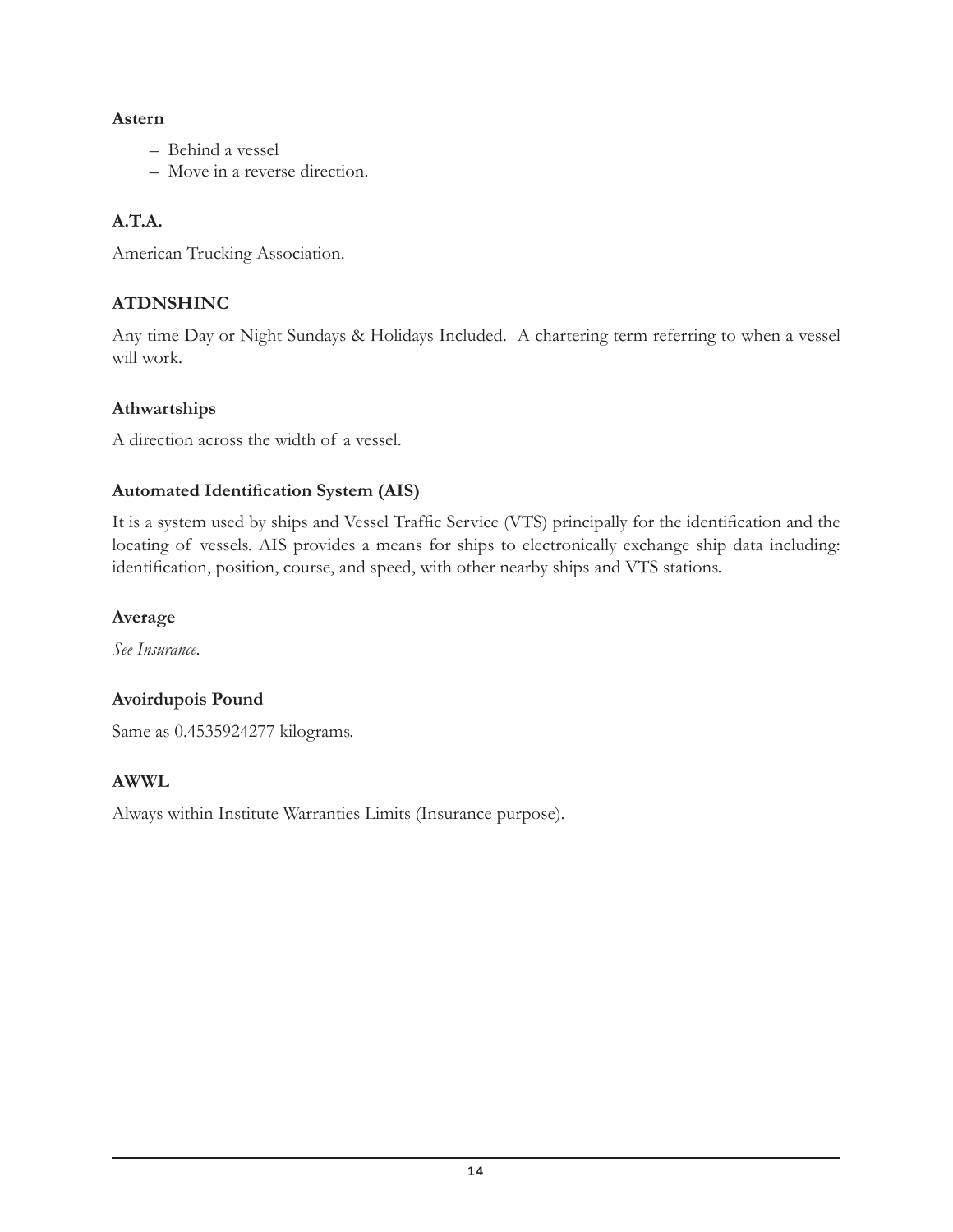**Astern**

- Behind a vessel
- Move in a reverse direction.

**A.T.A.**

American Trucking Association.

**ATDNSHINC**

Any time Day or Night Sundays & Holidays Included. A chartering term referring to when a vessel will work.

**Athwartships**

A direction across the width of a vessel.

**Automated Identification System (AIS)**

It is a system used by ships and Vessel Traffic Service (VTS) principally for the identification and the locating of vessels. AIS provides a means for ships to electronically exchange ship data including: identification, position, course, and speed, with other nearby ships and VTS stations.

**Average**

*See Insurance.*

**Avoirdupois Pound**

Same as 0.4535924277 kilograms.

**AWWL**

Always within Institute Warranties Limits (Insurance purpose).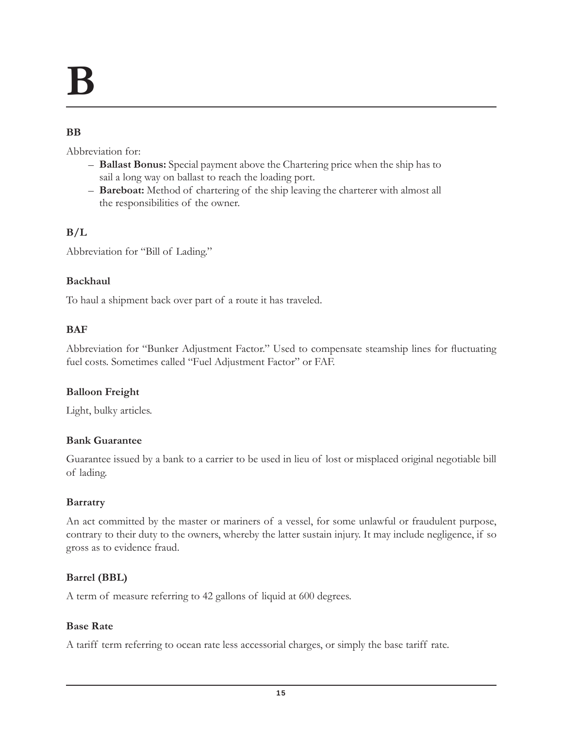# B

### BB

Abbreviation for:

- **Ballast Bonus:** Special payment above the Chartering price when the ship has to sail a long way on ballast to reach the loading port.
- **Bareboat:** Method of chartering of the ship leaving the charterer with almost all the responsibilities of the owner.

### B/L

Abbreviation for "Bill of Lading."

### Backhaul

To haul a shipment back over part of a route it has traveled.

### BAF

Abbreviation for "Bunker Adjustment Factor." Used to compensate steamship lines for fluctuating fuel costs. Sometimes called "Fuel Adjustment Factor" or FAF.

### Balloon Freight

Light, bulky articles.

### Bank Guarantee

Guarantee issued by a bank to a carrier to be used in lieu of lost or misplaced original negotiable bill of lading.

### Barratry

An act committed by the master or mariners of a vessel, for some unlawful or fraudulent purpose, contrary to their duty to the owners, whereby the latter sustain injury. It may include negligence, if so gross as to evidence fraud.

### Barrel (BBL)

A term of measure referring to 42 gallons of liquid at 600 degrees.

### Base Rate

A tariff term referring to ocean rate less accessorial charges, or simply the base tariff rate.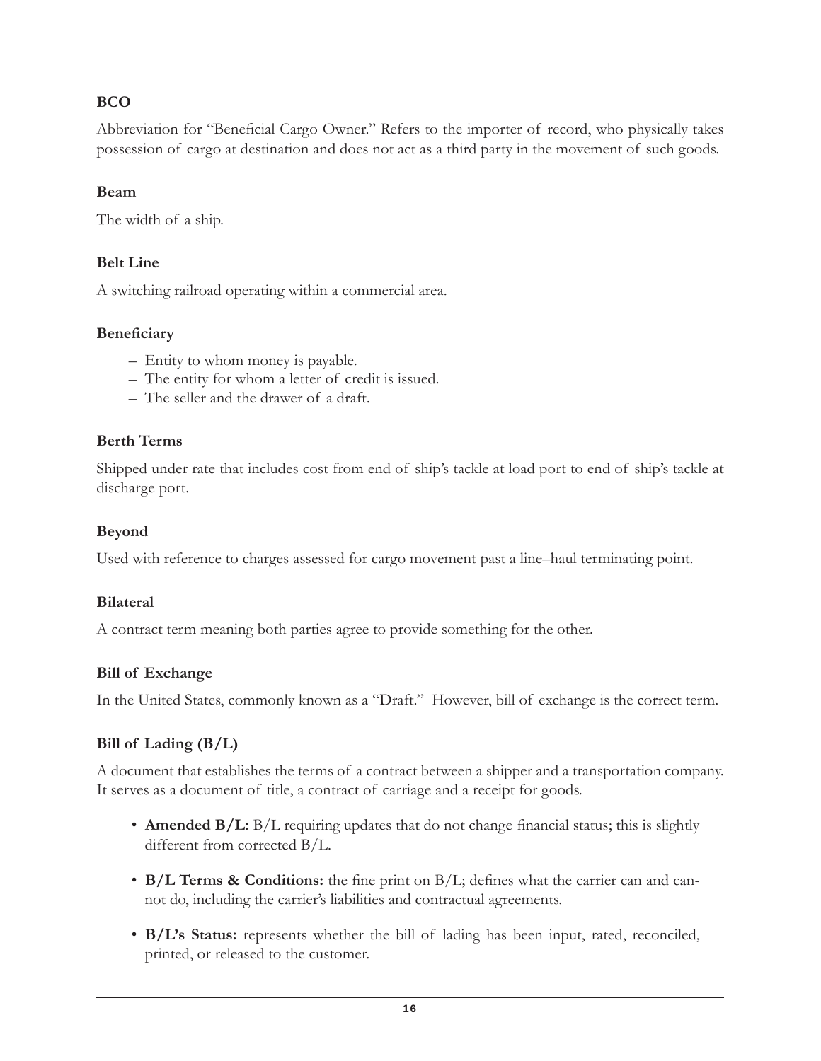**BCO**

Abbreviation for "Beneficial Cargo Owner." Refers to the importer of record, who physically takes possession of cargo at destination and does not act as a third party in the movement of such goods.

**Beam**

The width of a ship.

**Belt Line**

A switching railroad operating within a commercial area.

**Beneficiary**

- Entity to whom money is payable.
- The entity for whom a letter of credit is issued.
- The seller and the drawer of a draft.

**Berth Terms**

Shipped under rate that includes cost from end of ship's tackle at load port to end of ship's tackle at discharge port.

**Beyond**

Used with reference to charges assessed for cargo movement past a line–haul terminating point.

**Bilateral**

A contract term meaning both parties agree to provide something for the other.

**Bill of Exchange**

In the United States, commonly known as a "Draft." However, bill of exchange is the correct term.

**Bill of Lading (B/L)**

A document that establishes the terms of a contract between a shipper and a transportation company. It serves as a document of title, a contract of carriage and a receipt for goods.

- **Amended B/L:** B/L requiring updates that do not change financial status; this is slightly different from corrected B/L.
- **B/L Terms & Conditions:** the fine print on B/L; defines what the carrier can and cannot do, including the carrier's liabilities and contractual agreements.
- **B/L's Status:** represents whether the bill of lading has been input, rated, reconciled, printed, or released to the customer.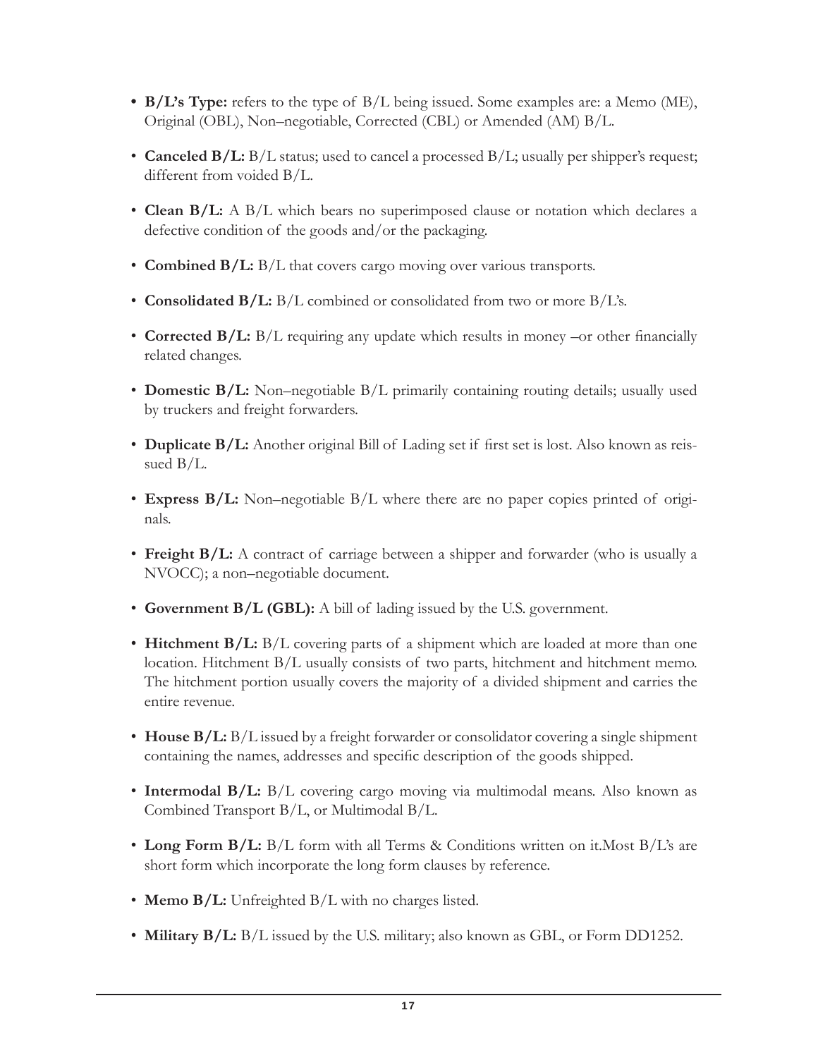- **B/L's Type:** refers to the type of B/L being issued. Some examples are: a Memo (ME), Original (OBL), Non–negotiable, Corrected (CBL) or Amended (AM) B/L.
- **Canceled B/L:** B/L status; used to cancel a processed B/L; usually per shipper's request; different from voided B/L.
- **Clean B/L:** A B/L which bears no superimposed clause or notation which declares a defective condition of the goods and/or the packaging.
- **Combined B/L:** B/L that covers cargo moving over various transports.
- **Consolidated B/L:** B/L combined or consolidated from two or more B/L's.
- **Corrected B/L:** B/L requiring any update which results in money –or other financially related changes.
- **Domestic B/L:** Non–negotiable B/L primarily containing routing details; usually used by truckers and freight forwarders.
- **Duplicate B/L:** Another original Bill of Lading set if first set is lost. Also known as reissued B/L.
- **Express B/L:** Non–negotiable B/L where there are no paper copies printed of originals.
- **Freight B/L:** A contract of carriage between a shipper and forwarder (who is usually a NVOCC); a non–negotiable document.
- **Government B/L (GBL):** A bill of lading issued by the U.S. government.
- **Hitchment B/L:** B/L covering parts of a shipment which are loaded at more than one location. Hitchment B/L usually consists of two parts, hitchment and hitchment memo. The hitchment portion usually covers the majority of a divided shipment and carries the entire revenue.
- **House B/L:** B/L issued by a freight forwarder or consolidator covering a single shipment containing the names, addresses and specific description of the goods shipped.
- **Intermodal B/L:** B/L covering cargo moving via multimodal means. Also known as Combined Transport B/L, or Multimodal B/L.
- **Long Form B/L:** B/L form with all Terms & Conditions written on it.Most B/L's are short form which incorporate the long form clauses by reference.
- **Memo B/L:** Unfreighted B/L with no charges listed.
- **Military B/L:** B/L issued by the U.S. military; also known as GBL, or Form DD1252.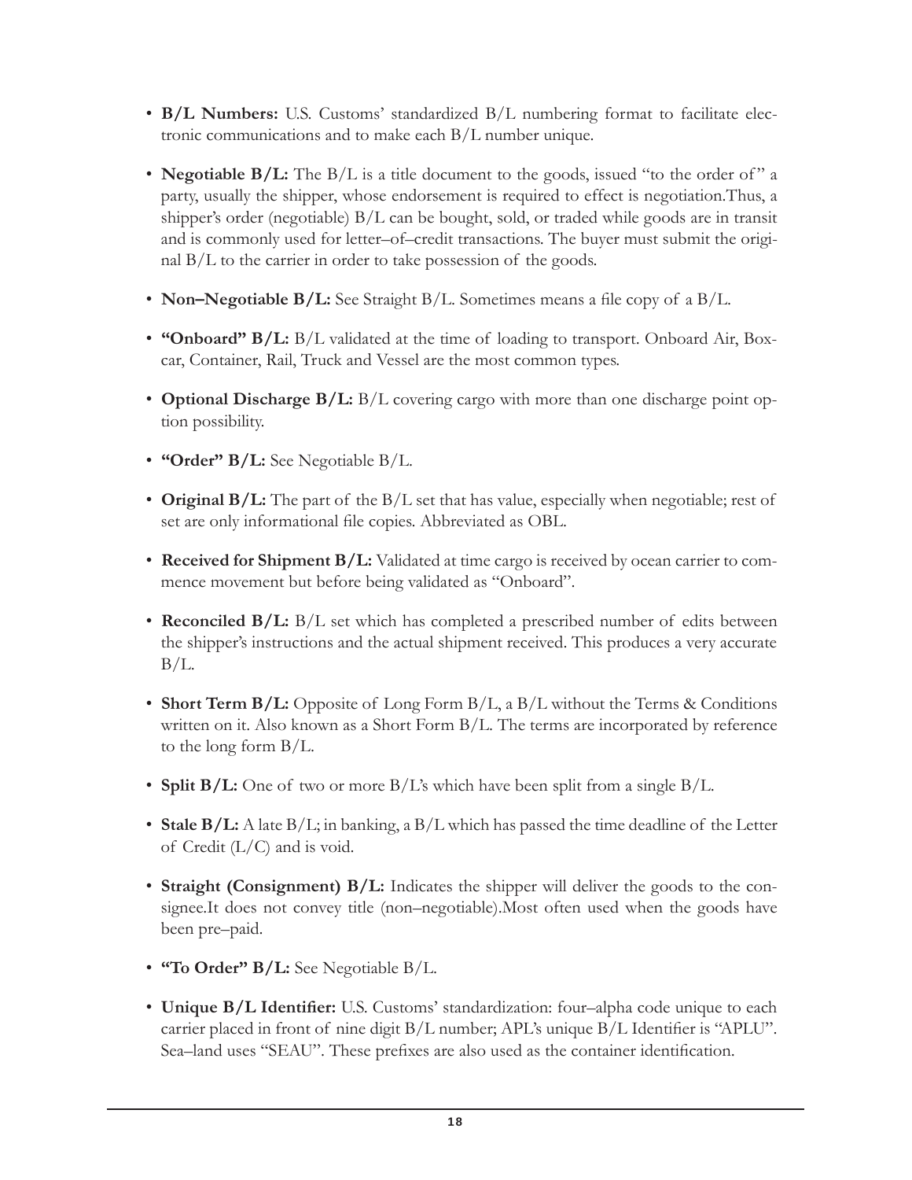- **B/L Numbers:** U.S. Customs' standardized B/L numbering format to facilitate electronic communications and to make each B/L number unique.

- **Negotiable B/L:** The B/L is a title document to the goods, issued "to the order of" a party, usually the shipper, whose endorsement is required to effect is negotiation.Thus, a shipper's order (negotiable) B/L can be bought, sold, or traded while goods are in transit and is commonly used for letter–of–credit transactions. The buyer must submit the original B/L to the carrier in order to take possession of the goods.

- **Non–Negotiable B/L:** See Straight B/L. Sometimes means a file copy of a B/L.

- **"Onboard" B/L:** B/L validated at the time of loading to transport. Onboard Air, Boxcar, Container, Rail, Truck and Vessel are the most common types.

- **Optional Discharge B/L:** B/L covering cargo with more than one discharge point option possibility.

- **"Order" B/L:** See Negotiable B/L.

- **Original B/L:** The part of the B/L set that has value, especially when negotiable; rest of set are only informational file copies. Abbreviated as OBL.

- **Received for Shipment B/L:** Validated at time cargo is received by ocean carrier to commence movement but before being validated as "Onboard".

- **Reconciled B/L:** B/L set which has completed a prescribed number of edits between the shipper's instructions and the actual shipment received. This produces a very accurate B/L.

- **Short Term B/L:** Opposite of Long Form B/L, a B/L without the Terms & Conditions written on it. Also known as a Short Form B/L. The terms are incorporated by reference to the long form B/L.

- **Split B/L:** One of two or more B/L's which have been split from a single B/L.

- **Stale B/L:** A late B/L; in banking, a B/L which has passed the time deadline of the Letter of Credit (L/C) and is void.

- **Straight (Consignment) B/L:** Indicates the shipper will deliver the goods to the consignee.It does not convey title (non–negotiable).Most often used when the goods have been pre–paid.

- **"To Order" B/L:** See Negotiable B/L.

- **Unique B/L Identifier:** U.S. Customs' standardization: four–alpha code unique to each carrier placed in front of nine digit B/L number; APL's unique B/L Identifier is "APLU". Sea–land uses "SEAU". These prefixes are also used as the container identification.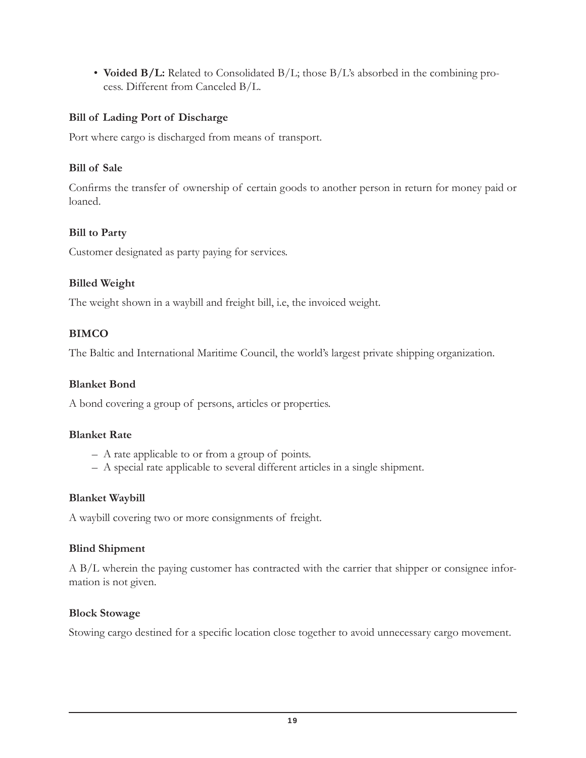- **Voided B/L:** Related to Consolidated B/L; those B/L's absorbed in the combining process. Different from Canceled B/L.

**Bill of Lading Port of Discharge**

Port where cargo is discharged from means of transport.

**Bill of Sale**

Confirms the transfer of ownership of certain goods to another person in return for money paid or loaned.

**Bill to Party**

Customer designated as party paying for services.

**Billed Weight**

The weight shown in a waybill and freight bill, i.e, the invoiced weight.

**BIMCO**

The Baltic and International Maritime Council, the world's largest private shipping organization.

**Blanket Bond**

A bond covering a group of persons, articles or properties.

**Blanket Rate**

- A rate applicable to or from a group of points.
- A special rate applicable to several different articles in a single shipment.

**Blanket Waybill**

A waybill covering two or more consignments of freight.

**Blind Shipment**

A B/L wherein the paying customer has contracted with the carrier that shipper or consignee information is not given.

**Block Stowage**

Stowing cargo destined for a specific location close together to avoid unnecessary cargo movement.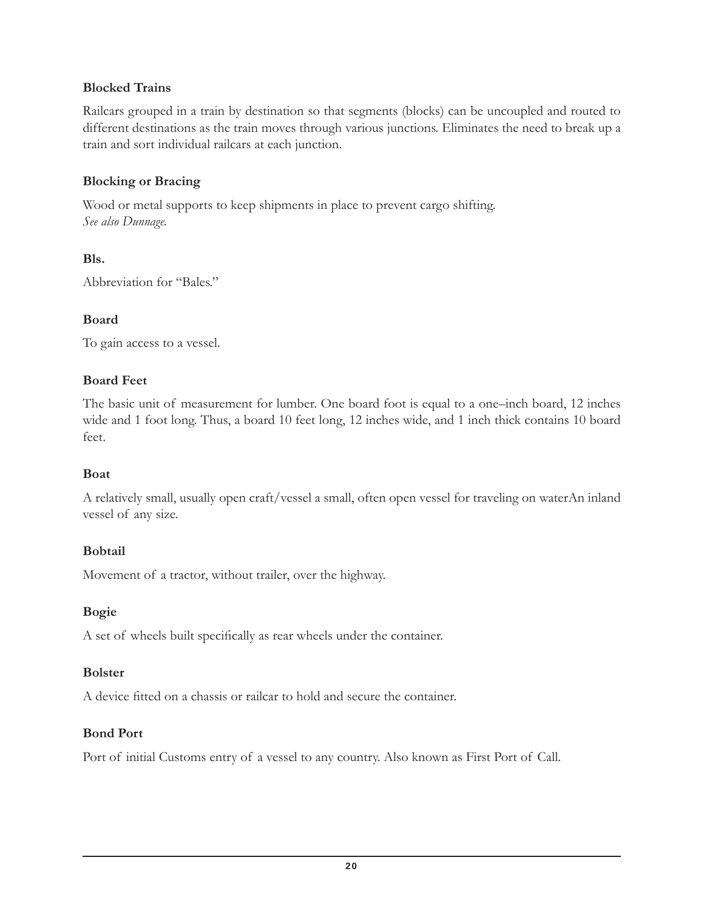**Blocked Trains**

Railcars grouped in a train by destination so that segments (blocks) can be uncoupled and routed to different destinations as the train moves through various junctions. Eliminates the need to break up a train and sort individual railcars at each junction.

**Blocking or Bracing**

Wood or metal supports to keep shipments in place to prevent cargo shifting.
*See also Dunnage.*

**Bls.**

Abbreviation for "Bales."

**Board**

To gain access to a vessel.

**Board Feet**

The basic unit of measurement for lumber. One board foot is equal to a one–inch board, 12 inches wide and 1 foot long. Thus, a board 10 feet long, 12 inches wide, and 1 inch thick contains 10 board feet.

**Boat**

A relatively small, usually open craft/vessel a small, often open vessel for traveling on waterAn inland vessel of any size.

**Bobtail**

Movement of a tractor, without trailer, over the highway.

**Bogie**

A set of wheels built specifically as rear wheels under the container.

**Bolster**

A device fitted on a chassis or railcar to hold and secure the container.

**Bond Port**

Port of initial Customs entry of a vessel to any country. Also known as First Port of Call.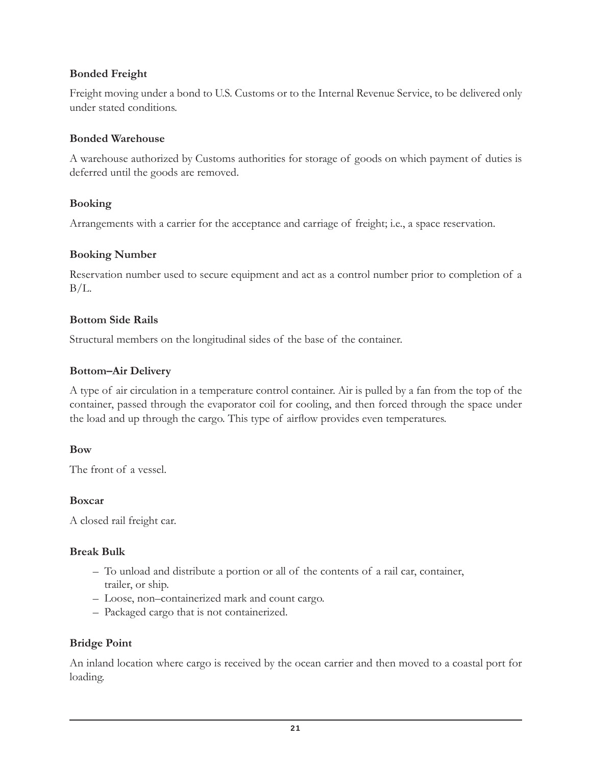**Bonded Freight**

Freight moving under a bond to U.S. Customs or to the Internal Revenue Service, to be delivered only under stated conditions.

**Bonded Warehouse**

A warehouse authorized by Customs authorities for storage of goods on which payment of duties is deferred until the goods are removed.

**Booking**

Arrangements with a carrier for the acceptance and carriage of freight; i.e., a space reservation.

**Booking Number**

Reservation number used to secure equipment and act as a control number prior to completion of a B/L.

**Bottom Side Rails**

Structural members on the longitudinal sides of the base of the container.

**Bottom–Air Delivery**

A type of air circulation in a temperature control container. Air is pulled by a fan from the top of the container, passed through the evaporator coil for cooling, and then forced through the space under the load and up through the cargo. This type of airflow provides even temperatures.

**Bow**

The front of a vessel.

**Boxcar**

A closed rail freight car.

**Break Bulk**

- To unload and distribute a portion or all of the contents of a rail car, container, trailer, or ship.
- Loose, non–containerized mark and count cargo.
- Packaged cargo that is not containerized.

**Bridge Point**

An inland location where cargo is received by the ocean carrier and then moved to a coastal port for loading.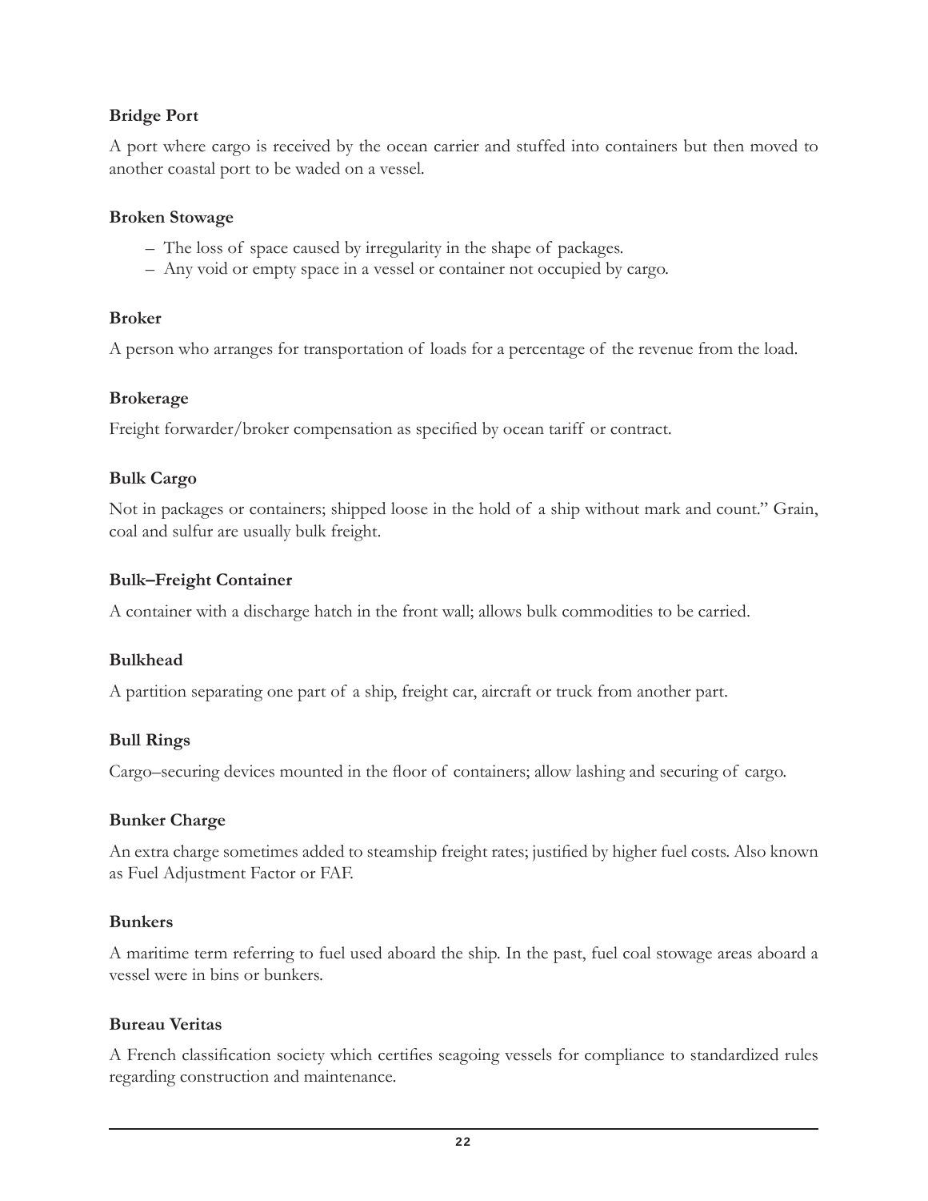### Bridge Port

A port where cargo is received by the ocean carrier and stuffed into containers but then moved to another coastal port to be waded on a vessel.

### Broken Stowage

- The loss of space caused by irregularity in the shape of packages.
- Any void or empty space in a vessel or container not occupied by cargo.

### Broker

A person who arranges for transportation of loads for a percentage of the revenue from the load.

### Brokerage

Freight forwarder/broker compensation as specified by ocean tariff or contract.

### Bulk Cargo

Not in packages or containers; shipped loose in the hold of a ship without mark and count." Grain, coal and sulfur are usually bulk freight.

### Bulk–Freight Container

A container with a discharge hatch in the front wall; allows bulk commodities to be carried.

### Bulkhead

A partition separating one part of a ship, freight car, aircraft or truck from another part.

### Bull Rings

Cargo–securing devices mounted in the floor of containers; allow lashing and securing of cargo.

### Bunker Charge

An extra charge sometimes added to steamship freight rates; justified by higher fuel costs. Also known as Fuel Adjustment Factor or FAF.

### Bunkers

A maritime term referring to fuel used aboard the ship. In the past, fuel coal stowage areas aboard a vessel were in bins or bunkers.

### Bureau Veritas

A French classification society which certifies seagoing vessels for compliance to standardized rules regarding construction and maintenance.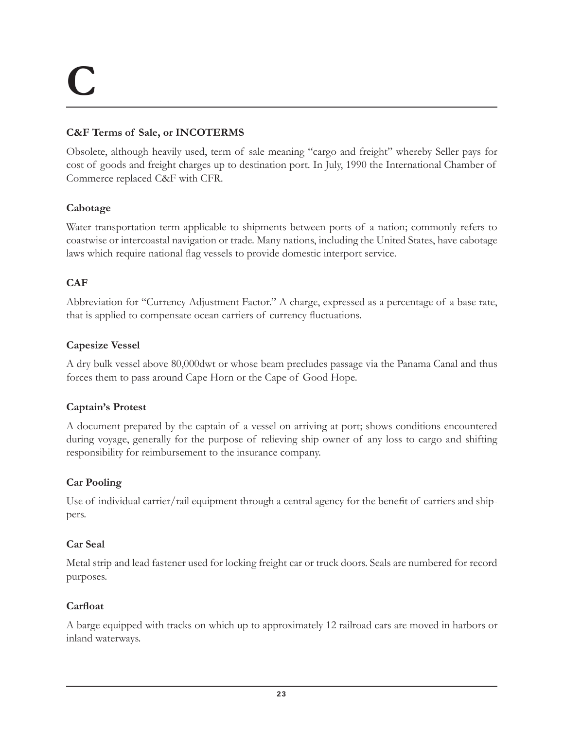# C

### C&F Terms of Sale, or INCOTERMS

Obsolete, although heavily used, term of sale meaning "cargo and freight" whereby Seller pays for cost of goods and freight charges up to destination port. In July, 1990 the International Chamber of Commerce replaced C&F with CFR.

### Cabotage

Water transportation term applicable to shipments between ports of a nation; commonly refers to coastwise or intercoastal navigation or trade. Many nations, including the United States, have cabotage laws which require national flag vessels to provide domestic interport service.

### CAF

Abbreviation for "Currency Adjustment Factor." A charge, expressed as a percentage of a base rate, that is applied to compensate ocean carriers of currency fluctuations.

### Capesize Vessel

A dry bulk vessel above 80,000dwt or whose beam precludes passage via the Panama Canal and thus forces them to pass around Cape Horn or the Cape of Good Hope.

### Captain's Protest

A document prepared by the captain of a vessel on arriving at port; shows conditions encountered during voyage, generally for the purpose of relieving ship owner of any loss to cargo and shifting responsibility for reimbursement to the insurance company.

### Car Pooling

Use of individual carrier/rail equipment through a central agency for the benefit of carriers and shippers.

### Car Seal

Metal strip and lead fastener used for locking freight car or truck doors. Seals are numbered for record purposes.

### Carfloat

A barge equipped with tracks on which up to approximately 12 railroad cars are moved in harbors or inland waterways.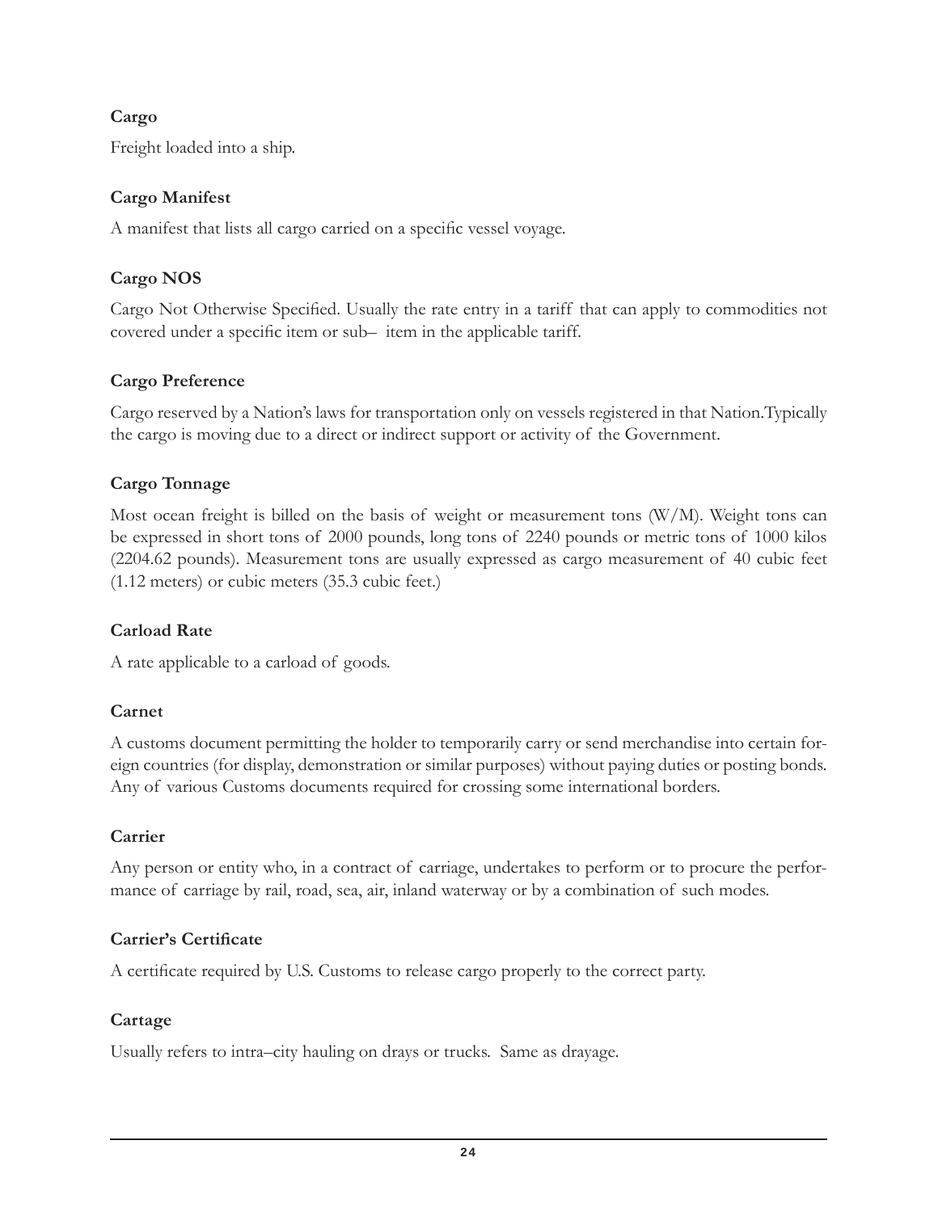**Cargo**

Freight loaded into a ship.

**Cargo Manifest**

A manifest that lists all cargo carried on a specific vessel voyage.

**Cargo NOS**

Cargo Not Otherwise Specified. Usually the rate entry in a tariff that can apply to commodities not covered under a specific item or sub– item in the applicable tariff.

**Cargo Preference**

Cargo reserved by a Nation's laws for transportation only on vessels registered in that Nation.Typically the cargo is moving due to a direct or indirect support or activity of the Government.

**Cargo Tonnage**

Most ocean freight is billed on the basis of weight or measurement tons (W/M). Weight tons can be expressed in short tons of 2000 pounds, long tons of 2240 pounds or metric tons of 1000 kilos (2204.62 pounds). Measurement tons are usually expressed as cargo measurement of 40 cubic feet (1.12 meters) or cubic meters (35.3 cubic feet.)

**Carload Rate**

A rate applicable to a carload of goods.

**Carnet**

A customs document permitting the holder to temporarily carry or send merchandise into certain foreign countries (for display, demonstration or similar purposes) without paying duties or posting bonds. Any of various Customs documents required for crossing some international borders.

**Carrier**

Any person or entity who, in a contract of carriage, undertakes to perform or to procure the performance of carriage by rail, road, sea, air, inland waterway or by a combination of such modes.

**Carrier's Certificate**

A certificate required by U.S. Customs to release cargo properly to the correct party.

**Cartage**

Usually refers to intra–city hauling on drays or trucks. Same as drayage.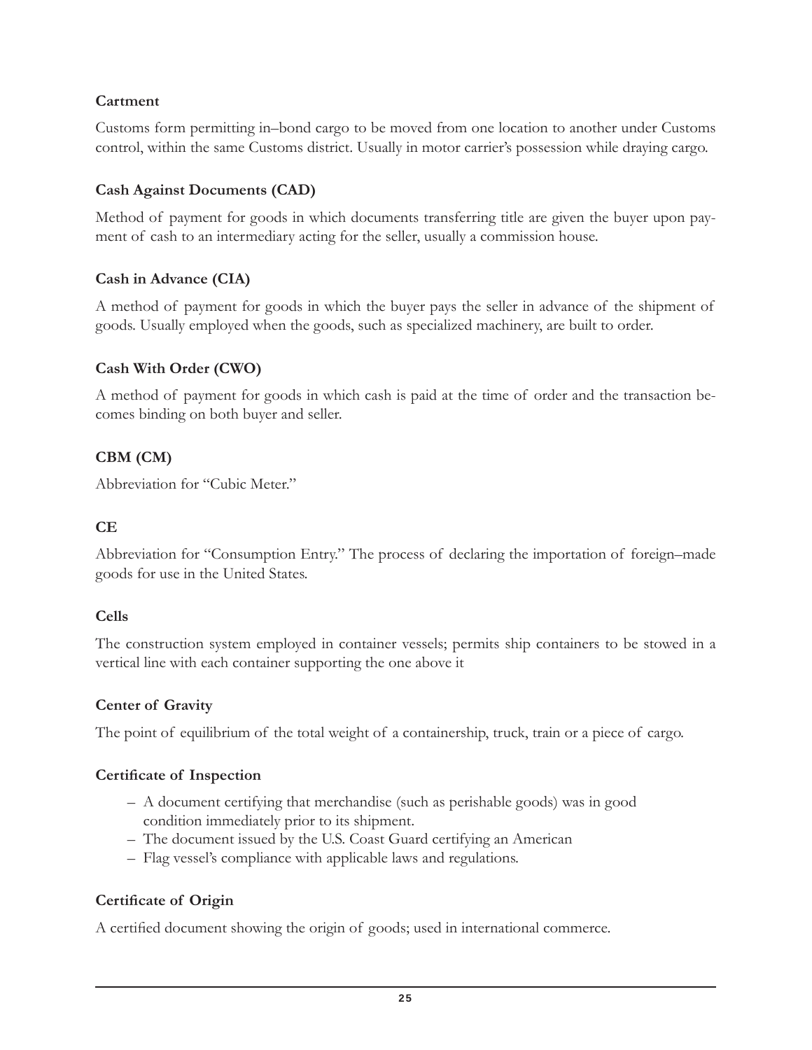**Cartment**

Customs form permitting in–bond cargo to be moved from one location to another under Customs control, within the same Customs district. Usually in motor carrier's possession while draying cargo.

**Cash Against Documents (CAD)**

Method of payment for goods in which documents transferring title are given the buyer upon payment of cash to an intermediary acting for the seller, usually a commission house.

**Cash in Advance (CIA)**

A method of payment for goods in which the buyer pays the seller in advance of the shipment of goods. Usually employed when the goods, such as specialized machinery, are built to order.

**Cash With Order (CWO)**

A method of payment for goods in which cash is paid at the time of order and the transaction becomes binding on both buyer and seller.

**CBM (CM)**

Abbreviation for "Cubic Meter."

**CE**

Abbreviation for "Consumption Entry." The process of declaring the importation of foreign–made goods for use in the United States.

**Cells**

The construction system employed in container vessels; permits ship containers to be stowed in a vertical line with each container supporting the one above it

**Center of Gravity**

The point of equilibrium of the total weight of a containership, truck, train or a piece of cargo.

**Certificate of Inspection**

- A document certifying that merchandise (such as perishable goods) was in good condition immediately prior to its shipment.
- The document issued by the U.S. Coast Guard certifying an American
- Flag vessel's compliance with applicable laws and regulations.

**Certificate of Origin**

A certified document showing the origin of goods; used in international commerce.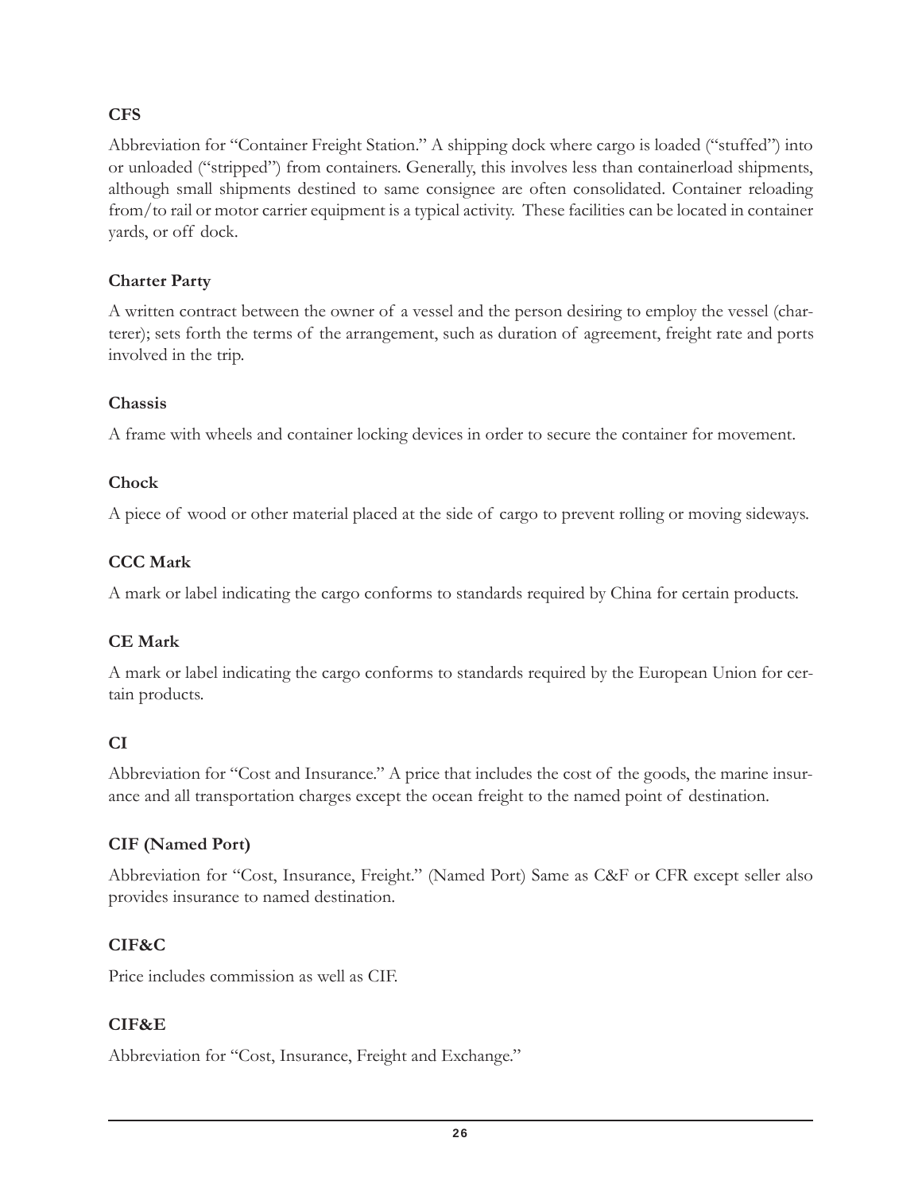**CFS**

Abbreviation for "Container Freight Station." A shipping dock where cargo is loaded ("stuffed") into or unloaded ("stripped") from containers. Generally, this involves less than containerload shipments, although small shipments destined to same consignee are often consolidated. Container reloading from/to rail or motor carrier equipment is a typical activity. These facilities can be located in container yards, or off dock.

**Charter Party**

A written contract between the owner of a vessel and the person desiring to employ the vessel (charterer); sets forth the terms of the arrangement, such as duration of agreement, freight rate and ports involved in the trip.

**Chassis**

A frame with wheels and container locking devices in order to secure the container for movement.

**Chock**

A piece of wood or other material placed at the side of cargo to prevent rolling or moving sideways.

**CCC Mark**

A mark or label indicating the cargo conforms to standards required by China for certain products.

**CE Mark**

A mark or label indicating the cargo conforms to standards required by the European Union for certain products.

**CI**

Abbreviation for "Cost and Insurance." A price that includes the cost of the goods, the marine insurance and all transportation charges except the ocean freight to the named point of destination.

**CIF (Named Port)**

Abbreviation for "Cost, Insurance, Freight." (Named Port) Same as C&F or CFR except seller also provides insurance to named destination.

**CIF&C**

Price includes commission as well as CIF.

**CIF&E**

Abbreviation for "Cost, Insurance, Freight and Exchange."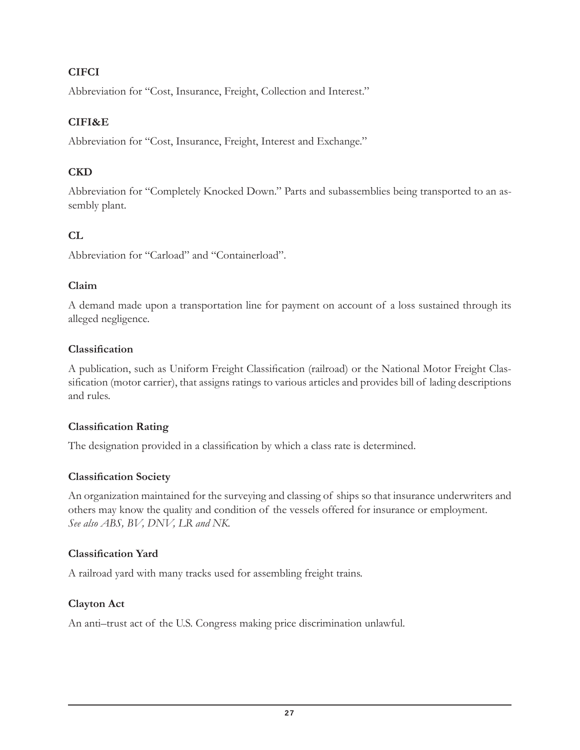### CIFCI

Abbreviation for "Cost, Insurance, Freight, Collection and Interest."

### CIFI&E

Abbreviation for "Cost, Insurance, Freight, Interest and Exchange."

### CKD

Abbreviation for "Completely Knocked Down." Parts and subassemblies being transported to an assembly plant.

### CL

Abbreviation for "Carload" and "Containerload".

### Claim

A demand made upon a transportation line for payment on account of a loss sustained through its alleged negligence.

### Classification

A publication, such as Uniform Freight Classification (railroad) or the National Motor Freight Classification (motor carrier), that assigns ratings to various articles and provides bill of lading descriptions and rules.

### Classification Rating

The designation provided in a classification by which a class rate is determined.

### Classification Society

An organization maintained for the surveying and classing of ships so that insurance underwriters and others may know the quality and condition of the vessels offered for insurance or employment.
*See also ABS, BV, DNV, LR and NK.*

### Classification Yard

A railroad yard with many tracks used for assembling freight trains.

### Clayton Act

An anti–trust act of the U.S. Congress making price discrimination unlawful.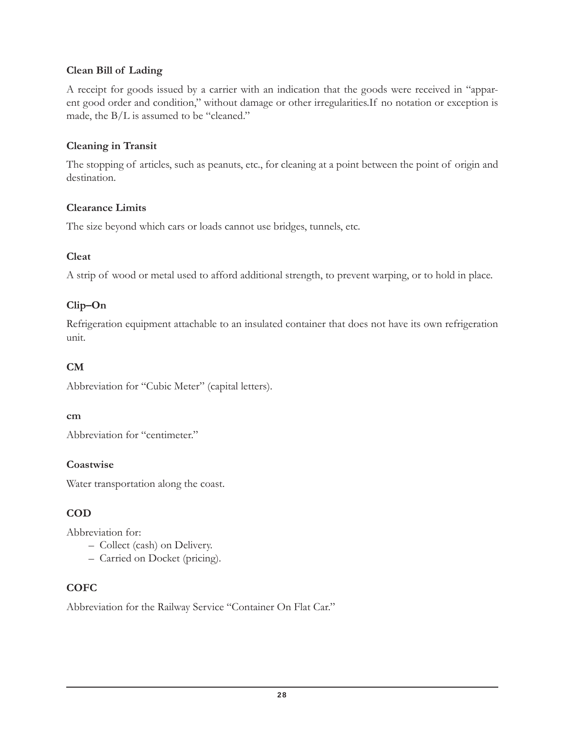**Clean Bill of Lading**

A receipt for goods issued by a carrier with an indication that the goods were received in "apparent good order and condition," without damage or other irregularities.If no notation or exception is made, the B/L is assumed to be "cleaned."

**Cleaning in Transit**

The stopping of articles, such as peanuts, etc., for cleaning at a point between the point of origin and destination.

**Clearance Limits**

The size beyond which cars or loads cannot use bridges, tunnels, etc.

**Cleat**

A strip of wood or metal used to afford additional strength, to prevent warping, or to hold in place.

**Clip–On**

Refrigeration equipment attachable to an insulated container that does not have its own refrigeration unit.

**CM**

Abbreviation for "Cubic Meter" (capital letters).

**cm**

Abbreviation for "centimeter."

**Coastwise**

Water transportation along the coast.

**COD**

Abbreviation for:

- Collect (cash) on Delivery.
- Carried on Docket (pricing).

**COFC**

Abbreviation for the Railway Service "Container On Flat Car."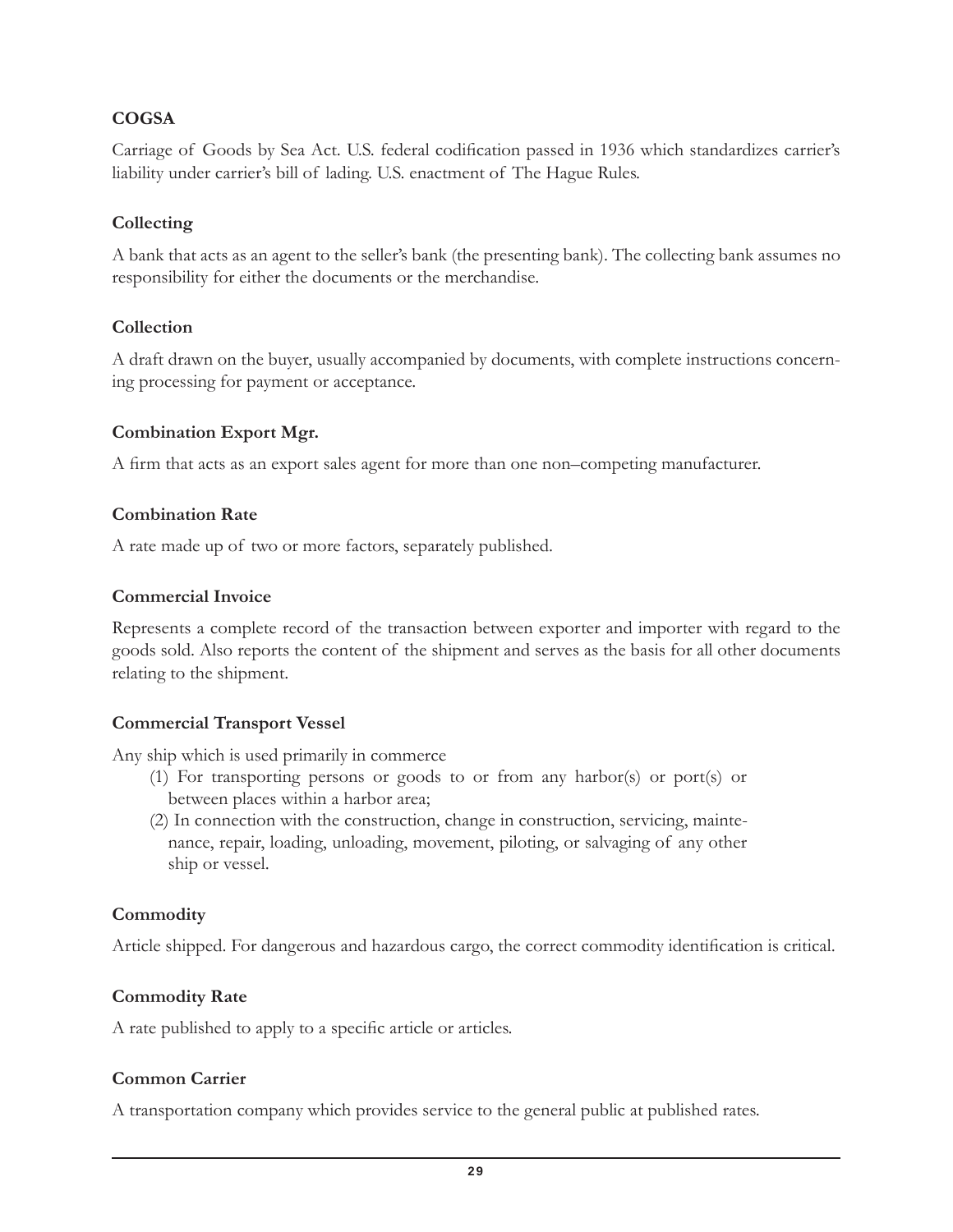### COGSA

Carriage of Goods by Sea Act. U.S. federal codification passed in 1936 which standardizes carrier's liability under carrier's bill of lading. U.S. enactment of The Hague Rules.

### Collecting

A bank that acts as an agent to the seller's bank (the presenting bank). The collecting bank assumes no responsibility for either the documents or the merchandise.

### Collection

A draft drawn on the buyer, usually accompanied by documents, with complete instructions concerning processing for payment or acceptance.

### Combination Export Mgr.

A firm that acts as an export sales agent for more than one non–competing manufacturer.

### Combination Rate

A rate made up of two or more factors, separately published.

### Commercial Invoice

Represents a complete record of the transaction between exporter and importer with regard to the goods sold. Also reports the content of the shipment and serves as the basis for all other documents relating to the shipment.

### Commercial Transport Vessel

Any ship which is used primarily in commerce

(1) For transporting persons or goods to or from any harbor(s) or port(s) or between places within a harbor area;

(2) In connection with the construction, change in construction, servicing, maintenance, repair, loading, unloading, movement, piloting, or salvaging of any other ship or vessel.

### Commodity

Article shipped. For dangerous and hazardous cargo, the correct commodity identification is critical.

### Commodity Rate

A rate published to apply to a specific article or articles.

### Common Carrier

A transportation company which provides service to the general public at published rates.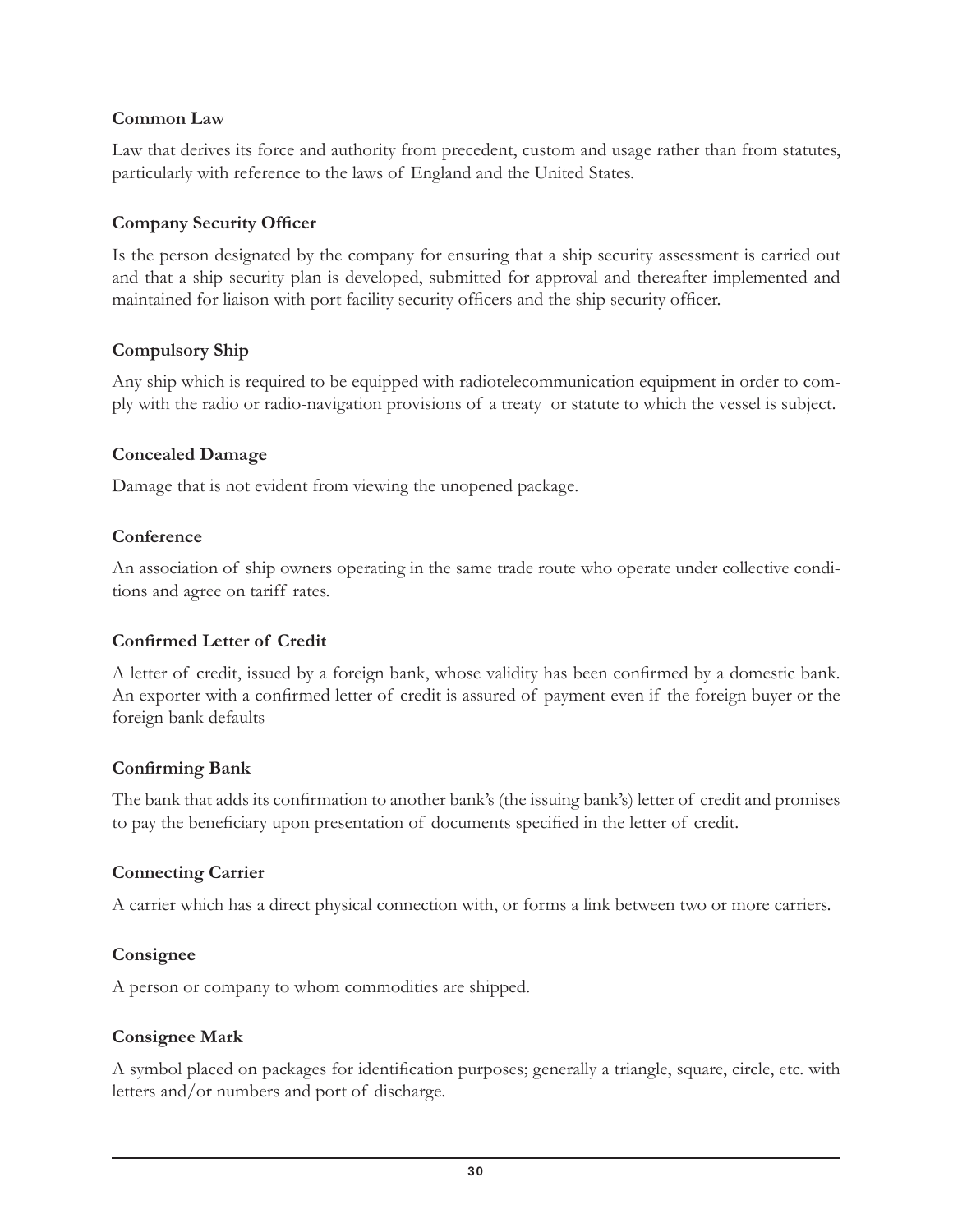**Common Law**

Law that derives its force and authority from precedent, custom and usage rather than from statutes, particularly with reference to the laws of England and the United States.

**Company Security Officer**

Is the person designated by the company for ensuring that a ship security assessment is carried out and that a ship security plan is developed, submitted for approval and thereafter implemented and maintained for liaison with port facility security officers and the ship security officer.

**Compulsory Ship**

Any ship which is required to be equipped with radiotelecommunication equipment in order to comply with the radio or radio-navigation provisions of a treaty or statute to which the vessel is subject.

**Concealed Damage**

Damage that is not evident from viewing the unopened package.

**Conference**

An association of ship owners operating in the same trade route who operate under collective conditions and agree on tariff rates.

**Confirmed Letter of Credit**

A letter of credit, issued by a foreign bank, whose validity has been confirmed by a domestic bank. An exporter with a confirmed letter of credit is assured of payment even if the foreign buyer or the foreign bank defaults

**Confirming Bank**

The bank that adds its confirmation to another bank's (the issuing bank's) letter of credit and promises to pay the beneficiary upon presentation of documents specified in the letter of credit.

**Connecting Carrier**

A carrier which has a direct physical connection with, or forms a link between two or more carriers.

**Consignee**

A person or company to whom commodities are shipped.

**Consignee Mark**

A symbol placed on packages for identification purposes; generally a triangle, square, circle, etc. with letters and/or numbers and port of discharge.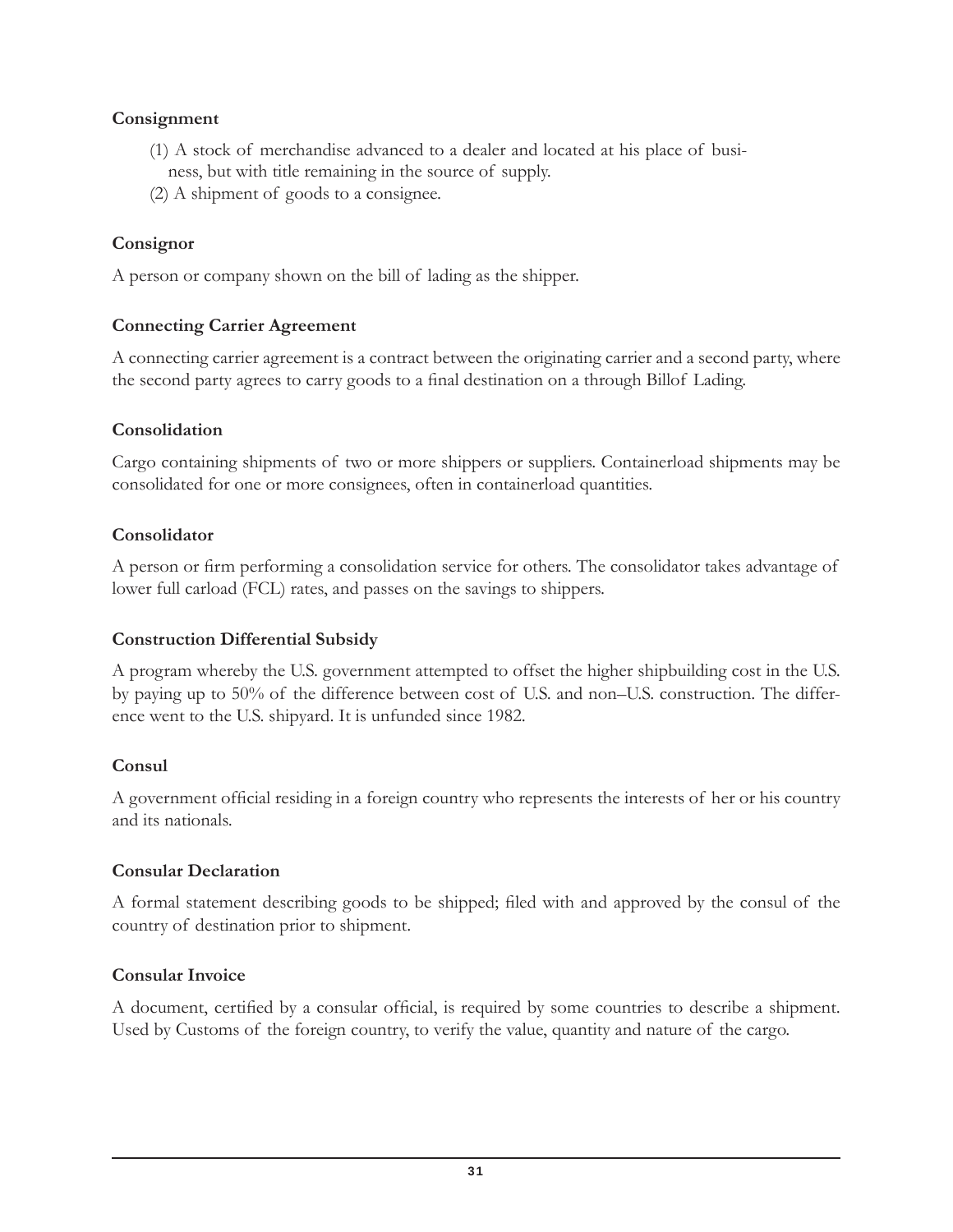**Consignment**

(1) A stock of merchandise advanced to a dealer and located at his place of business, but with title remaining in the source of supply.
(2) A shipment of goods to a consignee.

**Consignor**

A person or company shown on the bill of lading as the shipper.

**Connecting Carrier Agreement**

A connecting carrier agreement is a contract between the originating carrier and a second party, where the second party agrees to carry goods to a final destination on a through Billof Lading.

**Consolidation**

Cargo containing shipments of two or more shippers or suppliers. Containerload shipments may be consolidated for one or more consignees, often in containerload quantities.

**Consolidator**

A person or firm performing a consolidation service for others. The consolidator takes advantage of lower full carload (FCL) rates, and passes on the savings to shippers.

**Construction Differential Subsidy**

A program whereby the U.S. government attempted to offset the higher shipbuilding cost in the U.S. by paying up to 50% of the difference between cost of U.S. and non–U.S. construction. The difference went to the U.S. shipyard. It is unfunded since 1982.

**Consul**

A government official residing in a foreign country who represents the interests of her or his country and its nationals.

**Consular Declaration**

A formal statement describing goods to be shipped; filed with and approved by the consul of the country of destination prior to shipment.

**Consular Invoice**

A document, certified by a consular official, is required by some countries to describe a shipment. Used by Customs of the foreign country, to verify the value, quantity and nature of the cargo.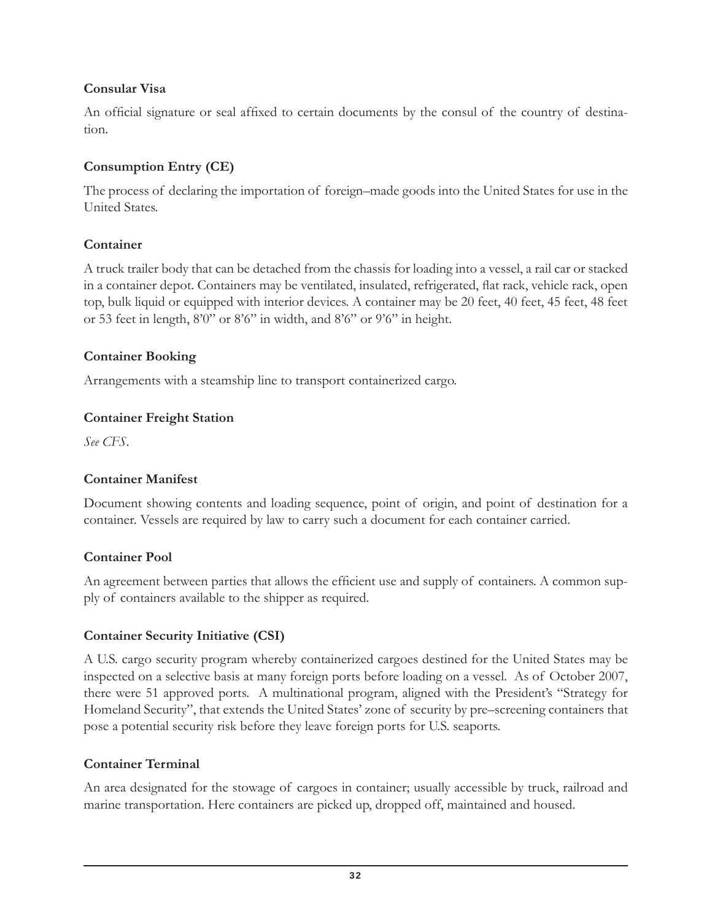### Consular Visa

An official signature or seal affixed to certain documents by the consul of the country of destination.

### Consumption Entry (CE)

The process of declaring the importation of foreign–made goods into the United States for use in the United States.

### Container

A truck trailer body that can be detached from the chassis for loading into a vessel, a rail car or stacked in a container depot. Containers may be ventilated, insulated, refrigerated, flat rack, vehicle rack, open top, bulk liquid or equipped with interior devices. A container may be 20 feet, 40 feet, 45 feet, 48 feet or 53 feet in length, 8'0" or 8'6" in width, and 8'6" or 9'6" in height.

### Container Booking

Arrangements with a steamship line to transport containerized cargo.

### Container Freight Station

*See CFS*.

### Container Manifest

Document showing contents and loading sequence, point of origin, and point of destination for a container. Vessels are required by law to carry such a document for each container carried.

### Container Pool

An agreement between parties that allows the efficient use and supply of containers. A common supply of containers available to the shipper as required.

### Container Security Initiative (CSI)

A U.S. cargo security program whereby containerized cargoes destined for the United States may be inspected on a selective basis at many foreign ports before loading on a vessel. As of October 2007, there were 51 approved ports. A multinational program, aligned with the President's "Strategy for Homeland Security", that extends the United States' zone of security by pre–screening containers that pose a potential security risk before they leave foreign ports for U.S. seaports.

### Container Terminal

An area designated for the stowage of cargoes in container; usually accessible by truck, railroad and marine transportation. Here containers are picked up, dropped off, maintained and housed.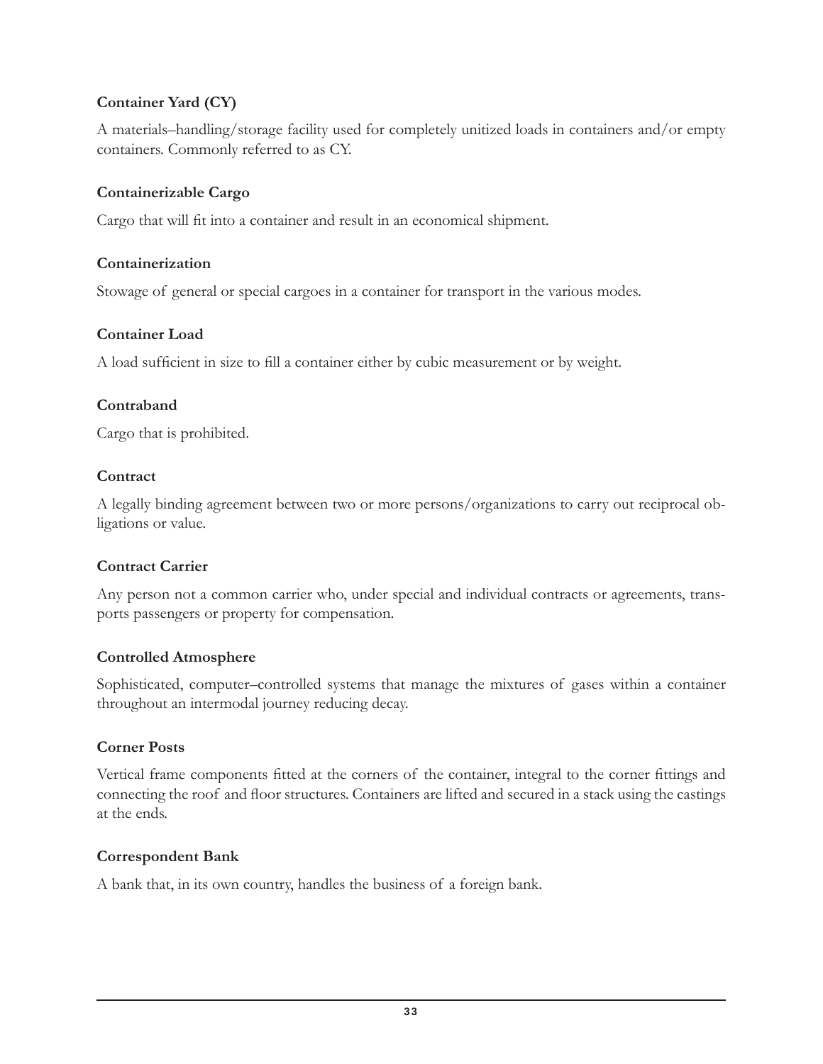**Container Yard (CY)**

A materials–handling/storage facility used for completely unitized loads in containers and/or empty containers. Commonly referred to as CY.

**Containerizable Cargo**

Cargo that will fit into a container and result in an economical shipment.

**Containerization**

Stowage of general or special cargoes in a container for transport in the various modes.

**Container Load**

A load sufficient in size to fill a container either by cubic measurement or by weight.

**Contraband**

Cargo that is prohibited.

**Contract**

A legally binding agreement between two or more persons/organizations to carry out reciprocal obligations or value.

**Contract Carrier**

Any person not a common carrier who, under special and individual contracts or agreements, transports passengers or property for compensation.

**Controlled Atmosphere**

Sophisticated, computer–controlled systems that manage the mixtures of gases within a container throughout an intermodal journey reducing decay.

**Corner Posts**

Vertical frame components fitted at the corners of the container, integral to the corner fittings and connecting the roof and floor structures. Containers are lifted and secured in a stack using the castings at the ends.

**Correspondent Bank**

A bank that, in its own country, handles the business of a foreign bank.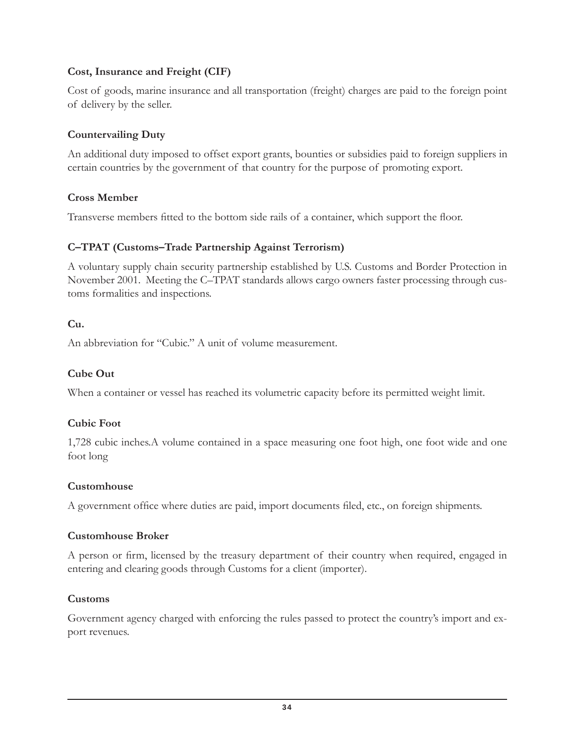**Cost, Insurance and Freight (CIF)**

Cost of goods, marine insurance and all transportation (freight) charges are paid to the foreign point of delivery by the seller.

**Countervailing Duty**

An additional duty imposed to offset export grants, bounties or subsidies paid to foreign suppliers in certain countries by the government of that country for the purpose of promoting export.

**Cross Member**

Transverse members fitted to the bottom side rails of a container, which support the floor.

**C–TPAT (Customs–Trade Partnership Against Terrorism)**

A voluntary supply chain security partnership established by U.S. Customs and Border Protection in November 2001. Meeting the C–TPAT standards allows cargo owners faster processing through customs formalities and inspections.

**Cu.**

An abbreviation for "Cubic." A unit of volume measurement.

**Cube Out**

When a container or vessel has reached its volumetric capacity before its permitted weight limit.

**Cubic Foot**

1,728 cubic inches.A volume contained in a space measuring one foot high, one foot wide and one foot long

**Customhouse**

A government office where duties are paid, import documents filed, etc., on foreign shipments.

**Customhouse Broker**

A person or firm, licensed by the treasury department of their country when required, engaged in entering and clearing goods through Customs for a client (importer).

**Customs**

Government agency charged with enforcing the rules passed to protect the country's import and export revenues.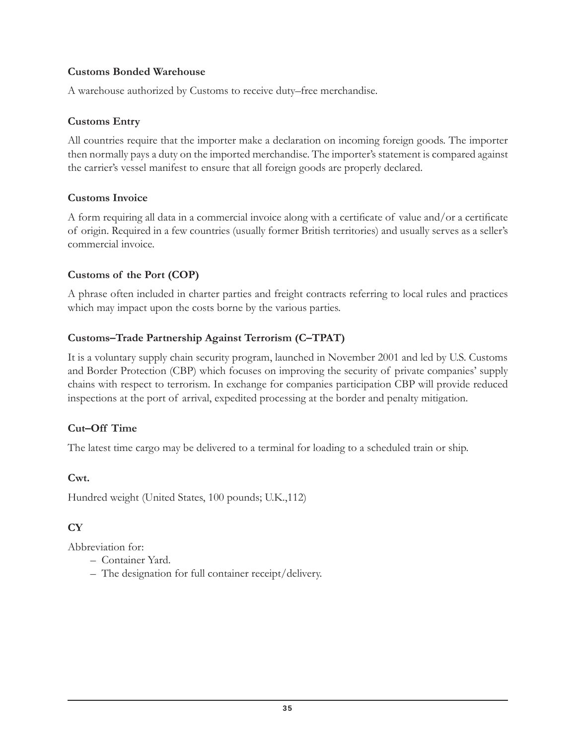### Customs Bonded Warehouse

A warehouse authorized by Customs to receive duty–free merchandise.

### Customs Entry

All countries require that the importer make a declaration on incoming foreign goods. The importer then normally pays a duty on the imported merchandise. The importer's statement is compared against the carrier's vessel manifest to ensure that all foreign goods are properly declared.

### Customs Invoice

A form requiring all data in a commercial invoice along with a certificate of value and/or a certificate of origin. Required in a few countries (usually former British territories) and usually serves as a seller's commercial invoice.

### Customs of the Port (COP)

A phrase often included in charter parties and freight contracts referring to local rules and practices which may impact upon the costs borne by the various parties.

### Customs–Trade Partnership Against Terrorism (C–TPAT)

It is a voluntary supply chain security program, launched in November 2001 and led by U.S. Customs and Border Protection (CBP) which focuses on improving the security of private companies' supply chains with respect to terrorism. In exchange for companies participation CBP will provide reduced inspections at the port of arrival, expedited processing at the border and penalty mitigation.

### Cut–Off Time

The latest time cargo may be delivered to a terminal for loading to a scheduled train or ship.

### Cwt.

Hundred weight (United States, 100 pounds; U.K.,112)

### CY

Abbreviation for:

- Container Yard.
- The designation for full container receipt/delivery.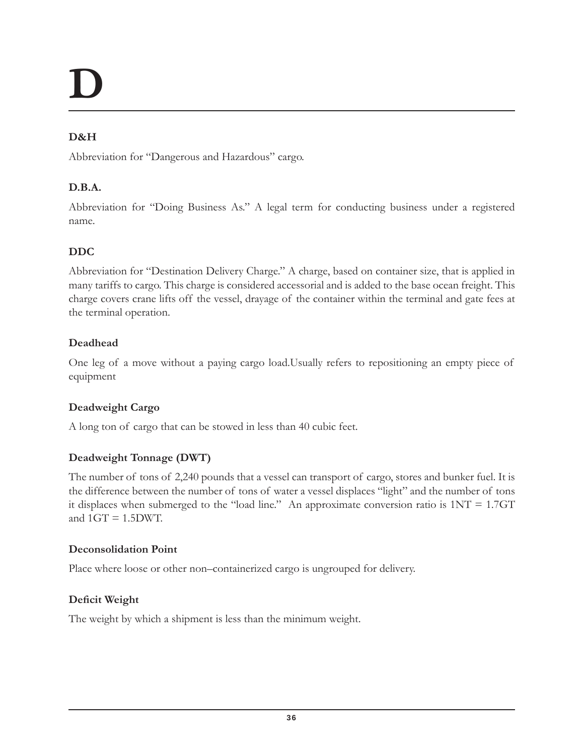# D

### D&H

Abbreviation for "Dangerous and Hazardous" cargo.

### D.B.A.

Abbreviation for "Doing Business As." A legal term for conducting business under a registered name.

### DDC

Abbreviation for "Destination Delivery Charge." A charge, based on container size, that is applied in many tariffs to cargo. This charge is considered accessorial and is added to the base ocean freight. This charge covers crane lifts off the vessel, drayage of the container within the terminal and gate fees at the terminal operation.

### Deadhead

One leg of a move without a paying cargo load.Usually refers to repositioning an empty piece of equipment

### Deadweight Cargo

A long ton of cargo that can be stowed in less than 40 cubic feet.

### Deadweight Tonnage (DWT)

The number of tons of 2,240 pounds that a vessel can transport of cargo, stores and bunker fuel. It is the difference between the number of tons of water a vessel displaces "light" and the number of tons it displaces when submerged to the "load line." An approximate conversion ratio is 1NT = 1.7GT and 1GT = 1.5DWT.

### Deconsolidation Point

Place where loose or other non–containerized cargo is ungrouped for delivery.

### Deficit Weight

The weight by which a shipment is less than the minimum weight.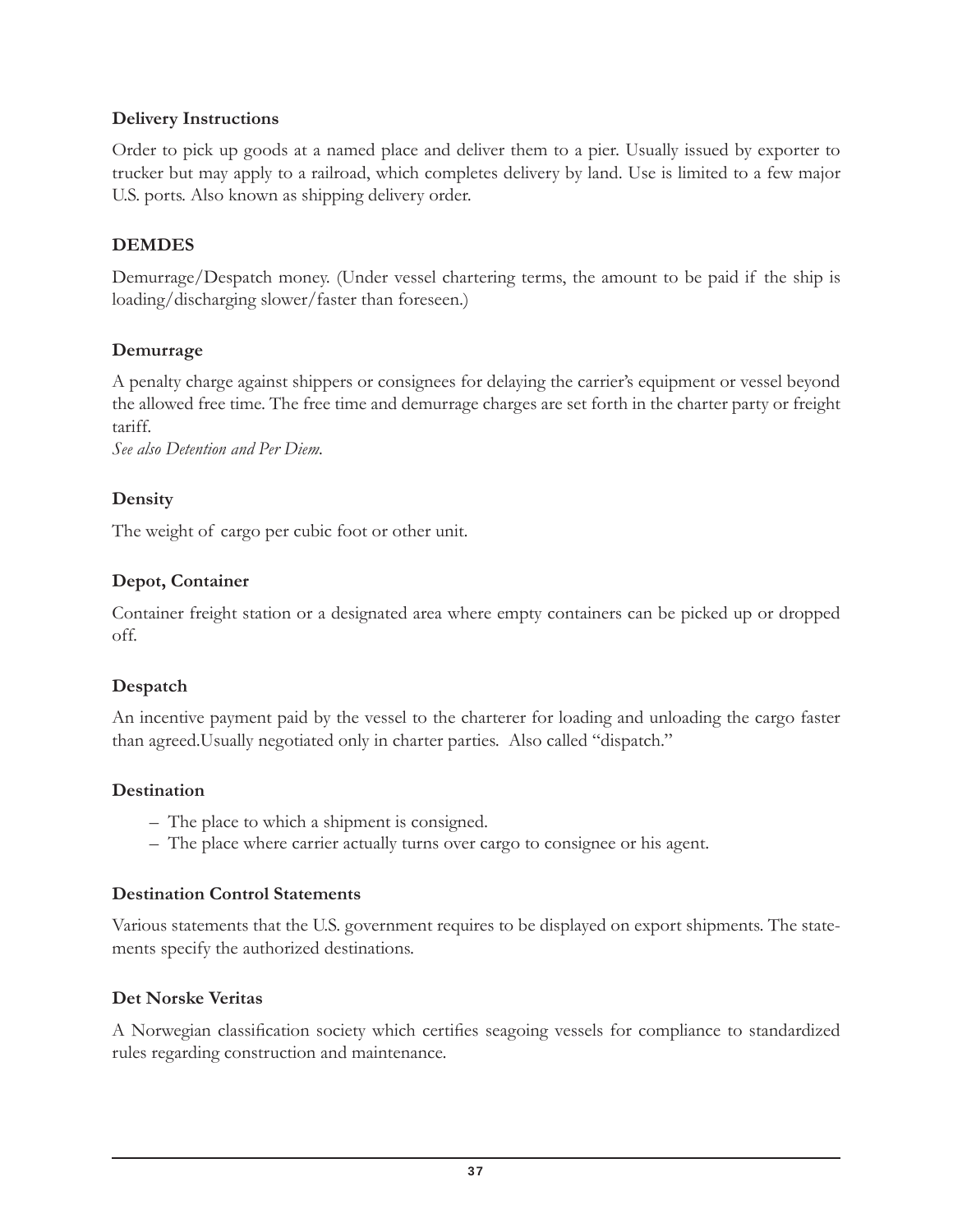### Delivery Instructions

Order to pick up goods at a named place and deliver them to a pier. Usually issued by exporter to trucker but may apply to a railroad, which completes delivery by land. Use is limited to a few major U.S. ports. Also known as shipping delivery order.

### DEMDES

Demurrage/Despatch money. (Under vessel chartering terms, the amount to be paid if the ship is loading/discharging slower/faster than foreseen.)

### Demurrage

A penalty charge against shippers or consignees for delaying the carrier's equipment or vessel beyond the allowed free time. The free time and demurrage charges are set forth in the charter party or freight tariff.
*See also Detention and Per Diem.*

### Density

The weight of cargo per cubic foot or other unit.

### Depot, Container

Container freight station or a designated area where empty containers can be picked up or dropped off.

### Despatch

An incentive payment paid by the vessel to the charterer for loading and unloading the cargo faster than agreed.Usually negotiated only in charter parties. Also called "dispatch."

### Destination

- The place to which a shipment is consigned.
- The place where carrier actually turns over cargo to consignee or his agent.

### Destination Control Statements

Various statements that the U.S. government requires to be displayed on export shipments. The statements specify the authorized destinations.

### Det Norske Veritas

A Norwegian classification society which certifies seagoing vessels for compliance to standardized rules regarding construction and maintenance.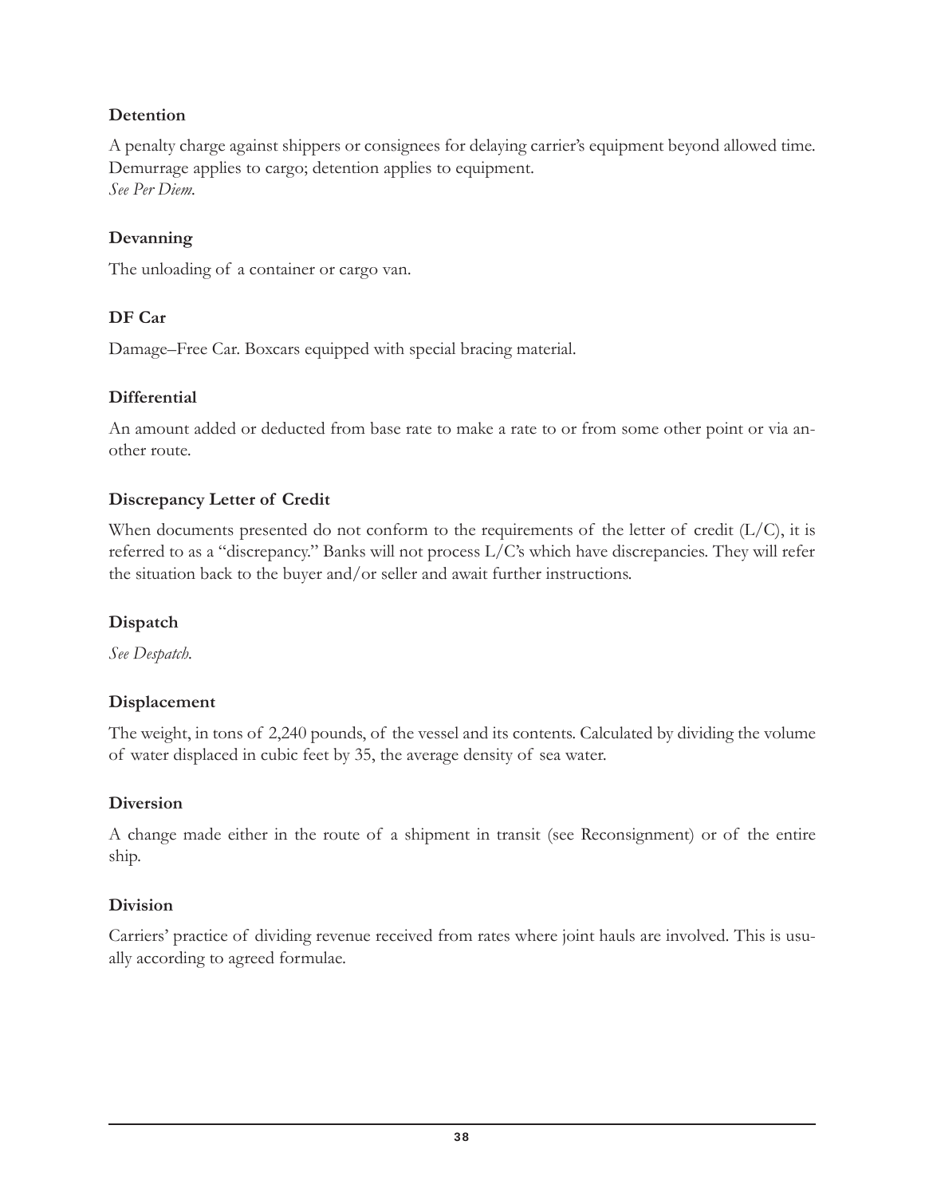### Detention

A penalty charge against shippers or consignees for delaying carrier's equipment beyond allowed time. Demurrage applies to cargo; detention applies to equipment.
*See Per Diem.*

### Devanning

The unloading of a container or cargo van.

### DF Car

Damage–Free Car. Boxcars equipped with special bracing material.

### Differential

An amount added or deducted from base rate to make a rate to or from some other point or via another route.

### Discrepancy Letter of Credit

When documents presented do not conform to the requirements of the letter of credit (L/C), it is referred to as a "discrepancy." Banks will not process L/C's which have discrepancies. They will refer the situation back to the buyer and/or seller and await further instructions.

### Dispatch

*See Despatch.*

### Displacement

The weight, in tons of 2,240 pounds, of the vessel and its contents. Calculated by dividing the volume of water displaced in cubic feet by 35, the average density of sea water.

### Diversion

A change made either in the route of a shipment in transit (see Reconsignment) or of the entire ship.

### Division

Carriers' practice of dividing revenue received from rates where joint hauls are involved. This is usually according to agreed formulae.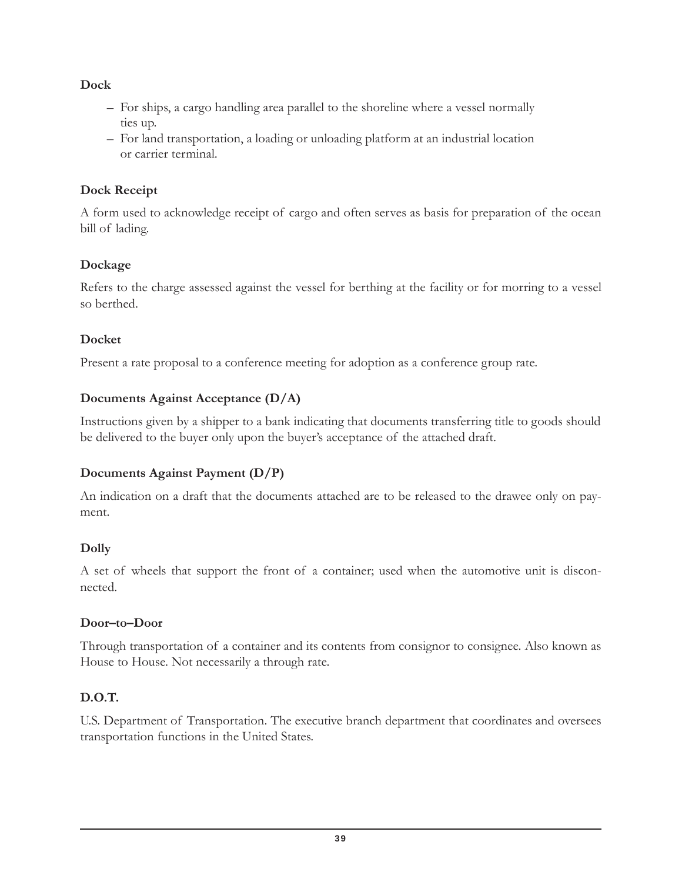**Dock**

- For ships, a cargo handling area parallel to the shoreline where a vessel normally ties up.
- For land transportation, a loading or unloading platform at an industrial location or carrier terminal.

**Dock Receipt**

A form used to acknowledge receipt of cargo and often serves as basis for preparation of the ocean bill of lading.

**Dockage**

Refers to the charge assessed against the vessel for berthing at the facility or for morring to a vessel so berthed.

**Docket**

Present a rate proposal to a conference meeting for adoption as a conference group rate.

**Documents Against Acceptance (D/A)**

Instructions given by a shipper to a bank indicating that documents transferring title to goods should be delivered to the buyer only upon the buyer's acceptance of the attached draft.

**Documents Against Payment (D/P)**

An indication on a draft that the documents attached are to be released to the drawee only on payment.

**Dolly**

A set of wheels that support the front of a container; used when the automotive unit is disconnected.

**Door–to–Door**

Through transportation of a container and its contents from consignor to consignee. Also known as House to House. Not necessarily a through rate.

**D.O.T.**

U.S. Department of Transportation. The executive branch department that coordinates and oversees transportation functions in the United States.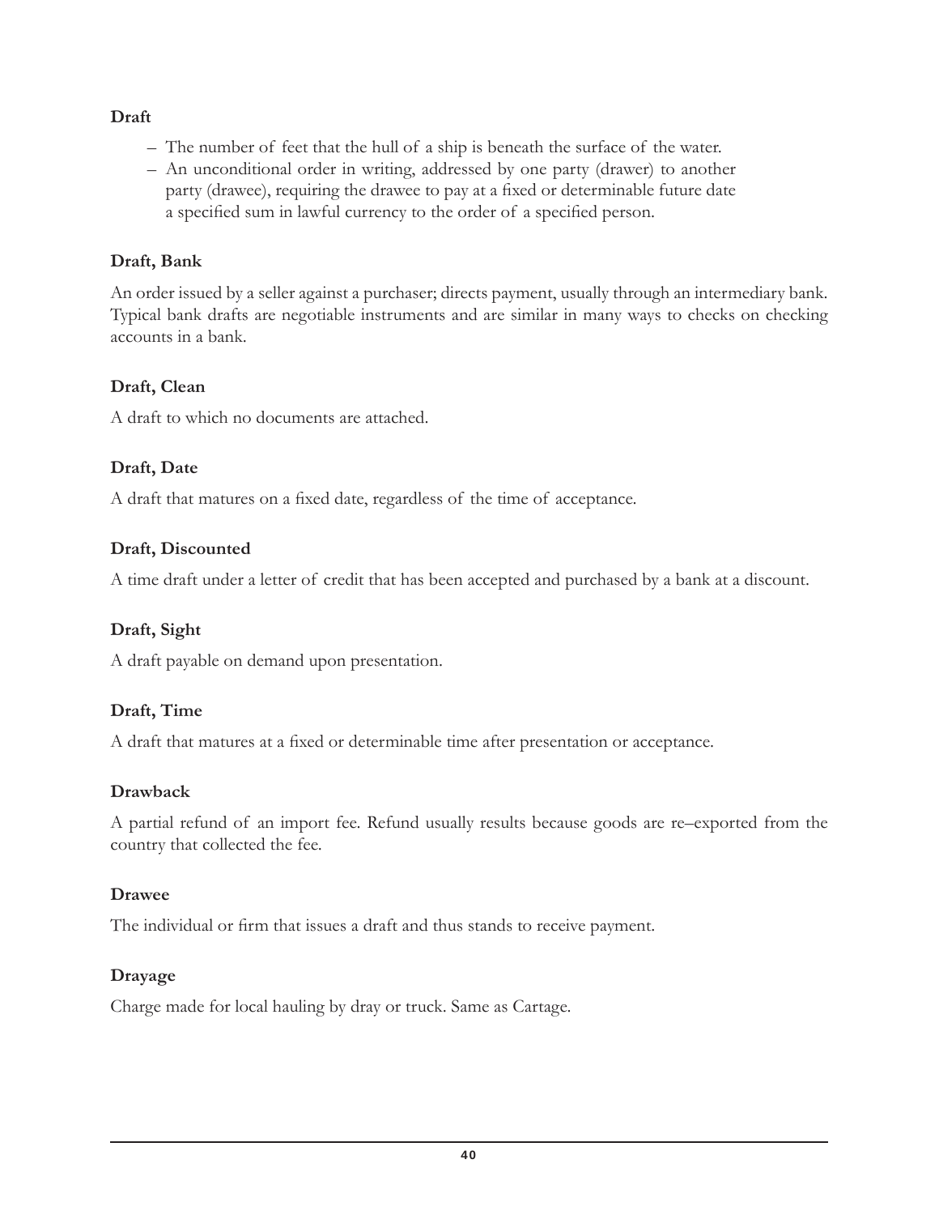**Draft**

- The number of feet that the hull of a ship is beneath the surface of the water.
- An unconditional order in writing, addressed by one party (drawer) to another party (drawee), requiring the drawee to pay at a fixed or determinable future date a specified sum in lawful currency to the order of a specified person.

**Draft, Bank**

An order issued by a seller against a purchaser; directs payment, usually through an intermediary bank. Typical bank drafts are negotiable instruments and are similar in many ways to checks on checking accounts in a bank.

**Draft, Clean**

A draft to which no documents are attached.

**Draft, Date**

A draft that matures on a fixed date, regardless of the time of acceptance.

**Draft, Discounted**

A time draft under a letter of credit that has been accepted and purchased by a bank at a discount.

**Draft, Sight**

A draft payable on demand upon presentation.

**Draft, Time**

A draft that matures at a fixed or determinable time after presentation or acceptance.

**Drawback**

A partial refund of an import fee. Refund usually results because goods are re–exported from the country that collected the fee.

**Drawee**

The individual or firm that issues a draft and thus stands to receive payment.

**Drayage**

Charge made for local hauling by dray or truck. Same as Cartage.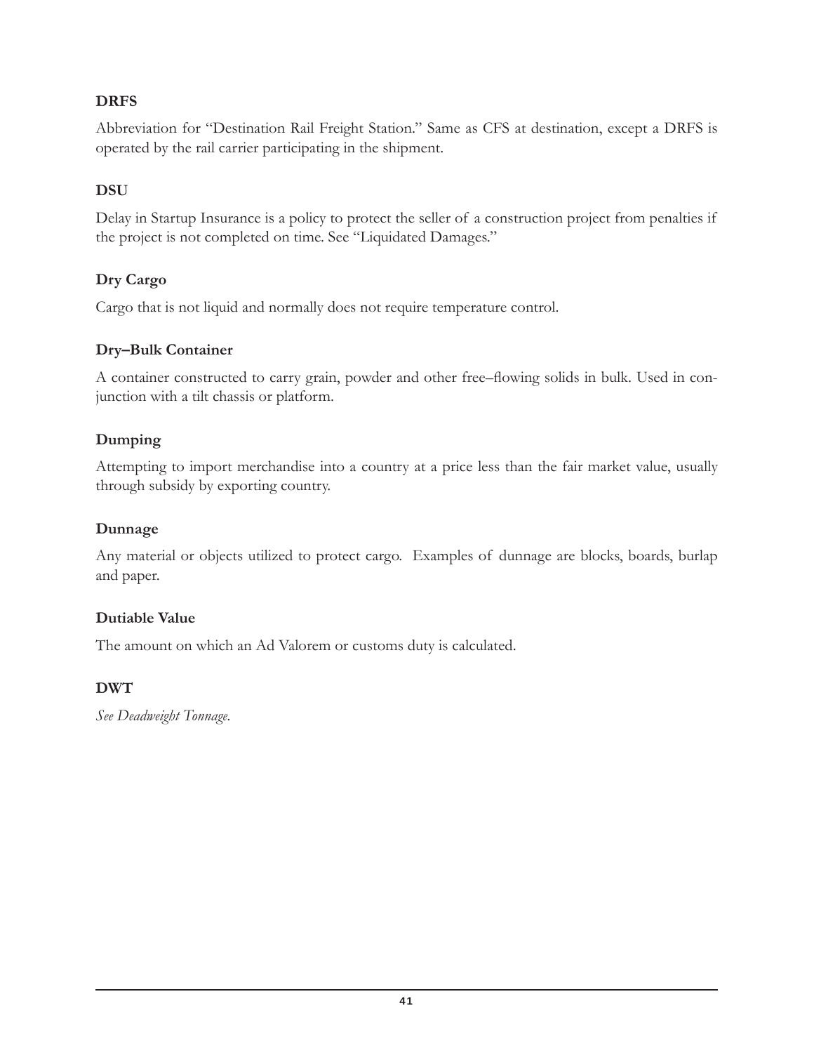### DRFS

Abbreviation for "Destination Rail Freight Station." Same as CFS at destination, except a DRFS is operated by the rail carrier participating in the shipment.

### DSU

Delay in Startup Insurance is a policy to protect the seller of a construction project from penalties if the project is not completed on time. See "Liquidated Damages."

### Dry Cargo

Cargo that is not liquid and normally does not require temperature control.

### Dry–Bulk Container

A container constructed to carry grain, powder and other free–flowing solids in bulk. Used in conjunction with a tilt chassis or platform.

### Dumping

Attempting to import merchandise into a country at a price less than the fair market value, usually through subsidy by exporting country.

### Dunnage

Any material or objects utilized to protect cargo. Examples of dunnage are blocks, boards, burlap and paper.

### Dutiable Value

The amount on which an Ad Valorem or customs duty is calculated.

### DWT

*See Deadweight Tonnage.*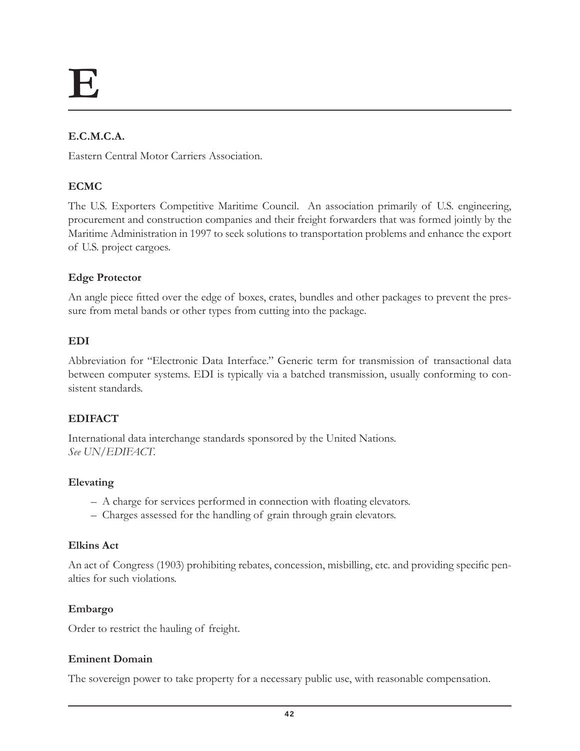# E

### E.C.M.C.A.

Eastern Central Motor Carriers Association.

### ECMC

The U.S. Exporters Competitive Maritime Council. An association primarily of U.S. engineering, procurement and construction companies and their freight forwarders that was formed jointly by the Maritime Administration in 1997 to seek solutions to transportation problems and enhance the export of U.S. project cargoes.

### Edge Protector

An angle piece fitted over the edge of boxes, crates, bundles and other packages to prevent the pressure from metal bands or other types from cutting into the package.

### EDI

Abbreviation for "Electronic Data Interface." Generic term for transmission of transactional data between computer systems. EDI is typically via a batched transmission, usually conforming to consistent standards.

### EDIFACT

International data interchange standards sponsored by the United Nations.
*See UN/EDIFACT.*

### Elevating

- A charge for services performed in connection with floating elevators.
- Charges assessed for the handling of grain through grain elevators.

### Elkins Act

An act of Congress (1903) prohibiting rebates, concession, misbilling, etc. and providing specific penalties for such violations.

### Embargo

Order to restrict the hauling of freight.

### Eminent Domain

The sovereign power to take property for a necessary public use, with reasonable compensation.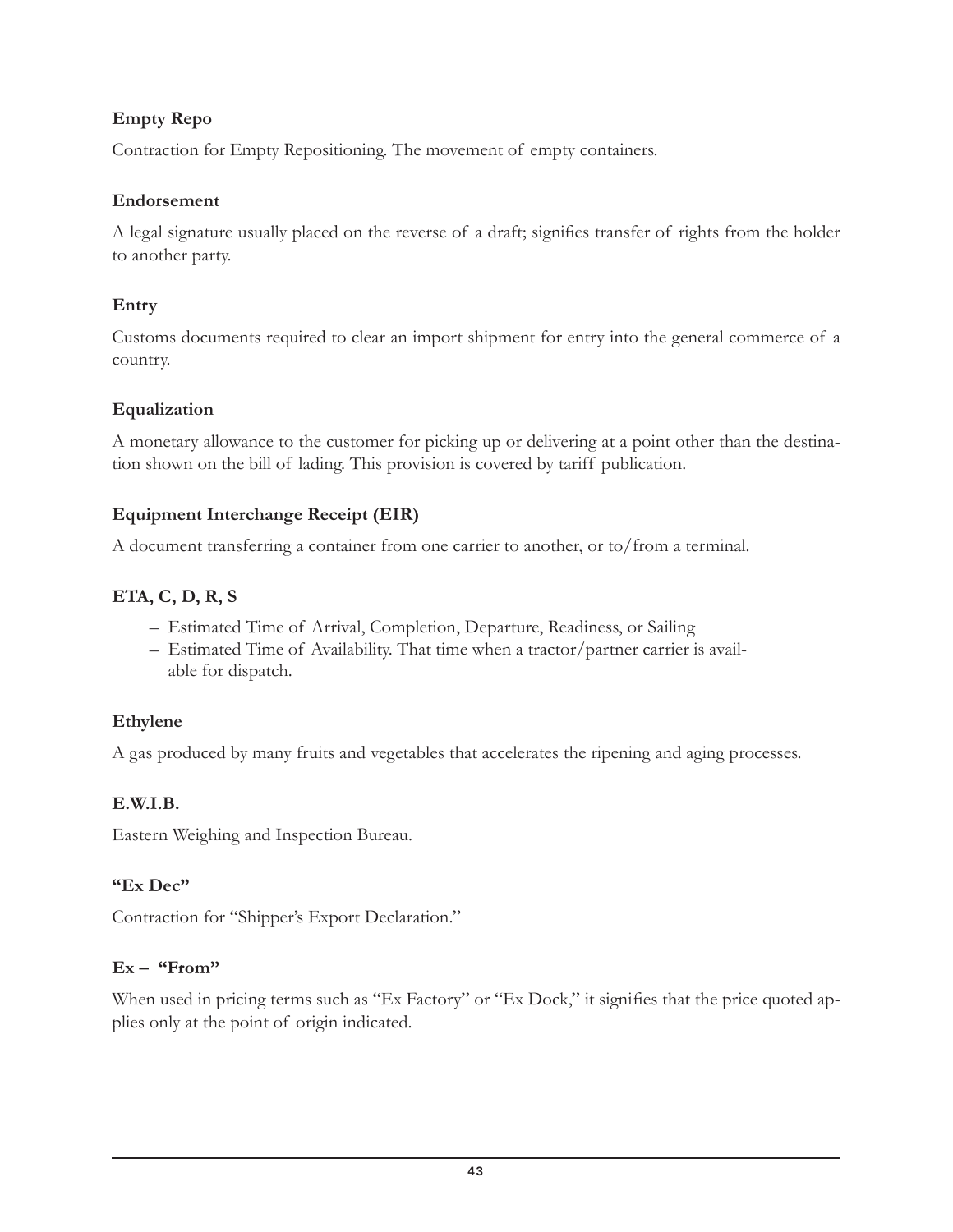**Empty Repo**

Contraction for Empty Repositioning. The movement of empty containers.

**Endorsement**

A legal signature usually placed on the reverse of a draft; signifies transfer of rights from the holder to another party.

**Entry**

Customs documents required to clear an import shipment for entry into the general commerce of a country.

**Equalization**

A monetary allowance to the customer for picking up or delivering at a point other than the destination shown on the bill of lading. This provision is covered by tariff publication.

**Equipment Interchange Receipt (EIR)**

A document transferring a container from one carrier to another, or to/from a terminal.

**ETA, C, D, R, S**

- Estimated Time of Arrival, Completion, Departure, Readiness, or Sailing
- Estimated Time of Availability. That time when a tractor/partner carrier is available for dispatch.

**Ethylene**

A gas produced by many fruits and vegetables that accelerates the ripening and aging processes.

**E.W.I.B.**

Eastern Weighing and Inspection Bureau.

**"Ex Dec"**

Contraction for "Shipper's Export Declaration."

**Ex – "From"**

When used in pricing terms such as "Ex Factory" or "Ex Dock," it signifies that the price quoted applies only at the point of origin indicated.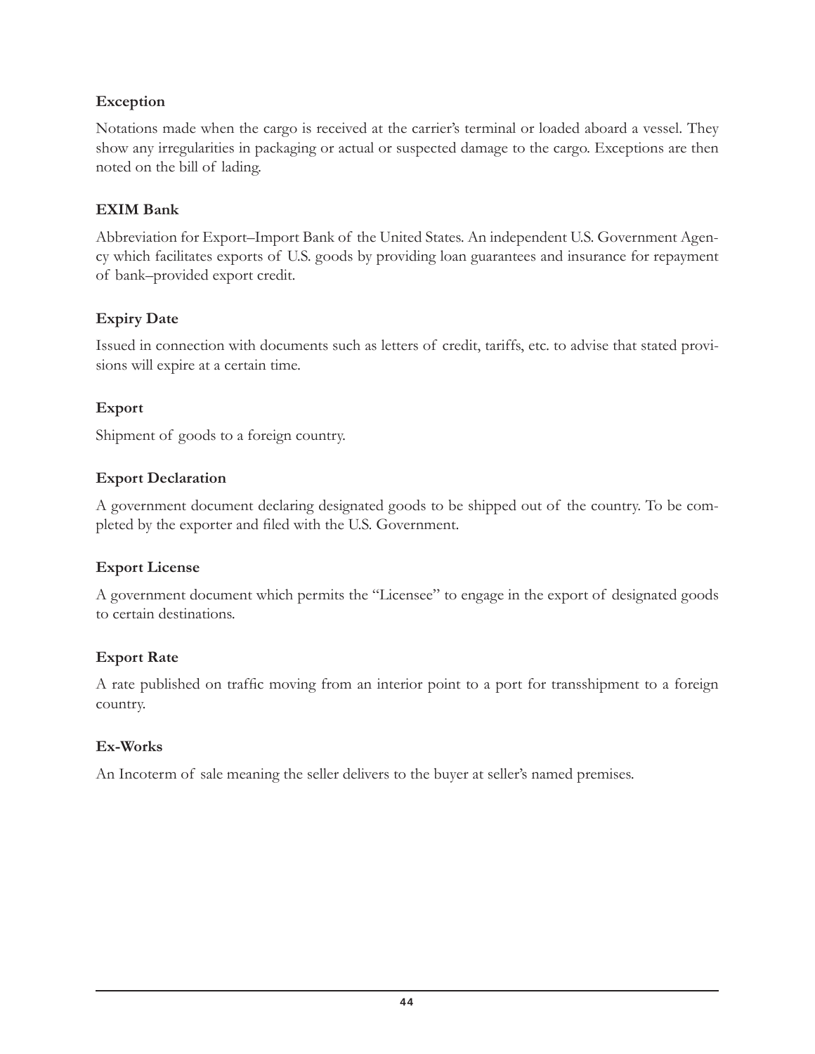### Exception

Notations made when the cargo is received at the carrier's terminal or loaded aboard a vessel. They show any irregularities in packaging or actual or suspected damage to the cargo. Exceptions are then noted on the bill of lading.

### EXIM Bank

Abbreviation for Export–Import Bank of the United States. An independent U.S. Government Agency which facilitates exports of U.S. goods by providing loan guarantees and insurance for repayment of bank–provided export credit.

### Expiry Date

Issued in connection with documents such as letters of credit, tariffs, etc. to advise that stated provisions will expire at a certain time.

### Export

Shipment of goods to a foreign country.

### Export Declaration

A government document declaring designated goods to be shipped out of the country. To be completed by the exporter and filed with the U.S. Government.

### Export License

A government document which permits the "Licensee" to engage in the export of designated goods to certain destinations.

### Export Rate

A rate published on traffic moving from an interior point to a port for transshipment to a foreign country.

### Ex-Works

An Incoterm of sale meaning the seller delivers to the buyer at seller's named premises.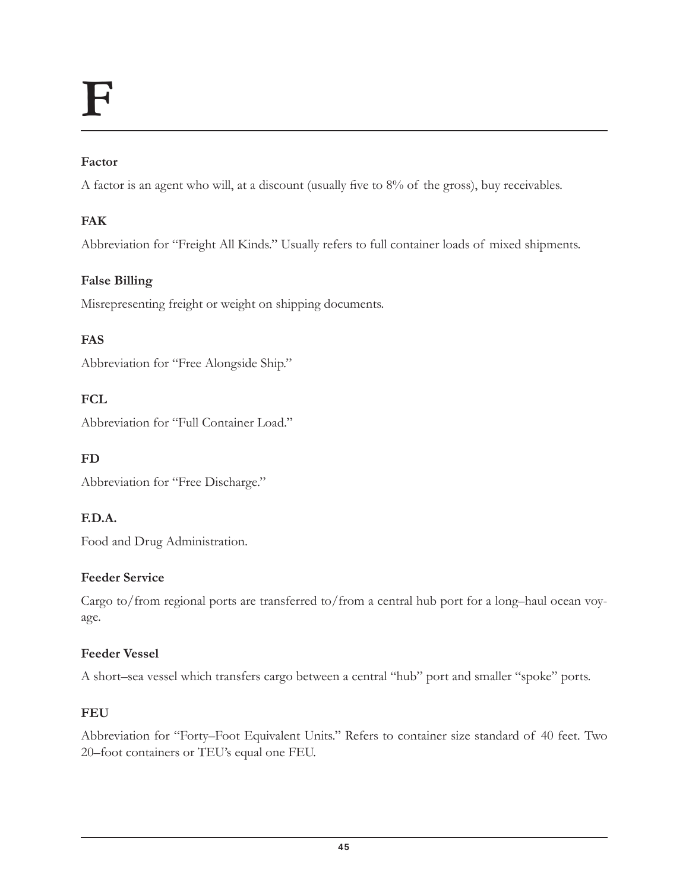# F

**Factor**

A factor is an agent who will, at a discount (usually five to 8% of the gross), buy receivables.

**FAK**

Abbreviation for "Freight All Kinds." Usually refers to full container loads of mixed shipments.

**False Billing**

Misrepresenting freight or weight on shipping documents.

**FAS**

Abbreviation for "Free Alongside Ship."

**FCL**

Abbreviation for "Full Container Load."

**FD**

Abbreviation for "Free Discharge."

**F.D.A.**

Food and Drug Administration.

**Feeder Service**

Cargo to/from regional ports are transferred to/from a central hub port for a long–haul ocean voyage.

**Feeder Vessel**

A short–sea vessel which transfers cargo between a central "hub" port and smaller "spoke" ports.

**FEU**

Abbreviation for "Forty–Foot Equivalent Units." Refers to container size standard of 40 feet. Two 20–foot containers or TEU's equal one FEU.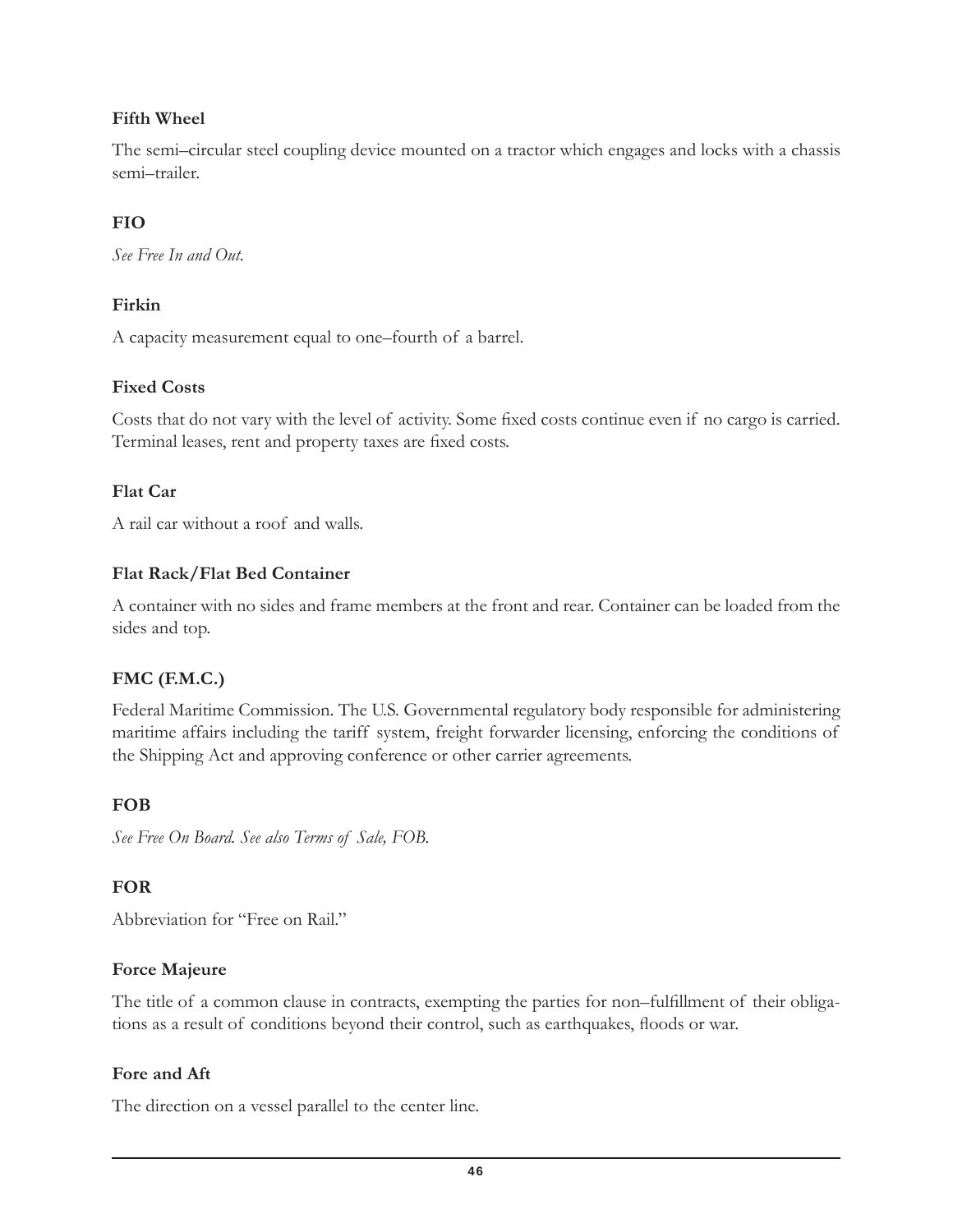**Fifth Wheel**

The semi–circular steel coupling device mounted on a tractor which engages and locks with a chassis semi–trailer.

**FIO**

*See Free In and Out.*

**Firkin**

A capacity measurement equal to one–fourth of a barrel.

**Fixed Costs**

Costs that do not vary with the level of activity. Some fixed costs continue even if no cargo is carried. Terminal leases, rent and property taxes are fixed costs.

**Flat Car**

A rail car without a roof and walls.

**Flat Rack/Flat Bed Container**

A container with no sides and frame members at the front and rear. Container can be loaded from the sides and top.

**FMC (F.M.C.)**

Federal Maritime Commission. The U.S. Governmental regulatory body responsible for administering maritime affairs including the tariff system, freight forwarder licensing, enforcing the conditions of the Shipping Act and approving conference or other carrier agreements.

**FOB**

*See Free On Board. See also Terms of Sale, FOB.*

**FOR**

Abbreviation for "Free on Rail."

**Force Majeure**

The title of a common clause in contracts, exempting the parties for non–fulfillment of their obligations as a result of conditions beyond their control, such as earthquakes, floods or war.

**Fore and Aft**

The direction on a vessel parallel to the center line.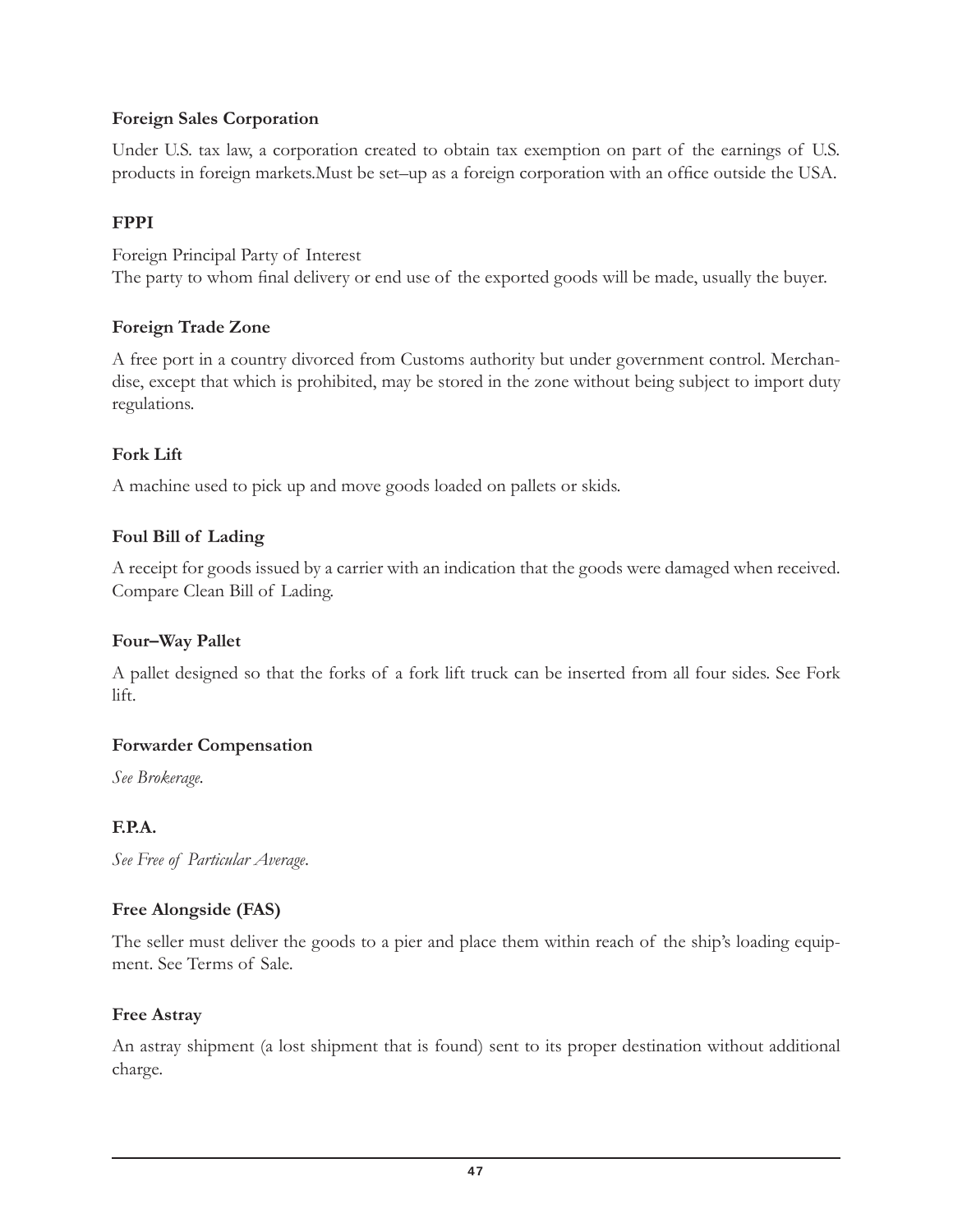### Foreign Sales Corporation

Under U.S. tax law, a corporation created to obtain tax exemption on part of the earnings of U.S. products in foreign markets.Must be set–up as a foreign corporation with an office outside the USA.

### FPPI

Foreign Principal Party of Interest
The party to whom final delivery or end use of the exported goods will be made, usually the buyer.

### Foreign Trade Zone

A free port in a country divorced from Customs authority but under government control. Merchandise, except that which is prohibited, may be stored in the zone without being subject to import duty regulations.

### Fork Lift

A machine used to pick up and move goods loaded on pallets or skids.

### Foul Bill of Lading

A receipt for goods issued by a carrier with an indication that the goods were damaged when received. Compare Clean Bill of Lading.

### Four–Way Pallet

A pallet designed so that the forks of a fork lift truck can be inserted from all four sides. See Fork lift.

### Forwarder Compensation

*See Brokerage.*

### F.P.A.

*See Free of Particular Average*.

### Free Alongside (FAS)

The seller must deliver the goods to a pier and place them within reach of the ship's loading equipment. See Terms of Sale.

### Free Astray

An astray shipment (a lost shipment that is found) sent to its proper destination without additional charge.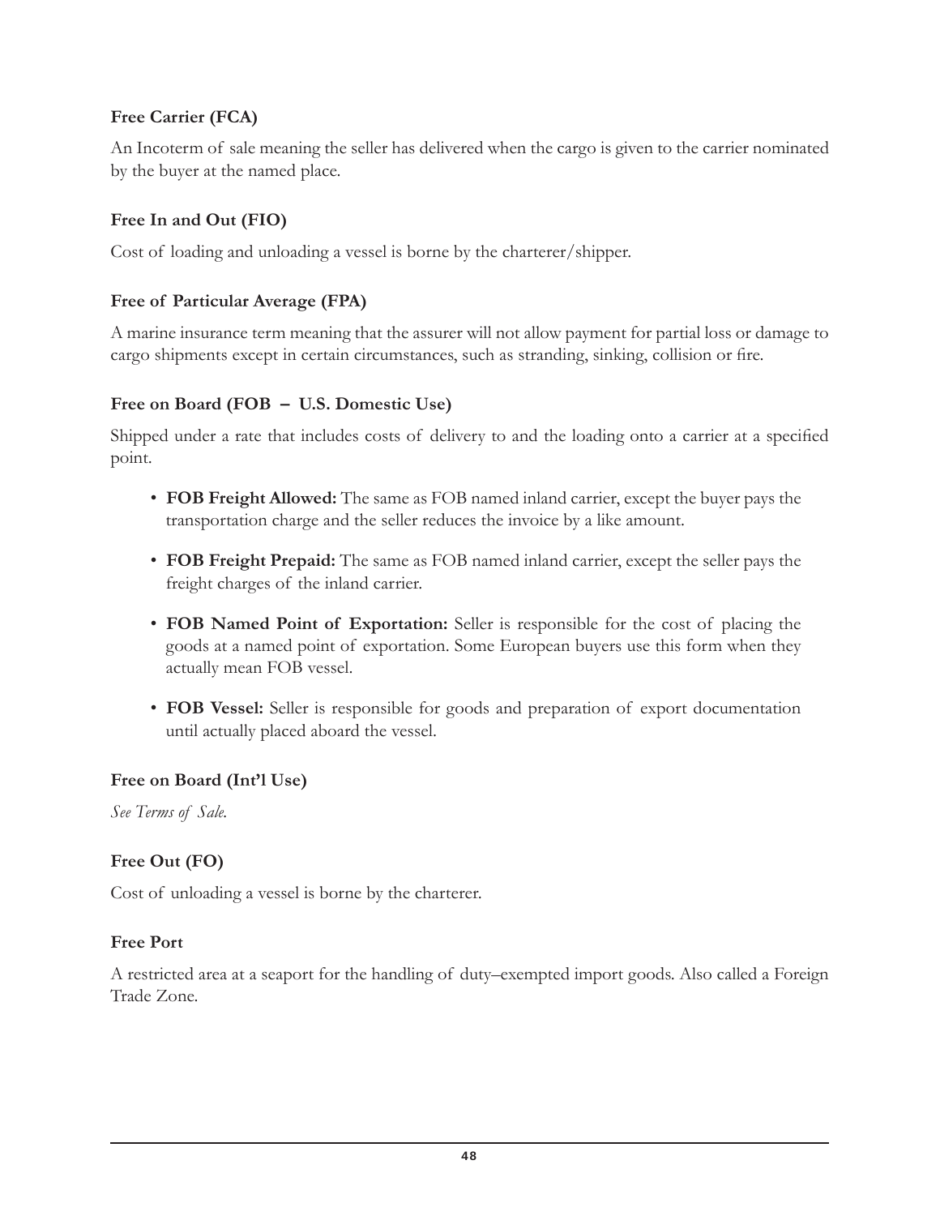**Free Carrier (FCA)**

An Incoterm of sale meaning the seller has delivered when the cargo is given to the carrier nominated by the buyer at the named place.

**Free In and Out (FIO)**

Cost of loading and unloading a vessel is borne by the charterer/shipper.

**Free of Particular Average (FPA)**

A marine insurance term meaning that the assurer will not allow payment for partial loss or damage to cargo shipments except in certain circumstances, such as stranding, sinking, collision or fire.

**Free on Board (FOB – U.S. Domestic Use)**

Shipped under a rate that includes costs of delivery to and the loading onto a carrier at a specified point.

- **FOB Freight Allowed:** The same as FOB named inland carrier, except the buyer pays the transportation charge and the seller reduces the invoice by a like amount.
- **FOB Freight Prepaid:** The same as FOB named inland carrier, except the seller pays the freight charges of the inland carrier.
- **FOB Named Point of Exportation:** Seller is responsible for the cost of placing the goods at a named point of exportation. Some European buyers use this form when they actually mean FOB vessel.
- **FOB Vessel:** Seller is responsible for goods and preparation of export documentation until actually placed aboard the vessel.

**Free on Board (Int'l Use)**

*See Terms of Sale.*

**Free Out (FO)**

Cost of unloading a vessel is borne by the charterer.

**Free Port**

A restricted area at a seaport for the handling of duty–exempted import goods. Also called a Foreign Trade Zone.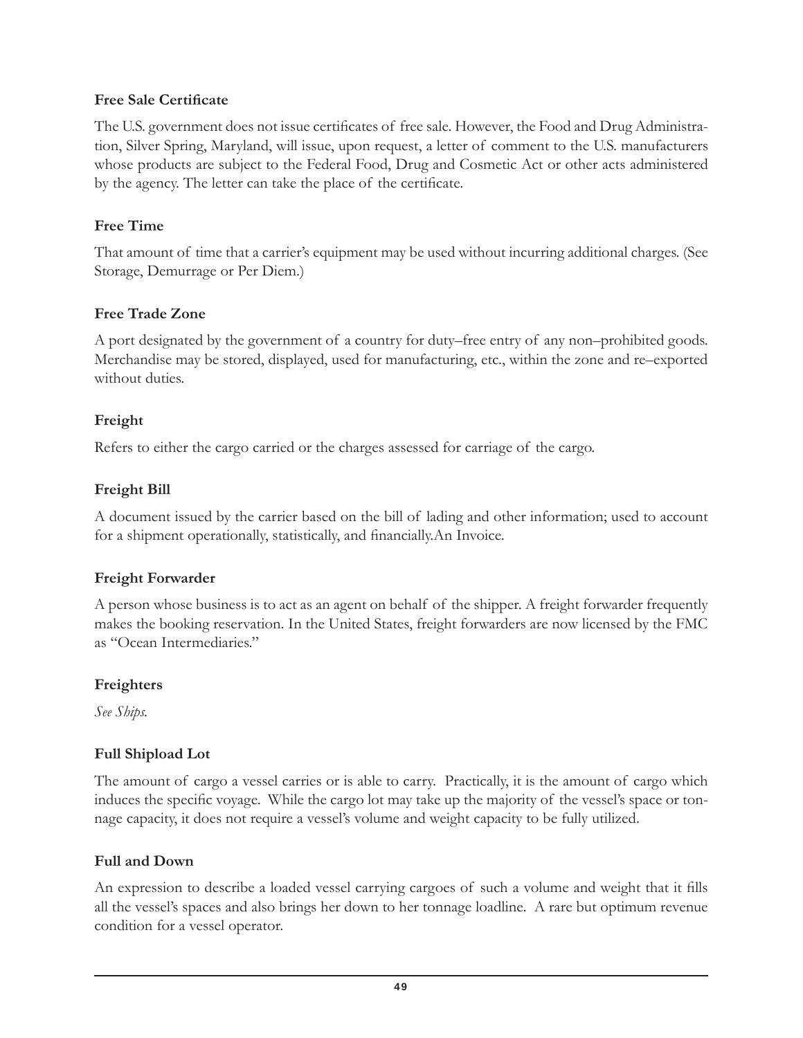**Free Sale Certificate**

The U.S. government does not issue certificates of free sale. However, the Food and Drug Administration, Silver Spring, Maryland, will issue, upon request, a letter of comment to the U.S. manufacturers whose products are subject to the Federal Food, Drug and Cosmetic Act or other acts administered by the agency. The letter can take the place of the certificate.

**Free Time**

That amount of time that a carrier's equipment may be used without incurring additional charges. (See Storage, Demurrage or Per Diem.)

**Free Trade Zone**

A port designated by the government of a country for duty–free entry of any non–prohibited goods. Merchandise may be stored, displayed, used for manufacturing, etc., within the zone and re–exported without duties.

**Freight**

Refers to either the cargo carried or the charges assessed for carriage of the cargo.

**Freight Bill**

A document issued by the carrier based on the bill of lading and other information; used to account for a shipment operationally, statistically, and financially.An Invoice.

**Freight Forwarder**

A person whose business is to act as an agent on behalf of the shipper. A freight forwarder frequently makes the booking reservation. In the United States, freight forwarders are now licensed by the FMC as "Ocean Intermediaries."

**Freighters**

*See Ships.*

**Full Shipload Lot**

The amount of cargo a vessel carries or is able to carry. Practically, it is the amount of cargo which induces the specific voyage. While the cargo lot may take up the majority of the vessel's space or tonnage capacity, it does not require a vessel's volume and weight capacity to be fully utilized.

**Full and Down**

An expression to describe a loaded vessel carrying cargoes of such a volume and weight that it fills all the vessel's spaces and also brings her down to her tonnage loadline. A rare but optimum revenue condition for a vessel operator.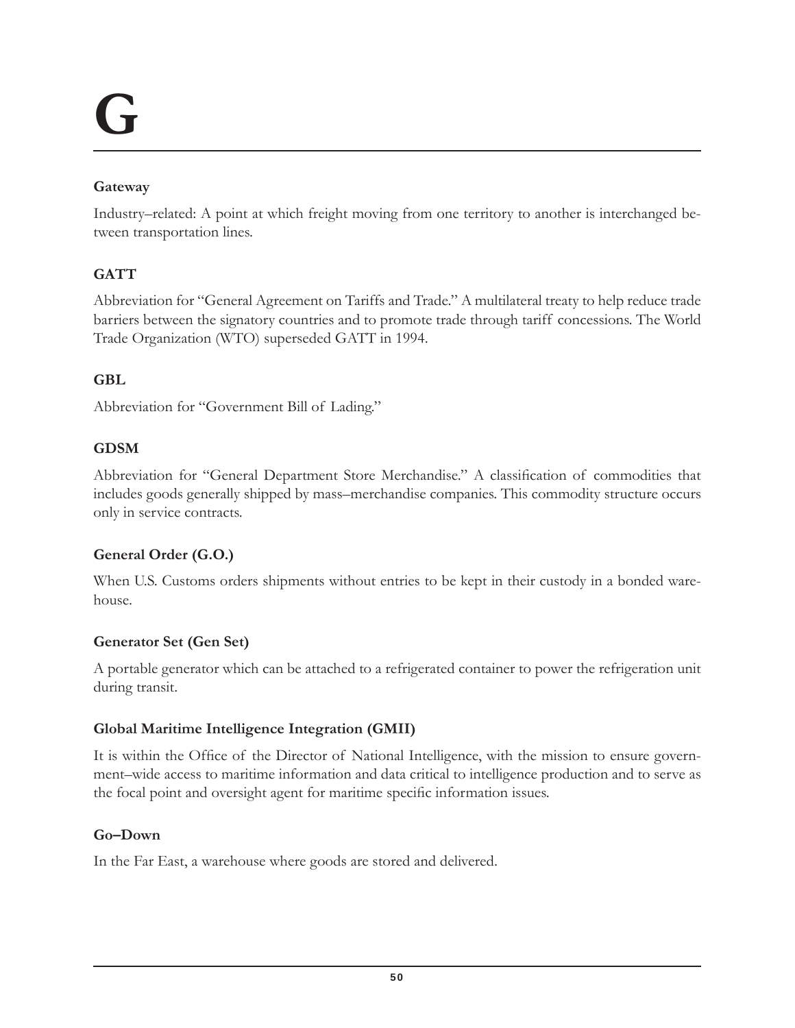# G

### Gateway

Industry–related: A point at which freight moving from one territory to another is interchanged between transportation lines.

### GATT

Abbreviation for "General Agreement on Tariffs and Trade." A multilateral treaty to help reduce trade barriers between the signatory countries and to promote trade through tariff concessions. The World Trade Organization (WTO) superseded GATT in 1994.

### GBL

Abbreviation for "Government Bill of Lading."

### GDSM

Abbreviation for "General Department Store Merchandise." A classification of commodities that includes goods generally shipped by mass–merchandise companies. This commodity structure occurs only in service contracts.

### General Order (G.O.)

When U.S. Customs orders shipments without entries to be kept in their custody in a bonded warehouse.

### Generator Set (Gen Set)

A portable generator which can be attached to a refrigerated container to power the refrigeration unit during transit.

### Global Maritime Intelligence Integration (GMII)

It is within the Office of the Director of National Intelligence, with the mission to ensure government–wide access to maritime information and data critical to intelligence production and to serve as the focal point and oversight agent for maritime specific information issues.

### Go–Down

In the Far East, a warehouse where goods are stored and delivered.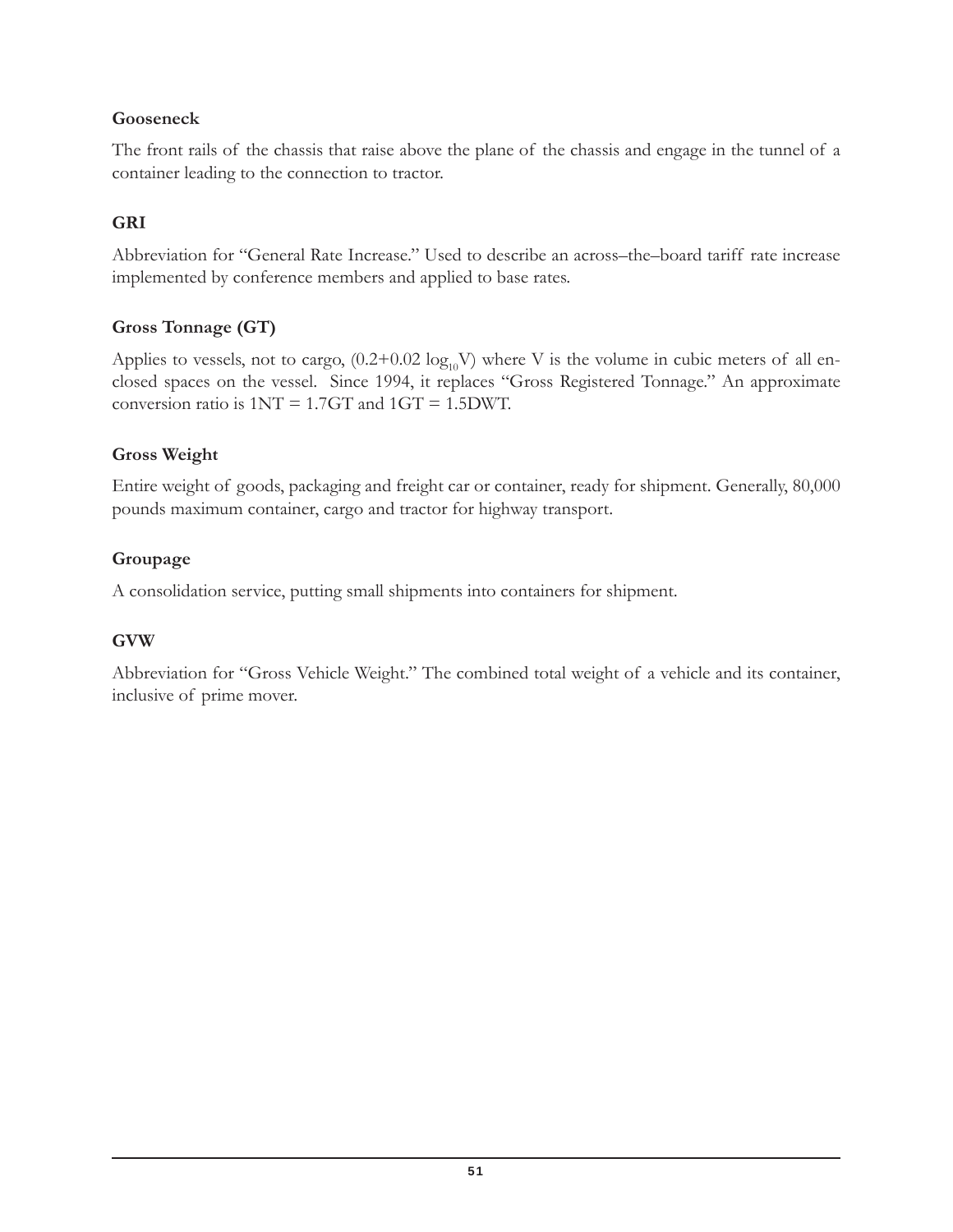### Gooseneck

The front rails of the chassis that raise above the plane of the chassis and engage in the tunnel of a container leading to the connection to tractor.

### GRI

Abbreviation for "General Rate Increase." Used to describe an across–the–board tariff rate increase implemented by conference members and applied to base rates.

### Gross Tonnage (GT)

Applies to vessels, not to cargo, $(0.2+0.02 \log_{10} V)$ where V is the volume in cubic meters of all enclosed spaces on the vessel. Since 1994, it replaces "Gross Registered Tonnage." An approximate conversion ratio is 1NT = 1.7GT and 1GT = 1.5DWT.

### Gross Weight

Entire weight of goods, packaging and freight car or container, ready for shipment. Generally, 80,000 pounds maximum container, cargo and tractor for highway transport.

### Groupage

A consolidation service, putting small shipments into containers for shipment.

### GVW

Abbreviation for "Gross Vehicle Weight." The combined total weight of a vehicle and its container, inclusive of prime mover.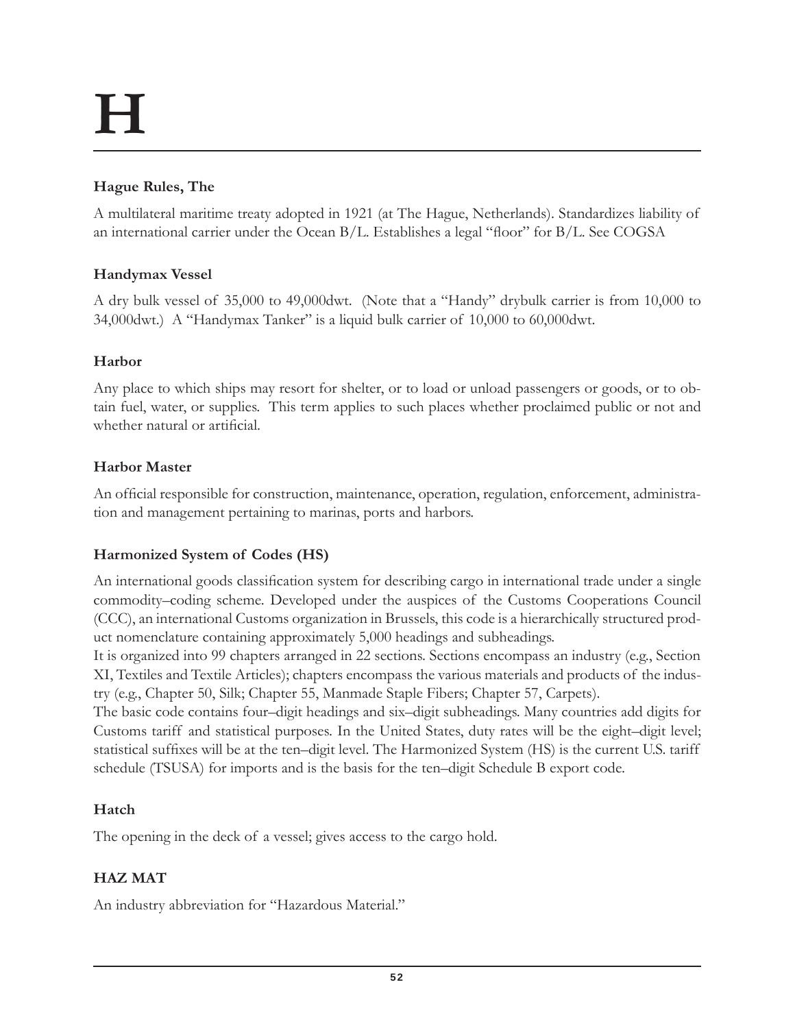# H

### Hague Rules, The

A multilateral maritime treaty adopted in 1921 (at The Hague, Netherlands). Standardizes liability of an international carrier under the Ocean B/L. Establishes a legal "floor" for B/L. See COGSA

### Handymax Vessel

A dry bulk vessel of 35,000 to 49,000dwt. (Note that a "Handy" drybulk carrier is from 10,000 to 34,000dwt.) A "Handymax Tanker" is a liquid bulk carrier of 10,000 to 60,000dwt.

### Harbor

Any place to which ships may resort for shelter, or to load or unload passengers or goods, or to obtain fuel, water, or supplies. This term applies to such places whether proclaimed public or not and whether natural or artificial.

### Harbor Master

An official responsible for construction, maintenance, operation, regulation, enforcement, administration and management pertaining to marinas, ports and harbors.

### Harmonized System of Codes (HS)

An international goods classification system for describing cargo in international trade under a single commodity–coding scheme. Developed under the auspices of the Customs Cooperations Council (CCC), an international Customs organization in Brussels, this code is a hierarchically structured product nomenclature containing approximately 5,000 headings and subheadings.

It is organized into 99 chapters arranged in 22 sections. Sections encompass an industry (e.g., Section XI, Textiles and Textile Articles); chapters encompass the various materials and products of the industry (e.g., Chapter 50, Silk; Chapter 55, Manmade Staple Fibers; Chapter 57, Carpets).

The basic code contains four–digit headings and six–digit subheadings. Many countries add digits for Customs tariff and statistical purposes. In the United States, duty rates will be the eight–digit level; statistical suffixes will be at the ten–digit level. The Harmonized System (HS) is the current U.S. tariff schedule (TSUSA) for imports and is the basis for the ten–digit Schedule B export code.

### Hatch

The opening in the deck of a vessel; gives access to the cargo hold.

### HAZ MAT

An industry abbreviation for "Hazardous Material."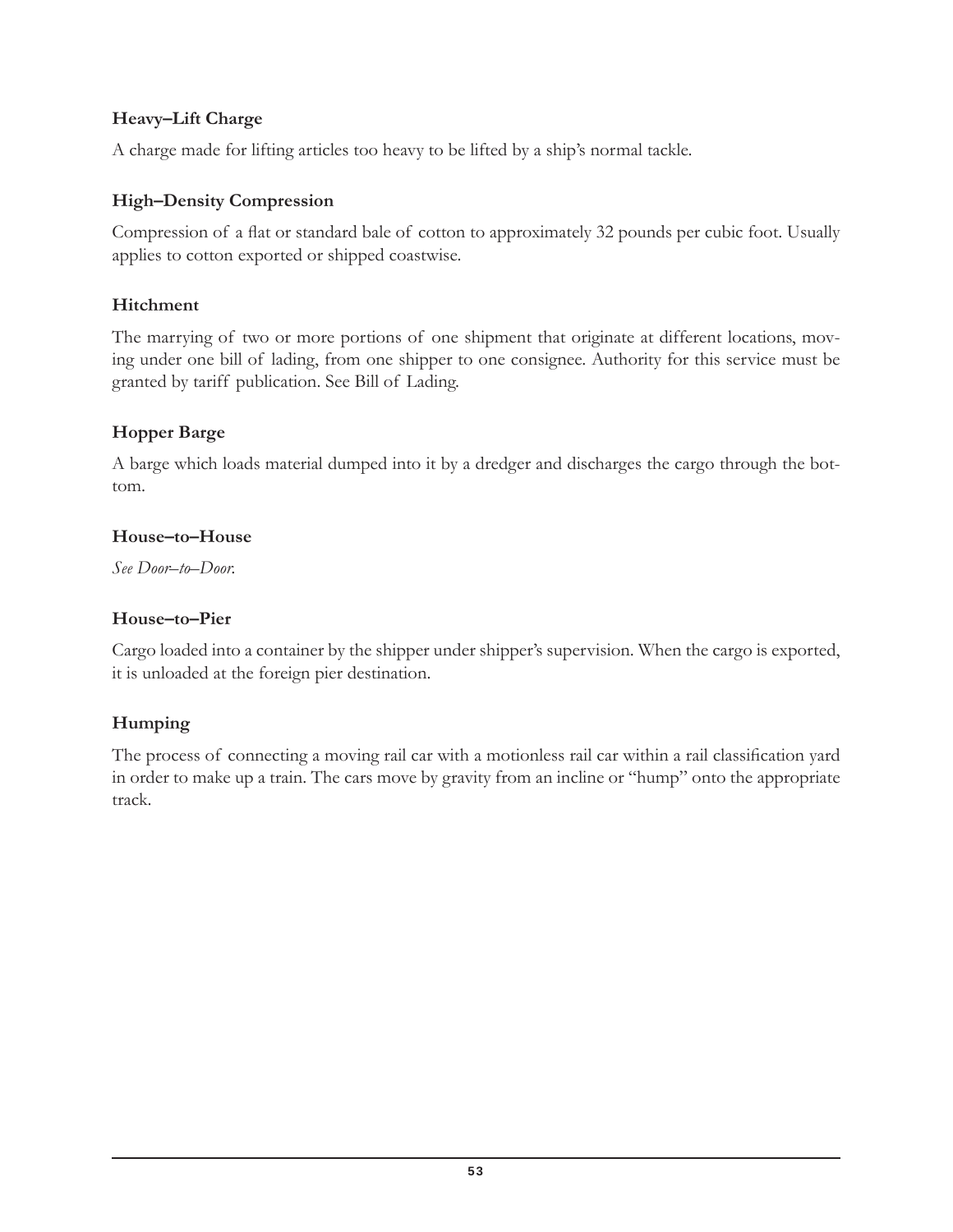### Heavy–Lift Charge

A charge made for lifting articles too heavy to be lifted by a ship's normal tackle.

### High–Density Compression

Compression of a flat or standard bale of cotton to approximately 32 pounds per cubic foot. Usually applies to cotton exported or shipped coastwise.

### Hitchment

The marrying of two or more portions of one shipment that originate at different locations, moving under one bill of lading, from one shipper to one consignee. Authority for this service must be granted by tariff publication. See Bill of Lading.

### Hopper Barge

A barge which loads material dumped into it by a dredger and discharges the cargo through the bottom.

### House–to–House

*See Door–to–Door.*

### House–to–Pier

Cargo loaded into a container by the shipper under shipper's supervision. When the cargo is exported, it is unloaded at the foreign pier destination.

### Humping

The process of connecting a moving rail car with a motionless rail car within a rail classification yard in order to make up a train. The cars move by gravity from an incline or "hump" onto the appropriate track.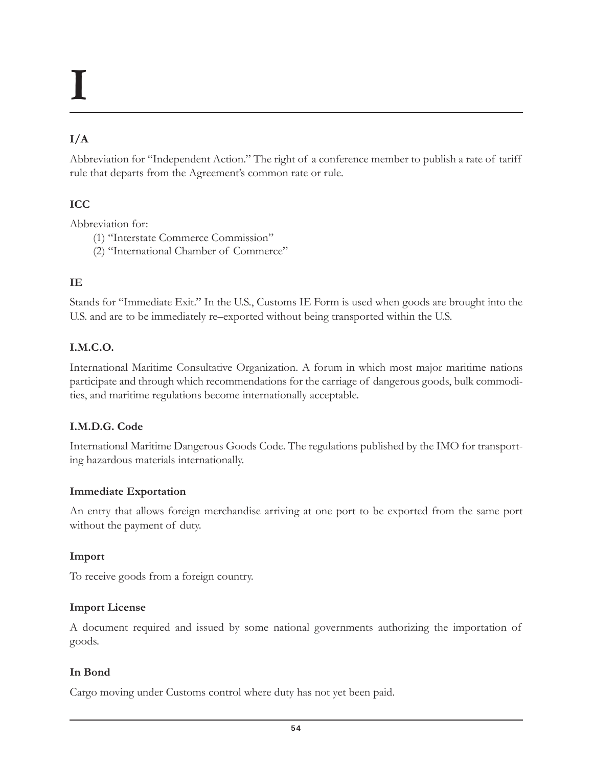# I

### I/A

Abbreviation for "Independent Action." The right of a conference member to publish a rate of tariff rule that departs from the Agreement's common rate or rule.

### ICC

Abbreviation for:

(1) "Interstate Commerce Commission"
(2) "International Chamber of Commerce"

### IE

Stands for "Immediate Exit." In the U.S., Customs IE Form is used when goods are brought into the U.S. and are to be immediately re–exported without being transported within the U.S.

### I.M.C.O.

International Maritime Consultative Organization. A forum in which most major maritime nations participate and through which recommendations for the carriage of dangerous goods, bulk commodities, and maritime regulations become internationally acceptable.

### I.M.D.G. Code

International Maritime Dangerous Goods Code. The regulations published by the IMO for transporting hazardous materials internationally.

### Immediate Exportation

An entry that allows foreign merchandise arriving at one port to be exported from the same port without the payment of duty.

### Import

To receive goods from a foreign country.

### Import License

A document required and issued by some national governments authorizing the importation of goods.

### In Bond

Cargo moving under Customs control where duty has not yet been paid.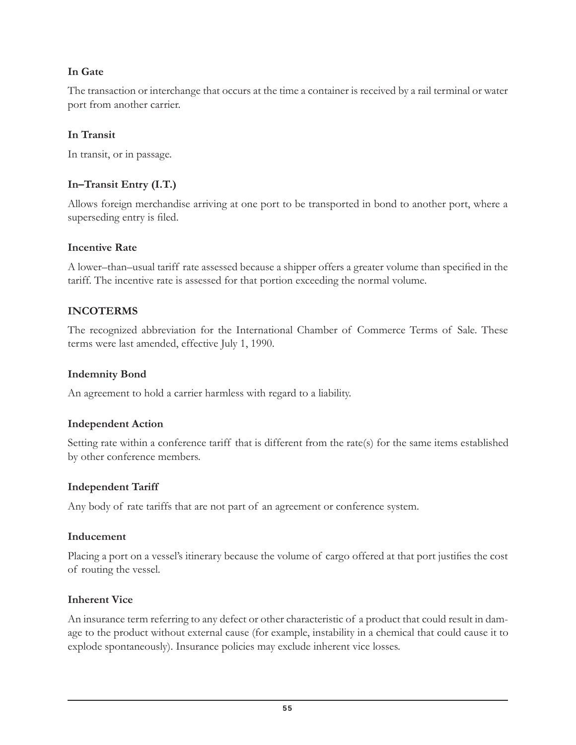**In Gate**

The transaction or interchange that occurs at the time a container is received by a rail terminal or water port from another carrier.

**In Transit**

In transit, or in passage.

**In–Transit Entry (I.T.)**

Allows foreign merchandise arriving at one port to be transported in bond to another port, where a superseding entry is filed.

**Incentive Rate**

A lower–than–usual tariff rate assessed because a shipper offers a greater volume than specified in the tariff. The incentive rate is assessed for that portion exceeding the normal volume.

**INCOTERMS**

The recognized abbreviation for the International Chamber of Commerce Terms of Sale. These terms were last amended, effective July 1, 1990.

**Indemnity Bond**

An agreement to hold a carrier harmless with regard to a liability.

**Independent Action**

Setting rate within a conference tariff that is different from the rate(s) for the same items established by other conference members.

**Independent Tariff**

Any body of rate tariffs that are not part of an agreement or conference system.

**Inducement**

Placing a port on a vessel's itinerary because the volume of cargo offered at that port justifies the cost of routing the vessel.

**Inherent Vice**

An insurance term referring to any defect or other characteristic of a product that could result in damage to the product without external cause (for example, instability in a chemical that could cause it to explode spontaneously). Insurance policies may exclude inherent vice losses.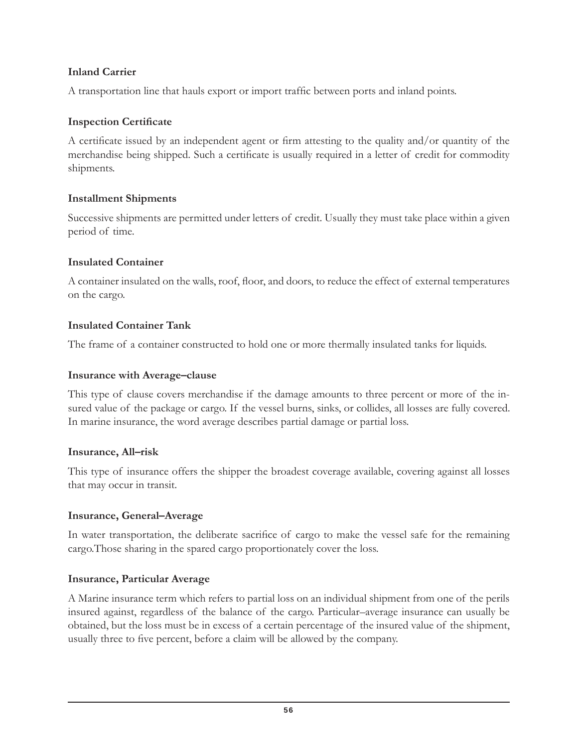### Inland Carrier

A transportation line that hauls export or import traffic between ports and inland points.

### Inspection Certificate

A certificate issued by an independent agent or firm attesting to the quality and/or quantity of the merchandise being shipped. Such a certificate is usually required in a letter of credit for commodity shipments.

### Installment Shipments

Successive shipments are permitted under letters of credit. Usually they must take place within a given period of time.

### Insulated Container

A container insulated on the walls, roof, floor, and doors, to reduce the effect of external temperatures on the cargo.

### Insulated Container Tank

The frame of a container constructed to hold one or more thermally insulated tanks for liquids.

### Insurance with Average–clause

This type of clause covers merchandise if the damage amounts to three percent or more of the insured value of the package or cargo. If the vessel burns, sinks, or collides, all losses are fully covered. In marine insurance, the word average describes partial damage or partial loss.

### Insurance, All–risk

This type of insurance offers the shipper the broadest coverage available, covering against all losses that may occur in transit.

### Insurance, General–Average

In water transportation, the deliberate sacrifice of cargo to make the vessel safe for the remaining cargo.Those sharing in the spared cargo proportionately cover the loss.

### Insurance, Particular Average

A Marine insurance term which refers to partial loss on an individual shipment from one of the perils insured against, regardless of the balance of the cargo. Particular–average insurance can usually be obtained, but the loss must be in excess of a certain percentage of the insured value of the shipment, usually three to five percent, before a claim will be allowed by the company.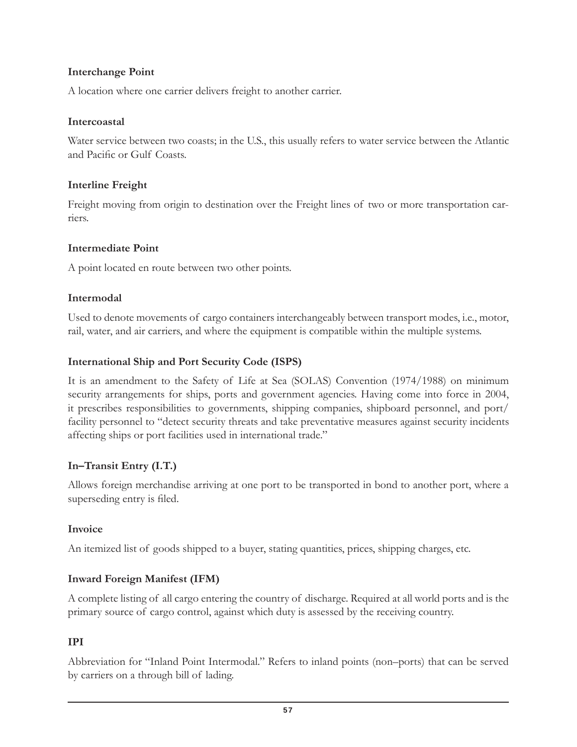### Interchange Point

A location where one carrier delivers freight to another carrier.

### Intercoastal

Water service between two coasts; in the U.S., this usually refers to water service between the Atlantic and Pacific or Gulf Coasts.

### Interline Freight

Freight moving from origin to destination over the Freight lines of two or more transportation carriers.

### Intermediate Point

A point located en route between two other points.

### Intermodal

Used to denote movements of cargo containers interchangeably between transport modes, i.e., motor, rail, water, and air carriers, and where the equipment is compatible within the multiple systems.

### International Ship and Port Security Code (ISPS)

It is an amendment to the Safety of Life at Sea (SOLAS) Convention (1974/1988) on minimum security arrangements for ships, ports and government agencies. Having come into force in 2004, it prescribes responsibilities to governments, shipping companies, shipboard personnel, and port/facility personnel to "detect security threats and take preventative measures against security incidents affecting ships or port facilities used in international trade."

### In–Transit Entry (I.T.)

Allows foreign merchandise arriving at one port to be transported in bond to another port, where a superseding entry is filed.

### Invoice

An itemized list of goods shipped to a buyer, stating quantities, prices, shipping charges, etc.

### Inward Foreign Manifest (IFM)

A complete listing of all cargo entering the country of discharge. Required at all world ports and is the primary source of cargo control, against which duty is assessed by the receiving country.

### IPI

Abbreviation for "Inland Point Intermodal." Refers to inland points (non–ports) that can be served by carriers on a through bill of lading.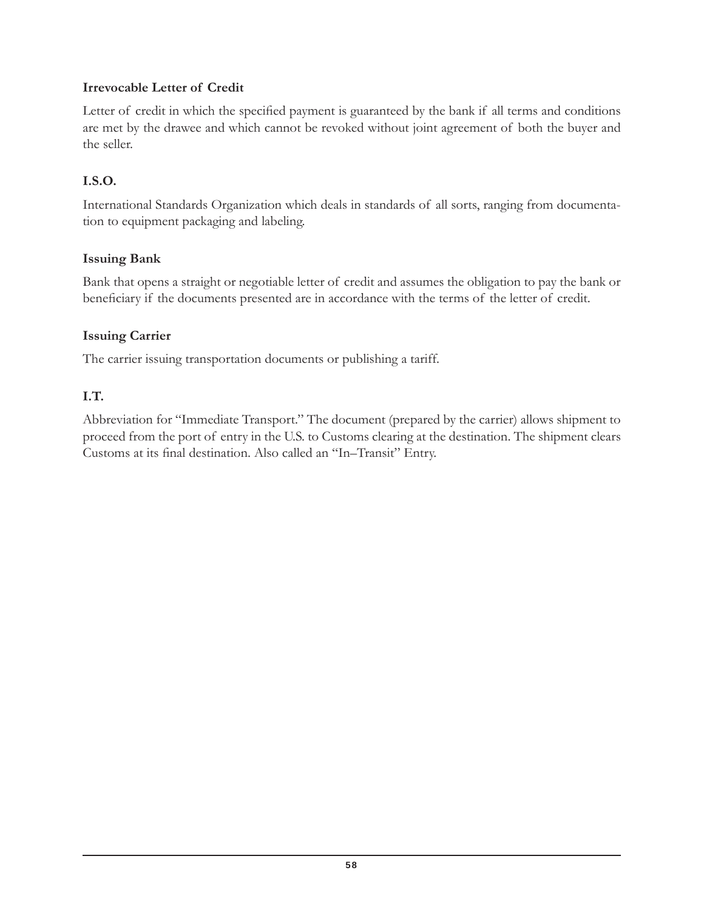**Irrevocable Letter of Credit**

Letter of credit in which the specified payment is guaranteed by the bank if all terms and conditions are met by the drawee and which cannot be revoked without joint agreement of both the buyer and the seller.

**I.S.O.**

International Standards Organization which deals in standards of all sorts, ranging from documentation to equipment packaging and labeling.

**Issuing Bank**

Bank that opens a straight or negotiable letter of credit and assumes the obligation to pay the bank or beneficiary if the documents presented are in accordance with the terms of the letter of credit.

**Issuing Carrier**

The carrier issuing transportation documents or publishing a tariff.

**I.T.**

Abbreviation for "Immediate Transport." The document (prepared by the carrier) allows shipment to proceed from the port of entry in the U.S. to Customs clearing at the destination. The shipment clears Customs at its final destination. Also called an "In–Transit" Entry.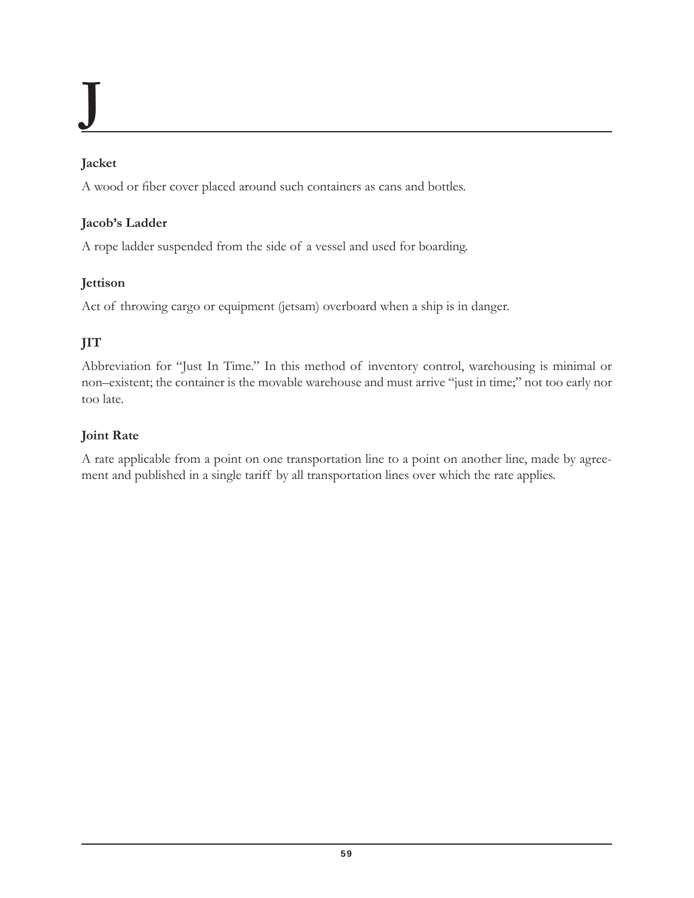# J

### Jacket

A wood or fiber cover placed around such containers as cans and bottles.

### Jacob's Ladder

A rope ladder suspended from the side of a vessel and used for boarding.

### Jettison

Act of throwing cargo or equipment (jetsam) overboard when a ship is in danger.

### JIT

Abbreviation for "Just In Time." In this method of inventory control, warehousing is minimal or non–existent; the container is the movable warehouse and must arrive "just in time;" not too early nor too late.

### Joint Rate

A rate applicable from a point on one transportation line to a point on another line, made by agreement and published in a single tariff by all transportation lines over which the rate applies.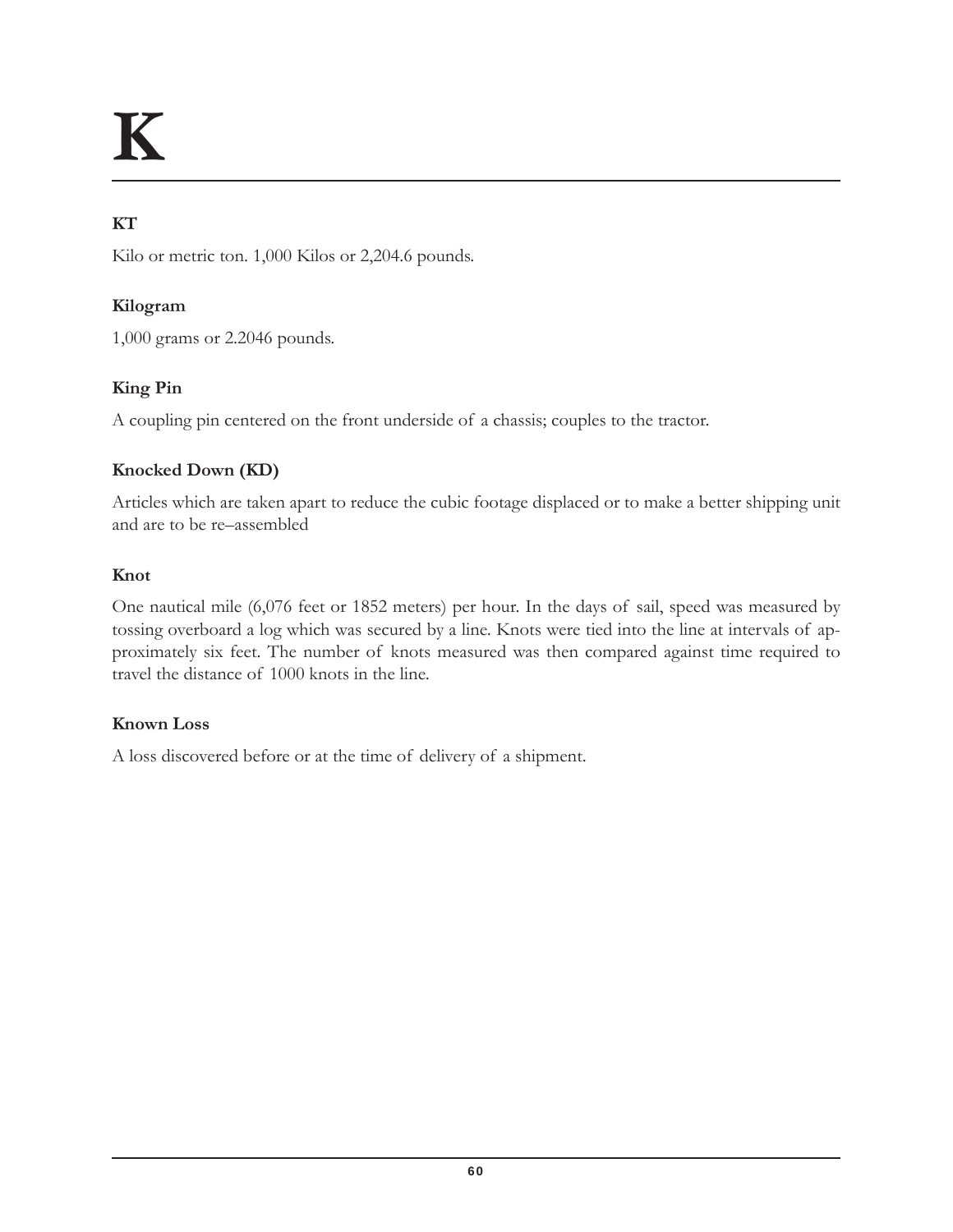# K

### KT

Kilo or metric ton. 1,000 Kilos or 2,204.6 pounds.

### Kilogram

1,000 grams or 2.2046 pounds.

### King Pin

A coupling pin centered on the front underside of a chassis; couples to the tractor.

### Knocked Down (KD)

Articles which are taken apart to reduce the cubic footage displaced or to make a better shipping unit and are to be re–assembled

### Knot

One nautical mile (6,076 feet or 1852 meters) per hour. In the days of sail, speed was measured by tossing overboard a log which was secured by a line. Knots were tied into the line at intervals of approximately six feet. The number of knots measured was then compared against time required to travel the distance of 1000 knots in the line.

### Known Loss

A loss discovered before or at the time of delivery of a shipment.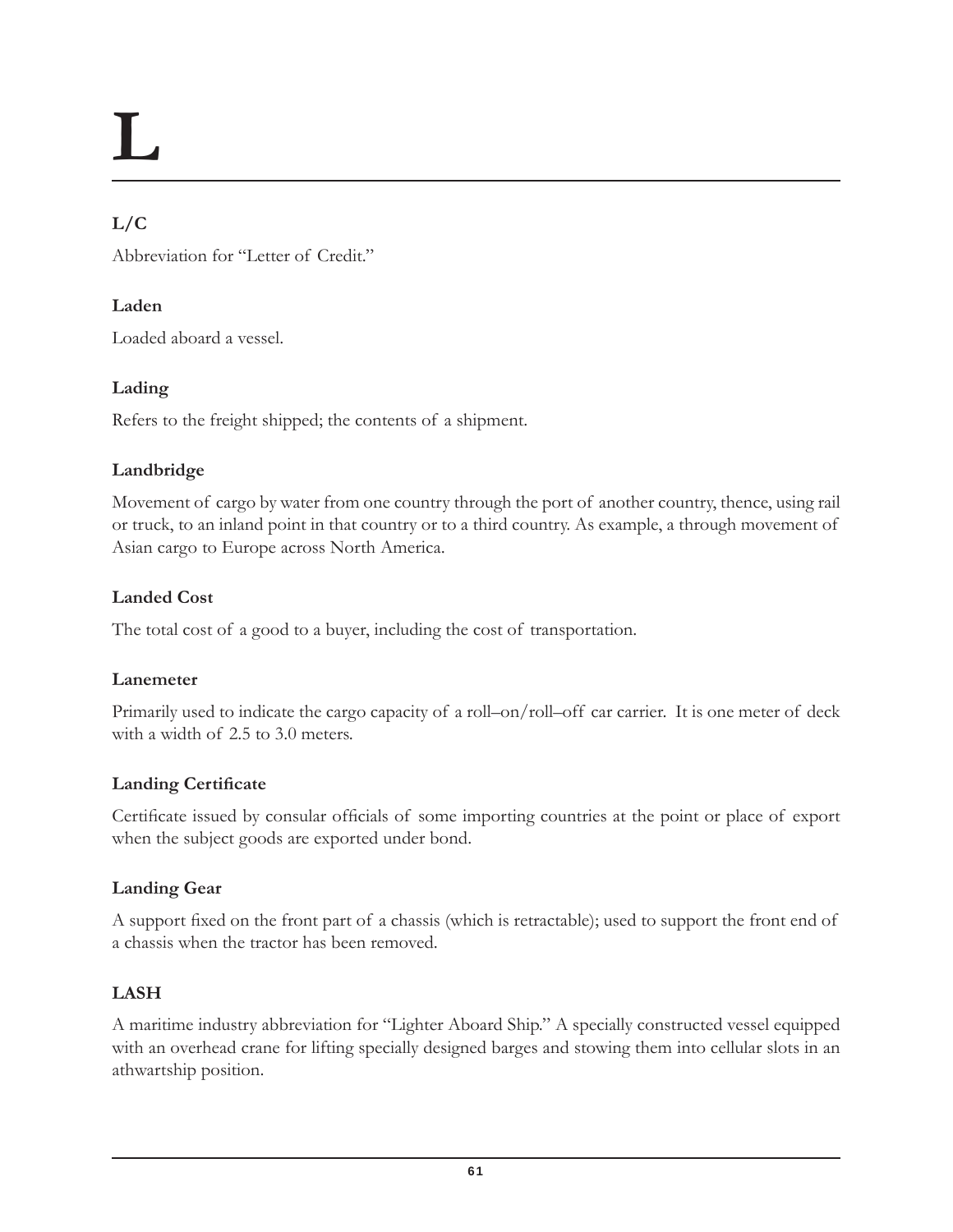# L

### L/C

Abbreviation for "Letter of Credit."

### Laden

Loaded aboard a vessel.

### Lading

Refers to the freight shipped; the contents of a shipment.

### Landbridge

Movement of cargo by water from one country through the port of another country, thence, using rail or truck, to an inland point in that country or to a third country. As example, a through movement of Asian cargo to Europe across North America.

### Landed Cost

The total cost of a good to a buyer, including the cost of transportation.

### Lanemeter

Primarily used to indicate the cargo capacity of a roll–on/roll–off car carrier. It is one meter of deck with a width of 2.5 to 3.0 meters.

### Landing Certificate

Certificate issued by consular officials of some importing countries at the point or place of export when the subject goods are exported under bond.

### Landing Gear

A support fixed on the front part of a chassis (which is retractable); used to support the front end of a chassis when the tractor has been removed.

### LASH

A maritime industry abbreviation for "Lighter Aboard Ship." A specially constructed vessel equipped with an overhead crane for lifting specially designed barges and stowing them into cellular slots in an athwartship position.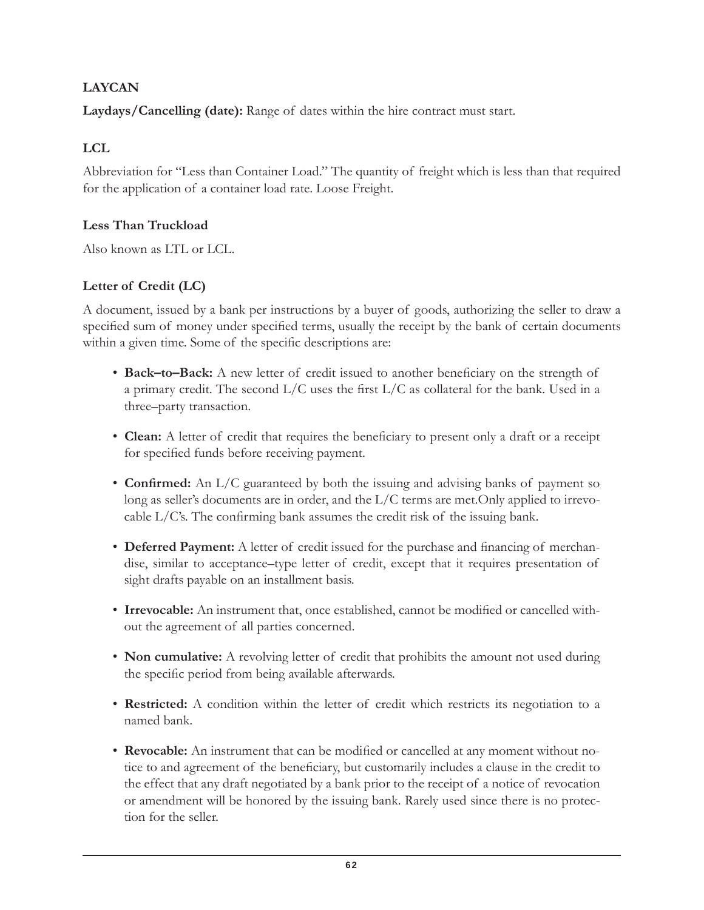**LAYCAN**

**Laydays/Cancelling (date):** Range of dates within the hire contract must start.

**LCL**

Abbreviation for "Less than Container Load." The quantity of freight which is less than that required for the application of a container load rate. Loose Freight.

**Less Than Truckload**

Also known as LTL or LCL.

**Letter of Credit (LC)**

A document, issued by a bank per instructions by a buyer of goods, authorizing the seller to draw a specified sum of money under specified terms, usually the receipt by the bank of certain documents within a given time. Some of the specific descriptions are:

- **Back–to–Back:** A new letter of credit issued to another beneficiary on the strength of a primary credit. The second L/C uses the first L/C as collateral for the bank. Used in a three–party transaction.
- **Clean:** A letter of credit that requires the beneficiary to present only a draft or a receipt for specified funds before receiving payment.
- **Confirmed:** An L/C guaranteed by both the issuing and advising banks of payment so long as seller's documents are in order, and the L/C terms are met.Only applied to irrevocable L/C's. The confirming bank assumes the credit risk of the issuing bank.
- **Deferred Payment:** A letter of credit issued for the purchase and financing of merchandise, similar to acceptance–type letter of credit, except that it requires presentation of sight drafts payable on an installment basis.
- **Irrevocable:** An instrument that, once established, cannot be modified or cancelled without the agreement of all parties concerned.
- **Non cumulative:** A revolving letter of credit that prohibits the amount not used during the specific period from being available afterwards.
- **Restricted:** A condition within the letter of credit which restricts its negotiation to a named bank.
- **Revocable:** An instrument that can be modified or cancelled at any moment without notice to and agreement of the beneficiary, but customarily includes a clause in the credit to the effect that any draft negotiated by a bank prior to the receipt of a notice of revocation or amendment will be honored by the issuing bank. Rarely used since there is no protection for the seller.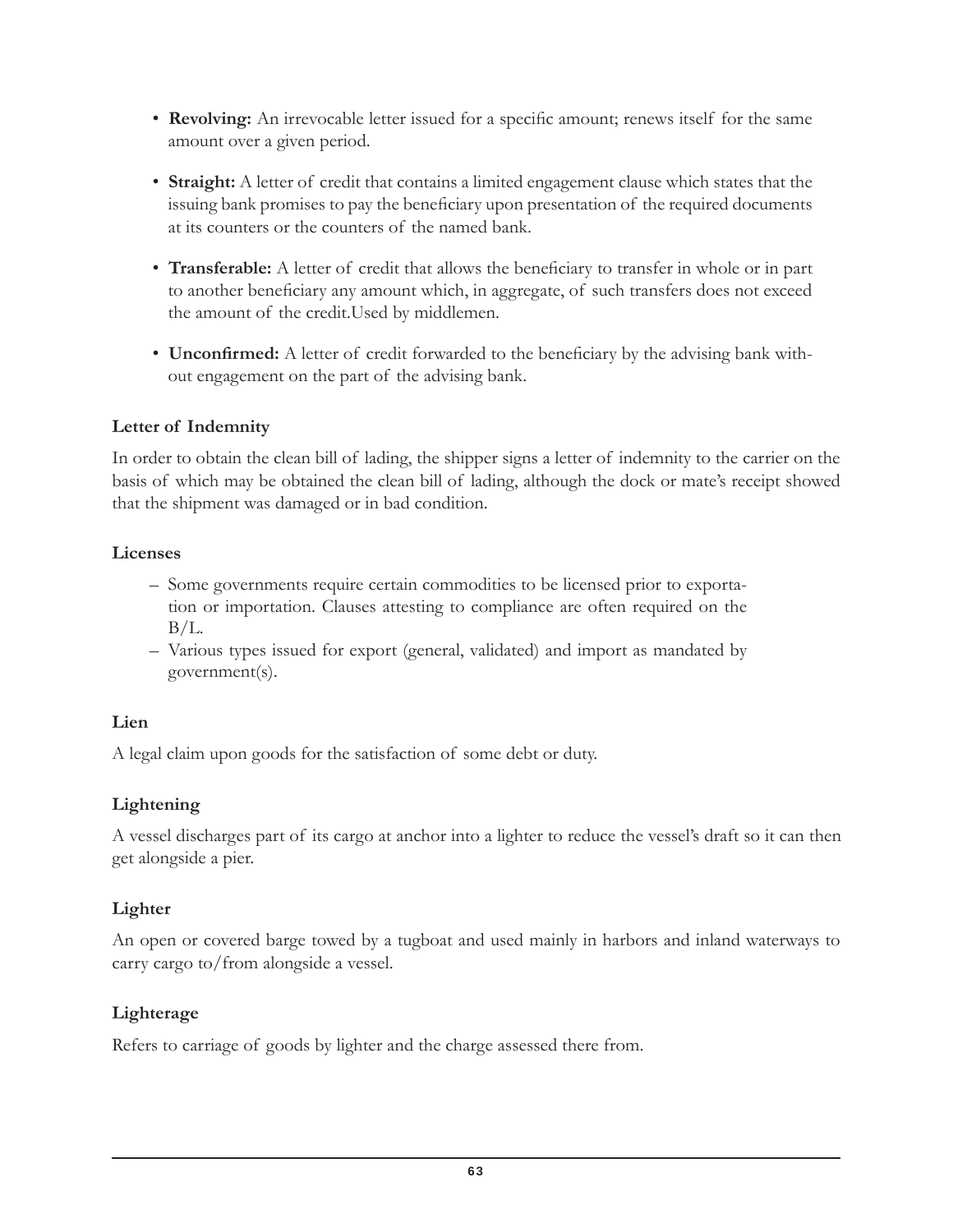- **Revolving:** An irrevocable letter issued for a specific amount; renews itself for the same amount over a given period.
- **Straight:** A letter of credit that contains a limited engagement clause which states that the issuing bank promises to pay the beneficiary upon presentation of the required documents at its counters or the counters of the named bank.
- **Transferable:** A letter of credit that allows the beneficiary to transfer in whole or in part to another beneficiary any amount which, in aggregate, of such transfers does not exceed the amount of the credit.Used by middlemen.
- **Unconfirmed:** A letter of credit forwarded to the beneficiary by the advising bank without engagement on the part of the advising bank.

**Letter of Indemnity**

In order to obtain the clean bill of lading, the shipper signs a letter of indemnity to the carrier on the basis of which may be obtained the clean bill of lading, although the dock or mate's receipt showed that the shipment was damaged or in bad condition.

**Licenses**

- Some governments require certain commodities to be licensed prior to exportation or importation. Clauses attesting to compliance are often required on the B/L.
- Various types issued for export (general, validated) and import as mandated by government(s).

**Lien**

A legal claim upon goods for the satisfaction of some debt or duty.

**Lightening**

A vessel discharges part of its cargo at anchor into a lighter to reduce the vessel's draft so it can then get alongside a pier.

**Lighter**

An open or covered barge towed by a tugboat and used mainly in harbors and inland waterways to carry cargo to/from alongside a vessel.

**Lighterage**

Refers to carriage of goods by lighter and the charge assessed there from.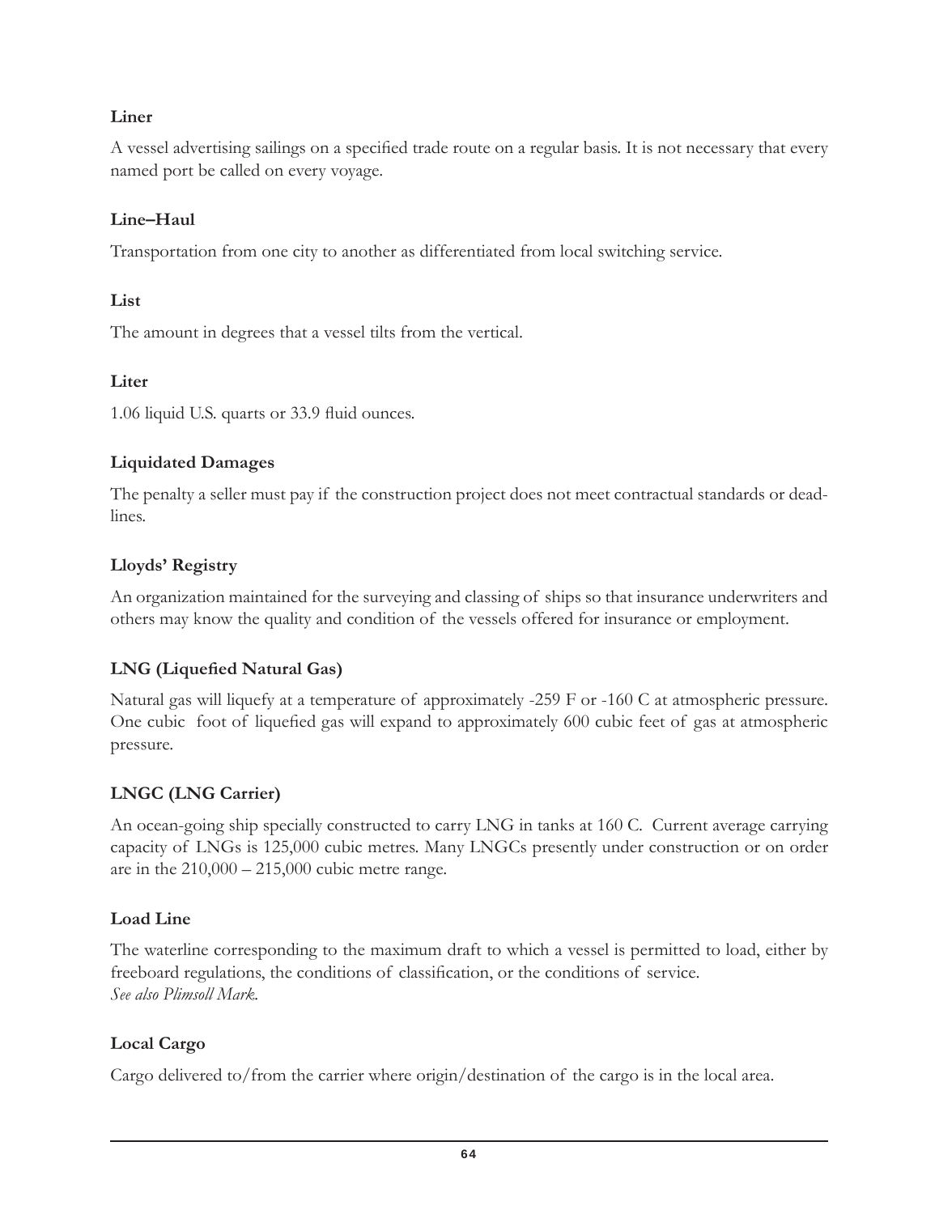**Liner**

A vessel advertising sailings on a specified trade route on a regular basis. It is not necessary that every named port be called on every voyage.

**Line–Haul**

Transportation from one city to another as differentiated from local switching service.

**List**

The amount in degrees that a vessel tilts from the vertical.

**Liter**

1.06 liquid U.S. quarts or 33.9 fluid ounces.

**Liquidated Damages**

The penalty a seller must pay if the construction project does not meet contractual standards or deadlines.

**Lloyds' Registry**

An organization maintained for the surveying and classing of ships so that insurance underwriters and others may know the quality and condition of the vessels offered for insurance or employment.

**LNG (Liquefied Natural Gas)**

Natural gas will liquefy at a temperature of approximately -259 F or -160 C at atmospheric pressure. One cubic foot of liquefied gas will expand to approximately 600 cubic feet of gas at atmospheric pressure.

**LNGC (LNG Carrier)**

An ocean-going ship specially constructed to carry LNG in tanks at 160 C. Current average carrying capacity of LNGs is 125,000 cubic metres. Many LNGCs presently under construction or on order are in the 210,000 – 215,000 cubic metre range.

**Load Line**

The waterline corresponding to the maximum draft to which a vessel is permitted to load, either by freeboard regulations, the conditions of classification, or the conditions of service.
*See also Plimsoll Mark.*

**Local Cargo**

Cargo delivered to/from the carrier where origin/destination of the cargo is in the local area.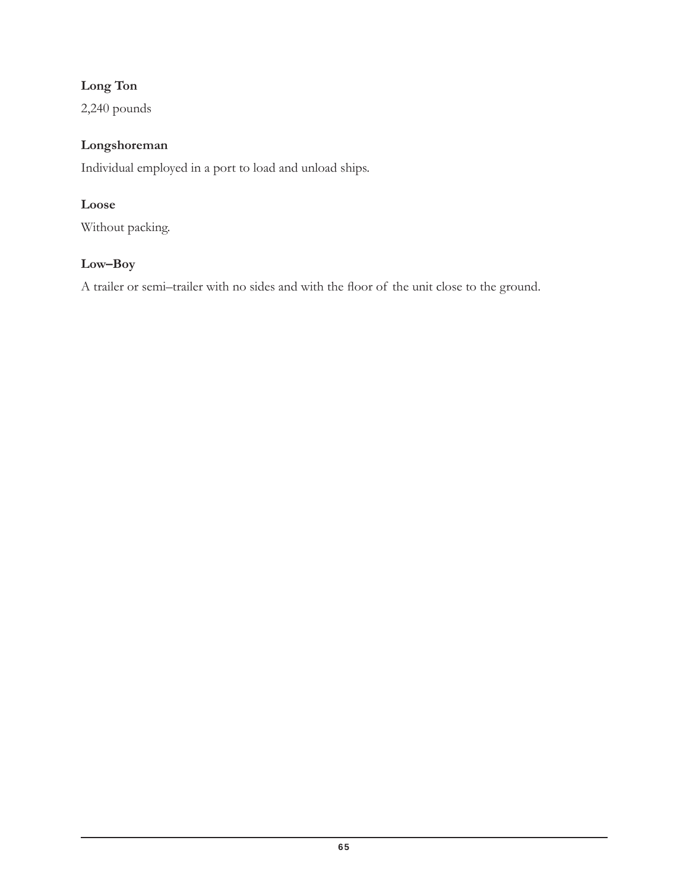**Long Ton**

2,240 pounds

**Longshoreman**

Individual employed in a port to load and unload ships.

**Loose**

Without packing.

**Low–Boy**

A trailer or semi–trailer with no sides and with the floor of the unit close to the ground.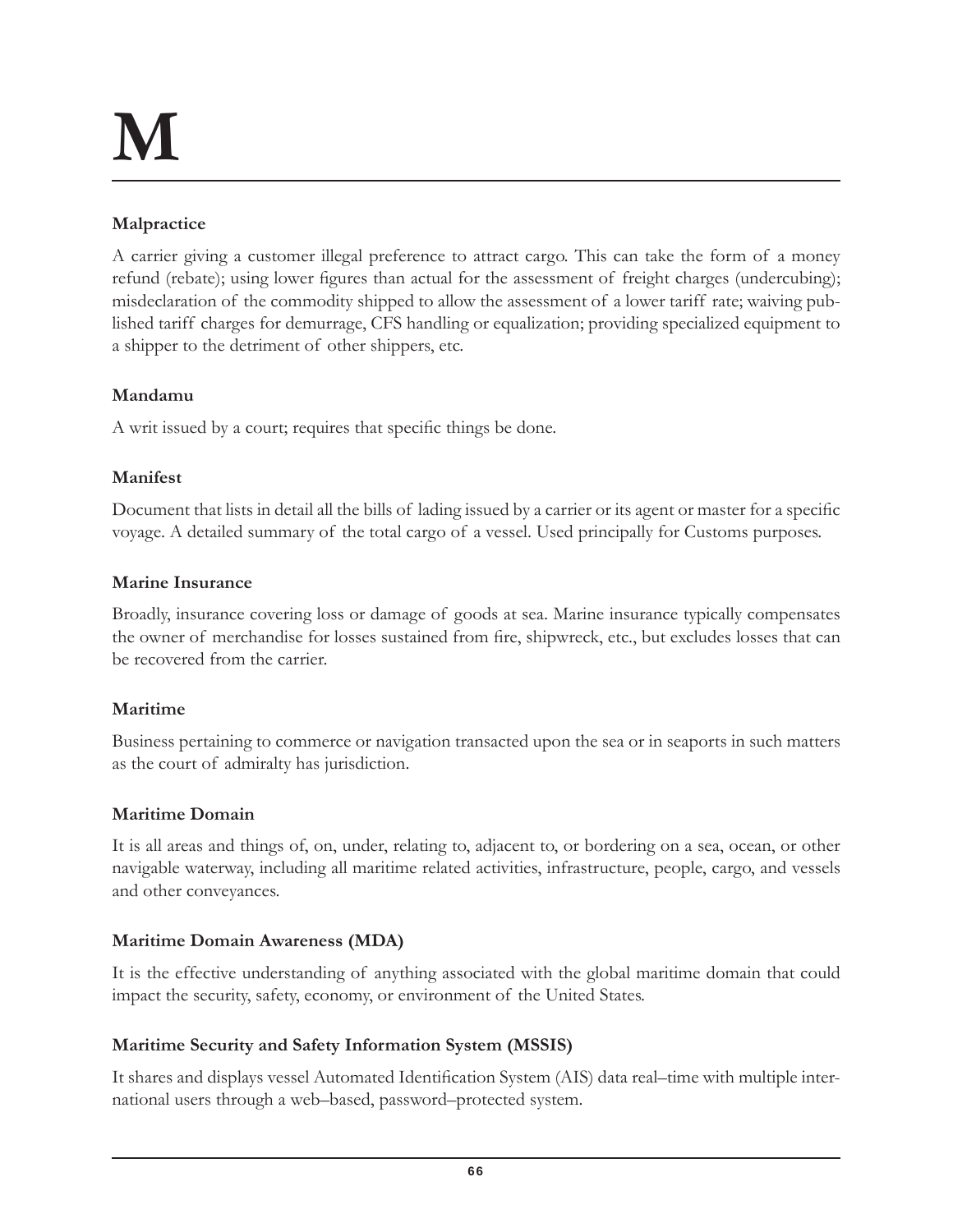# M

### Malpractice

A carrier giving a customer illegal preference to attract cargo. This can take the form of a money refund (rebate); using lower figures than actual for the assessment of freight charges (undercubing); misdeclaration of the commodity shipped to allow the assessment of a lower tariff rate; waiving published tariff charges for demurrage, CFS handling or equalization; providing specialized equipment to a shipper to the detriment of other shippers, etc.

### Mandamu

A writ issued by a court; requires that specific things be done.

### Manifest

Document that lists in detail all the bills of lading issued by a carrier or its agent or master for a specific voyage. A detailed summary of the total cargo of a vessel. Used principally for Customs purposes.

### Marine Insurance

Broadly, insurance covering loss or damage of goods at sea. Marine insurance typically compensates the owner of merchandise for losses sustained from fire, shipwreck, etc., but excludes losses that can be recovered from the carrier.

### Maritime

Business pertaining to commerce or navigation transacted upon the sea or in seaports in such matters as the court of admiralty has jurisdiction.

### Maritime Domain

It is all areas and things of, on, under, relating to, adjacent to, or bordering on a sea, ocean, or other navigable waterway, including all maritime related activities, infrastructure, people, cargo, and vessels and other conveyances.

### Maritime Domain Awareness (MDA)

It is the effective understanding of anything associated with the global maritime domain that could impact the security, safety, economy, or environment of the United States.

### Maritime Security and Safety Information System (MSSIS)

It shares and displays vessel Automated Identification System (AIS) data real–time with multiple international users through a web–based, password–protected system.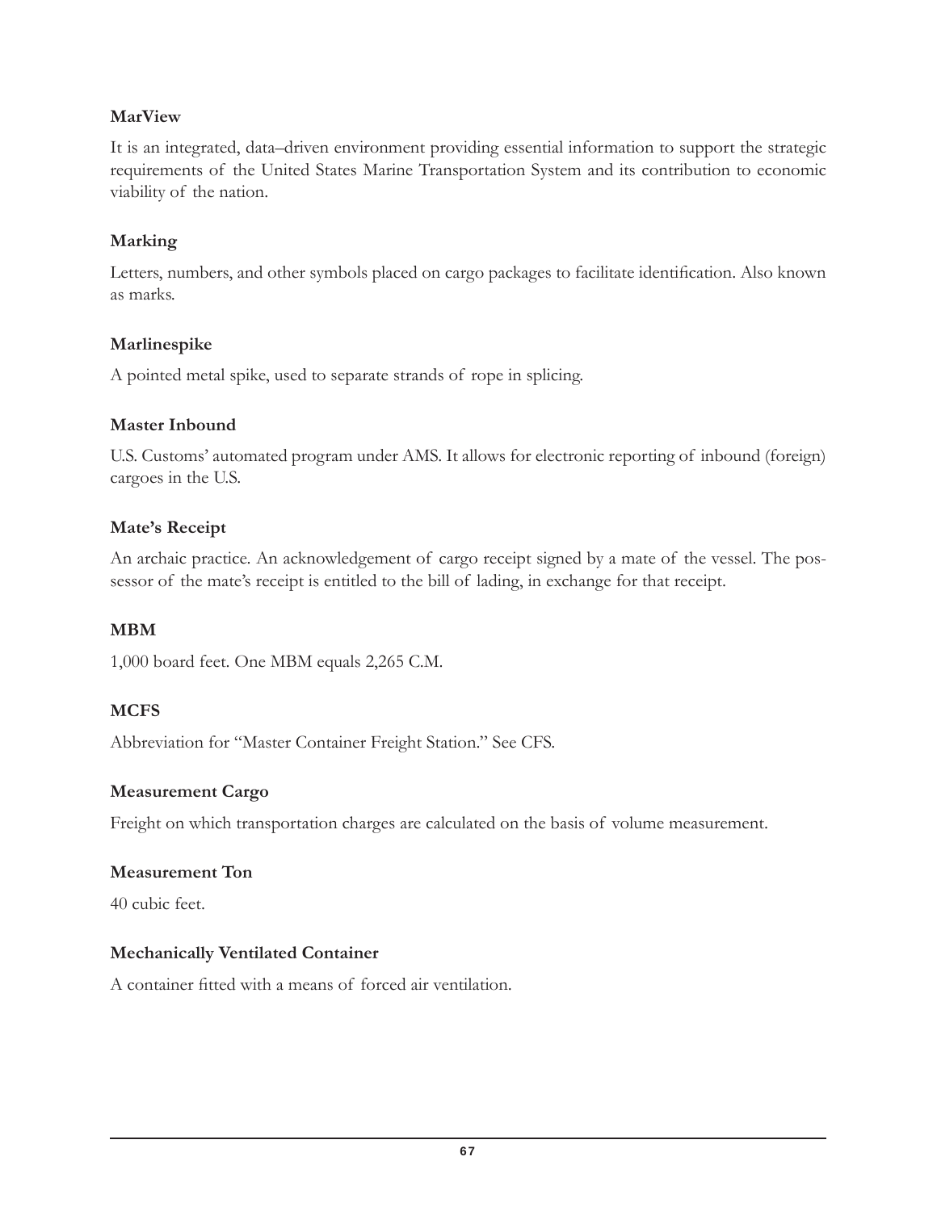**MarView**

It is an integrated, data–driven environment providing essential information to support the strategic requirements of the United States Marine Transportation System and its contribution to economic viability of the nation.

**Marking**

Letters, numbers, and other symbols placed on cargo packages to facilitate identification. Also known as marks.

**Marlinespike**

A pointed metal spike, used to separate strands of rope in splicing.

**Master Inbound**

U.S. Customs' automated program under AMS. It allows for electronic reporting of inbound (foreign) cargoes in the U.S.

**Mate's Receipt**

An archaic practice. An acknowledgement of cargo receipt signed by a mate of the vessel. The possessor of the mate's receipt is entitled to the bill of lading, in exchange for that receipt.

**MBM**

1,000 board feet. One MBM equals 2,265 C.M.

**MCFS**

Abbreviation for "Master Container Freight Station." See CFS.

**Measurement Cargo**

Freight on which transportation charges are calculated on the basis of volume measurement.

**Measurement Ton**

40 cubic feet.

**Mechanically Ventilated Container**

A container fitted with a means of forced air ventilation.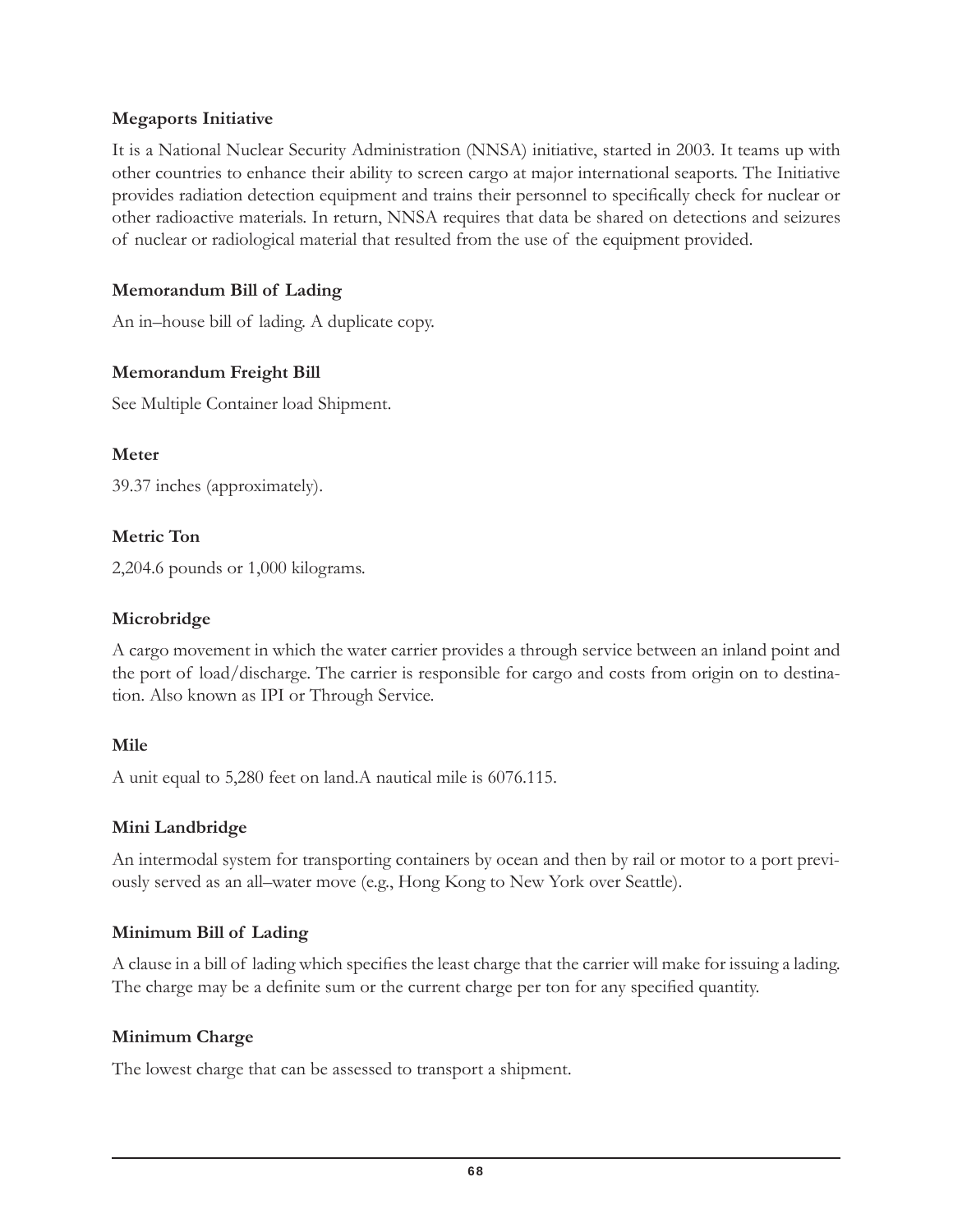**Megaports Initiative**

It is a National Nuclear Security Administration (NNSA) initiative, started in 2003. It teams up with other countries to enhance their ability to screen cargo at major international seaports. The Initiative provides radiation detection equipment and trains their personnel to specifically check for nuclear or other radioactive materials. In return, NNSA requires that data be shared on detections and seizures of nuclear or radiological material that resulted from the use of the equipment provided.

**Memorandum Bill of Lading**

An in–house bill of lading. A duplicate copy.

**Memorandum Freight Bill**

See Multiple Container load Shipment.

**Meter**

39.37 inches (approximately).

**Metric Ton**

2,204.6 pounds or 1,000 kilograms.

**Microbridge**

A cargo movement in which the water carrier provides a through service between an inland point and the port of load/discharge. The carrier is responsible for cargo and costs from origin on to destination. Also known as IPI or Through Service.

**Mile**

A unit equal to 5,280 feet on land.A nautical mile is 6076.115.

**Mini Landbridge**

An intermodal system for transporting containers by ocean and then by rail or motor to a port previously served as an all–water move (e.g., Hong Kong to New York over Seattle).

**Minimum Bill of Lading**

A clause in a bill of lading which specifies the least charge that the carrier will make for issuing a lading. The charge may be a definite sum or the current charge per ton for any specified quantity.

**Minimum Charge**

The lowest charge that can be assessed to transport a shipment.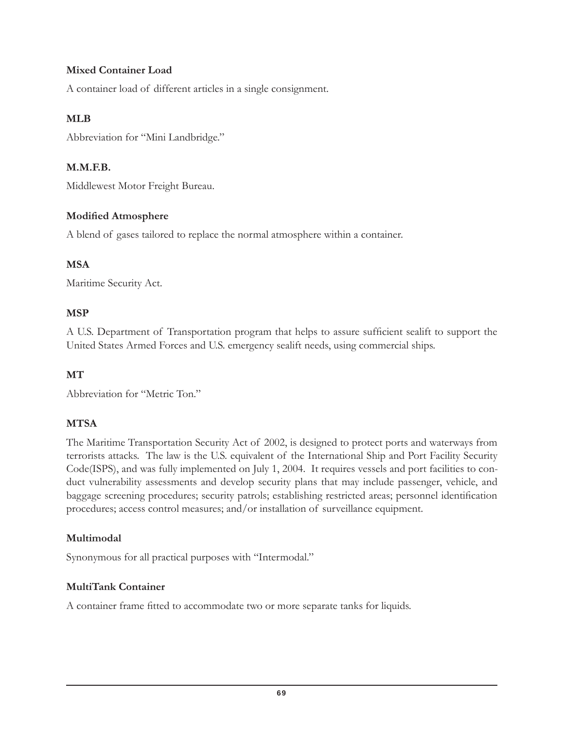**Mixed Container Load**

A container load of different articles in a single consignment.

**MLB**

Abbreviation for "Mini Landbridge."

**M.M.F.B.**

Middlewest Motor Freight Bureau.

**Modified Atmosphere**

A blend of gases tailored to replace the normal atmosphere within a container.

**MSA**

Maritime Security Act.

**MSP**

A U.S. Department of Transportation program that helps to assure sufficient sealift to support the United States Armed Forces and U.S. emergency sealift needs, using commercial ships.

**MT**

Abbreviation for "Metric Ton."

**MTSA**

The Maritime Transportation Security Act of 2002, is designed to protect ports and waterways from terrorists attacks. The law is the U.S. equivalent of the International Ship and Port Facility Security Code(ISPS), and was fully implemented on July 1, 2004. It requires vessels and port facilities to conduct vulnerability assessments and develop security plans that may include passenger, vehicle, and baggage screening procedures; security patrols; establishing restricted areas; personnel identification procedures; access control measures; and/or installation of surveillance equipment.

**Multimodal**

Synonymous for all practical purposes with "Intermodal."

**MultiTank Container**

A container frame fitted to accommodate two or more separate tanks for liquids.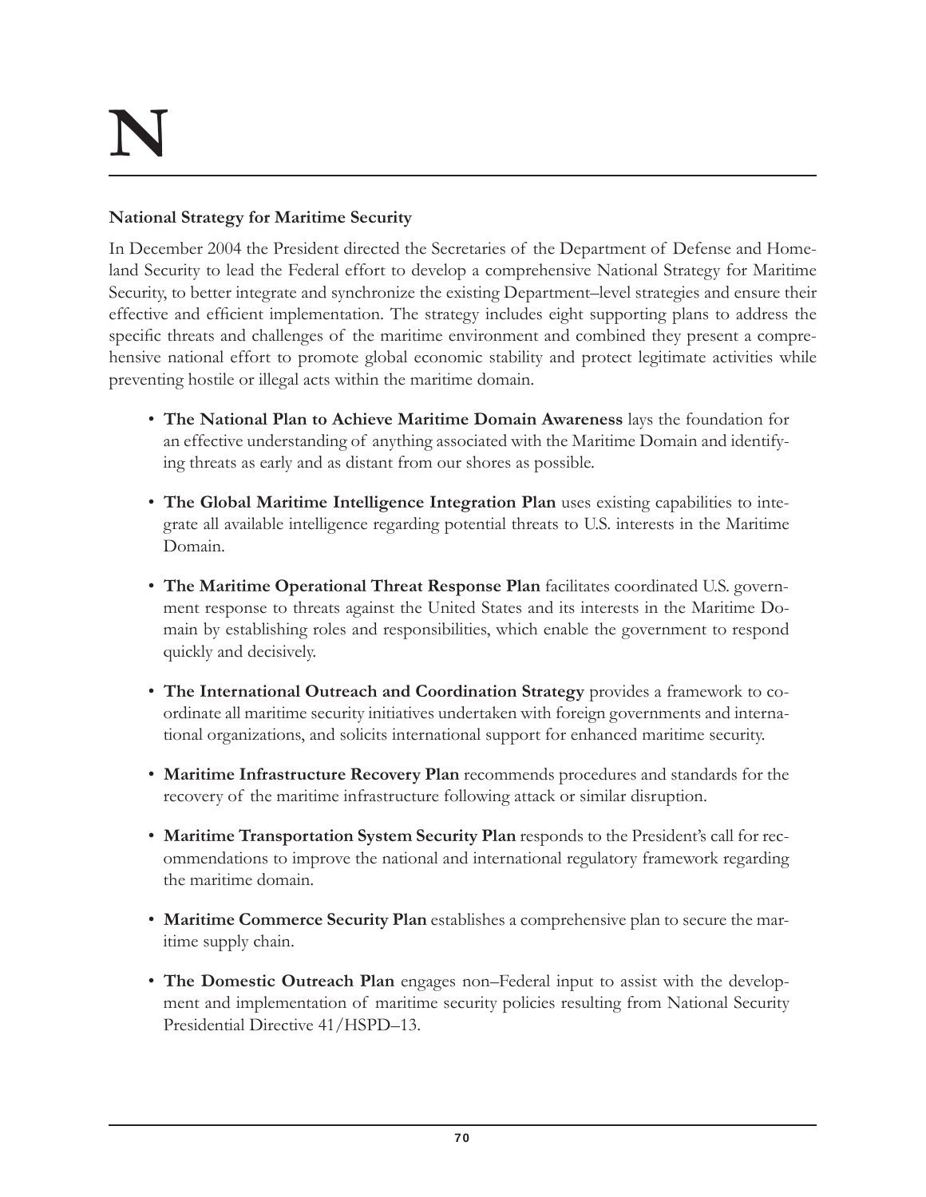# N

**National Strategy for Maritime Security**

In December 2004 the President directed the Secretaries of the Department of Defense and Homeland Security to lead the Federal effort to develop a comprehensive National Strategy for Maritime Security, to better integrate and synchronize the existing Department–level strategies and ensure their effective and efficient implementation. The strategy includes eight supporting plans to address the specific threats and challenges of the maritime environment and combined they present a comprehensive national effort to promote global economic stability and protect legitimate activities while preventing hostile or illegal acts within the maritime domain.

- **The National Plan to Achieve Maritime Domain Awareness** lays the foundation for an effective understanding of anything associated with the Maritime Domain and identifying threats as early and as distant from our shores as possible.
- **The Global Maritime Intelligence Integration Plan** uses existing capabilities to integrate all available intelligence regarding potential threats to U.S. interests in the Maritime Domain.
- **The Maritime Operational Threat Response Plan** facilitates coordinated U.S. government response to threats against the United States and its interests in the Maritime Domain by establishing roles and responsibilities, which enable the government to respond quickly and decisively.
- **The International Outreach and Coordination Strategy** provides a framework to coordinate all maritime security initiatives undertaken with foreign governments and international organizations, and solicits international support for enhanced maritime security.
- **Maritime Infrastructure Recovery Plan** recommends procedures and standards for the recovery of the maritime infrastructure following attack or similar disruption.
- **Maritime Transportation System Security Plan** responds to the President's call for recommendations to improve the national and international regulatory framework regarding the maritime domain.
- **Maritime Commerce Security Plan** establishes a comprehensive plan to secure the maritime supply chain.
- **The Domestic Outreach Plan** engages non–Federal input to assist with the development and implementation of maritime security policies resulting from National Security Presidential Directive 41/HSPD–13.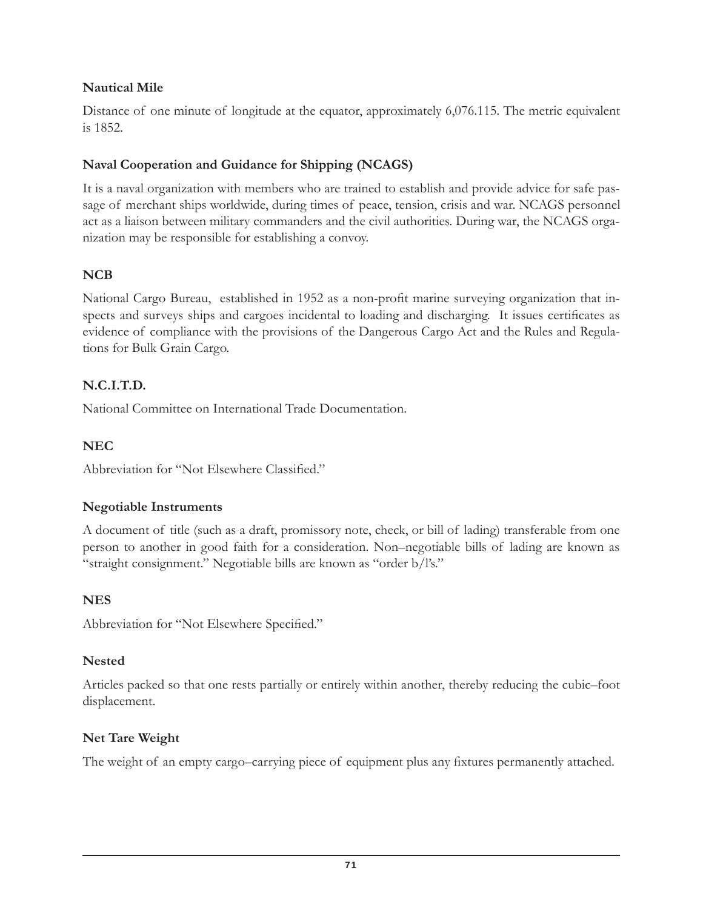**Nautical Mile**

Distance of one minute of longitude at the equator, approximately 6,076.115. The metric equivalent is 1852.

**Naval Cooperation and Guidance for Shipping (NCAGS)**

It is a naval organization with members who are trained to establish and provide advice for safe passage of merchant ships worldwide, during times of peace, tension, crisis and war. NCAGS personnel act as a liaison between military commanders and the civil authorities. During war, the NCAGS organization may be responsible for establishing a convoy.

**NCB**

National Cargo Bureau, established in 1952 as a non-profit marine surveying organization that inspects and surveys ships and cargoes incidental to loading and discharging. It issues certificates as evidence of compliance with the provisions of the Dangerous Cargo Act and the Rules and Regulations for Bulk Grain Cargo.

**N.C.I.T.D.**

National Committee on International Trade Documentation.

**NEC**

Abbreviation for "Not Elsewhere Classified."

**Negotiable Instruments**

A document of title (such as a draft, promissory note, check, or bill of lading) transferable from one person to another in good faith for a consideration. Non–negotiable bills of lading are known as "straight consignment." Negotiable bills are known as "order b/l's."

**NES**

Abbreviation for "Not Elsewhere Specified."

**Nested**

Articles packed so that one rests partially or entirely within another, thereby reducing the cubic–foot displacement.

**Net Tare Weight**

The weight of an empty cargo–carrying piece of equipment plus any fixtures permanently attached.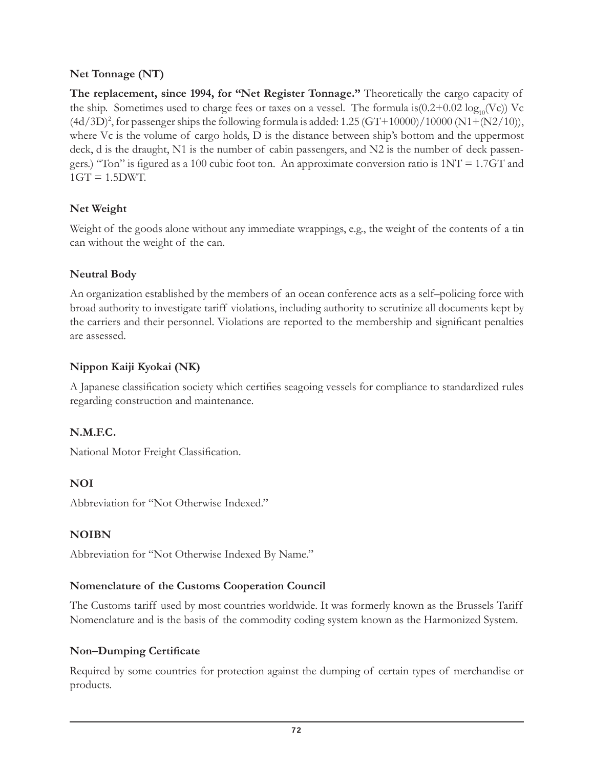**Net Tonnage (NT)**

**The replacement, since 1994, for "Net Register Tonnage."** Theoretically the cargo capacity of the ship. Sometimes used to charge fees or taxes on a vessel. The formula is $(0.2+0.02 \log_{10}(Vc))\ Vc\ (4d/3D)^2$, for passenger ships the following formula is added: $1.25\ (GT+10000)/10000\ (N1+(N2/10))$, where Vc is the volume of cargo holds, D is the distance between ship's bottom and the uppermost deck, d is the draught, N1 is the number of cabin passengers, and N2 is the number of deck passengers.) "Ton" is figured as a 100 cubic foot ton. An approximate conversion ratio is 1NT = 1.7GT and 1GT = 1.5DWT.

**Net Weight**

Weight of the goods alone without any immediate wrappings, e.g., the weight of the contents of a tin can without the weight of the can.

**Neutral Body**

An organization established by the members of an ocean conference acts as a self–policing force with broad authority to investigate tariff violations, including authority to scrutinize all documents kept by the carriers and their personnel. Violations are reported to the membership and significant penalties are assessed.

**Nippon Kaiji Kyokai (NK)**

A Japanese classification society which certifies seagoing vessels for compliance to standardized rules regarding construction and maintenance.

**N.M.F.C.**

National Motor Freight Classification.

**NOI**

Abbreviation for "Not Otherwise Indexed."

**NOIBN**

Abbreviation for "Not Otherwise Indexed By Name."

**Nomenclature of the Customs Cooperation Council**

The Customs tariff used by most countries worldwide. It was formerly known as the Brussels Tariff Nomenclature and is the basis of the commodity coding system known as the Harmonized System.

**Non–Dumping Certificate**

Required by some countries for protection against the dumping of certain types of merchandise or products.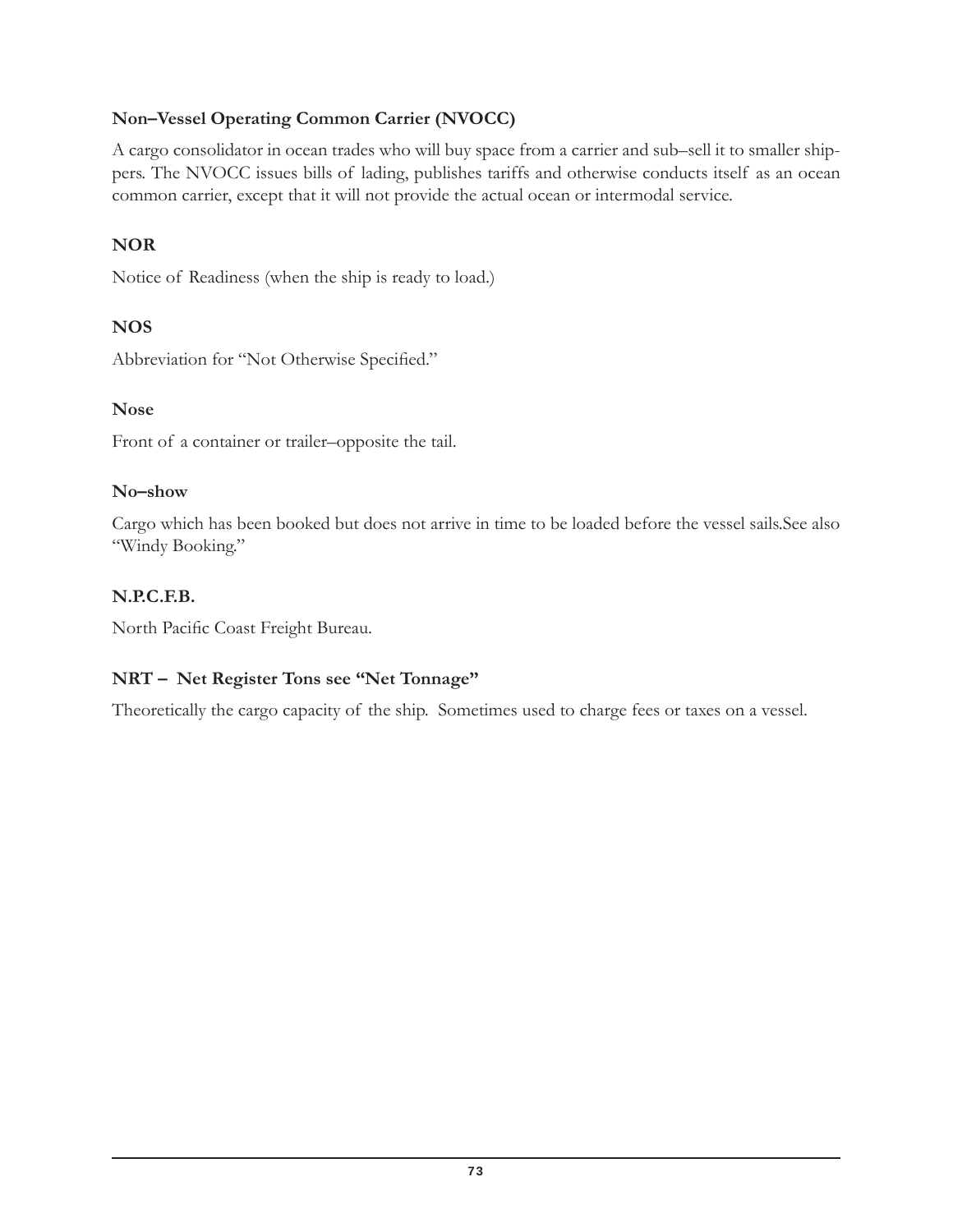**Non–Vessel Operating Common Carrier (NVOCC)**

A cargo consolidator in ocean trades who will buy space from a carrier and sub–sell it to smaller shippers. The NVOCC issues bills of lading, publishes tariffs and otherwise conducts itself as an ocean common carrier, except that it will not provide the actual ocean or intermodal service.

**NOR**

Notice of Readiness (when the ship is ready to load.)

**NOS**

Abbreviation for "Not Otherwise Specified."

**Nose**

Front of a container or trailer–opposite the tail.

**No–show**

Cargo which has been booked but does not arrive in time to be loaded before the vessel sails.See also "Windy Booking."

**N.P.C.F.B.**

North Pacific Coast Freight Bureau.

**NRT – Net Register Tons see "Net Tonnage"**

Theoretically the cargo capacity of the ship. Sometimes used to charge fees or taxes on a vessel.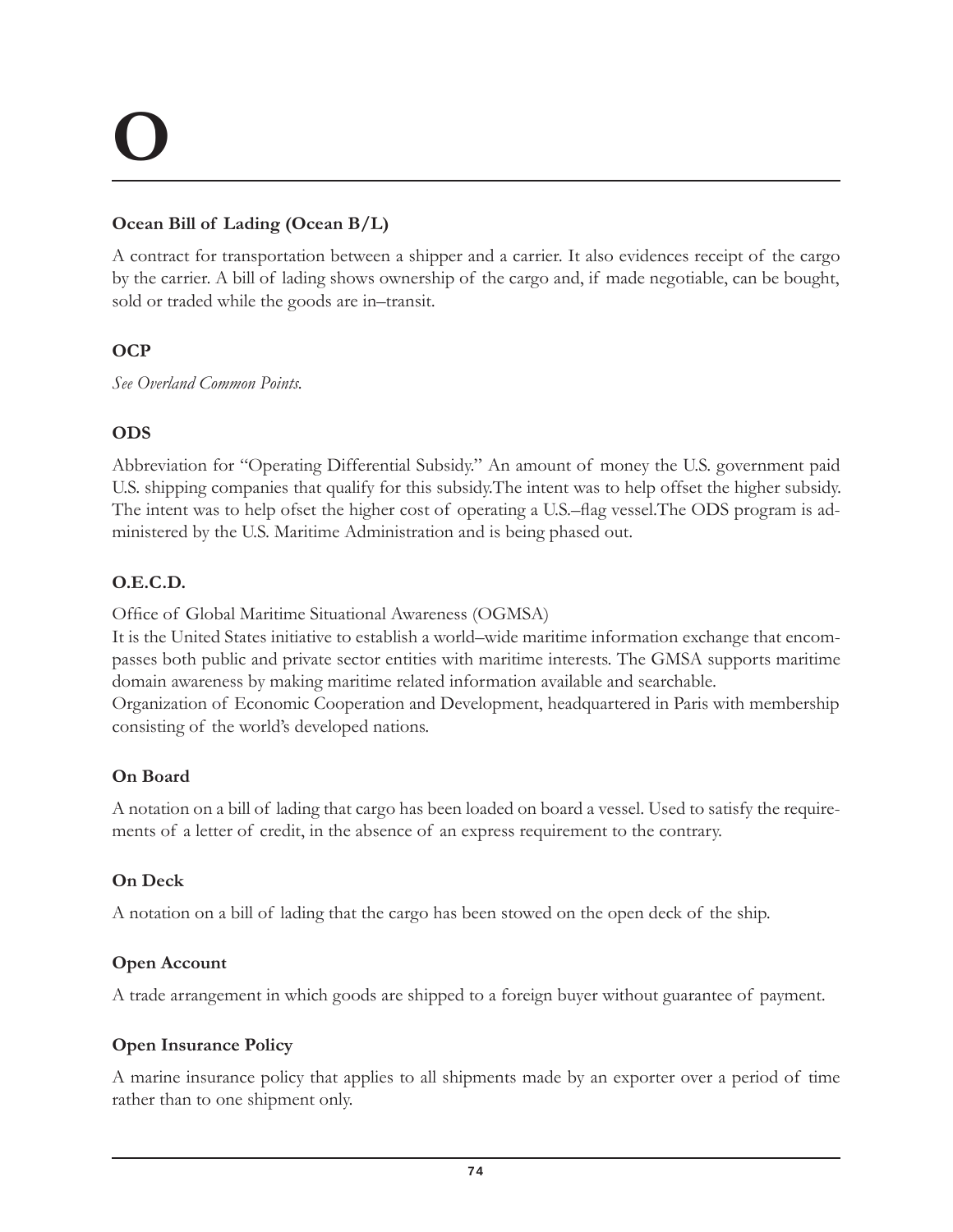# O

### Ocean Bill of Lading (Ocean B/L)

A contract for transportation between a shipper and a carrier. It also evidences receipt of the cargo by the carrier. A bill of lading shows ownership of the cargo and, if made negotiable, can be bought, sold or traded while the goods are in–transit.

### OCP

*See Overland Common Points.*

### ODS

Abbreviation for "Operating Differential Subsidy." An amount of money the U.S. government paid U.S. shipping companies that qualify for this subsidy.The intent was to help offset the higher subsidy. The intent was to help ofset the higher cost of operating a U.S.–flag vessel.The ODS program is administered by the U.S. Maritime Administration and is being phased out.

### O.E.C.D.

Office of Global Maritime Situational Awareness (OGMSA)

It is the United States initiative to establish a world–wide maritime information exchange that encompasses both public and private sector entities with maritime interests. The GMSA supports maritime domain awareness by making maritime related information available and searchable.

Organization of Economic Cooperation and Development, headquartered in Paris with membership consisting of the world's developed nations.

### On Board

A notation on a bill of lading that cargo has been loaded on board a vessel. Used to satisfy the requirements of a letter of credit, in the absence of an express requirement to the contrary.

### On Deck

A notation on a bill of lading that the cargo has been stowed on the open deck of the ship.

### Open Account

A trade arrangement in which goods are shipped to a foreign buyer without guarantee of payment.

### Open Insurance Policy

A marine insurance policy that applies to all shipments made by an exporter over a period of time rather than to one shipment only.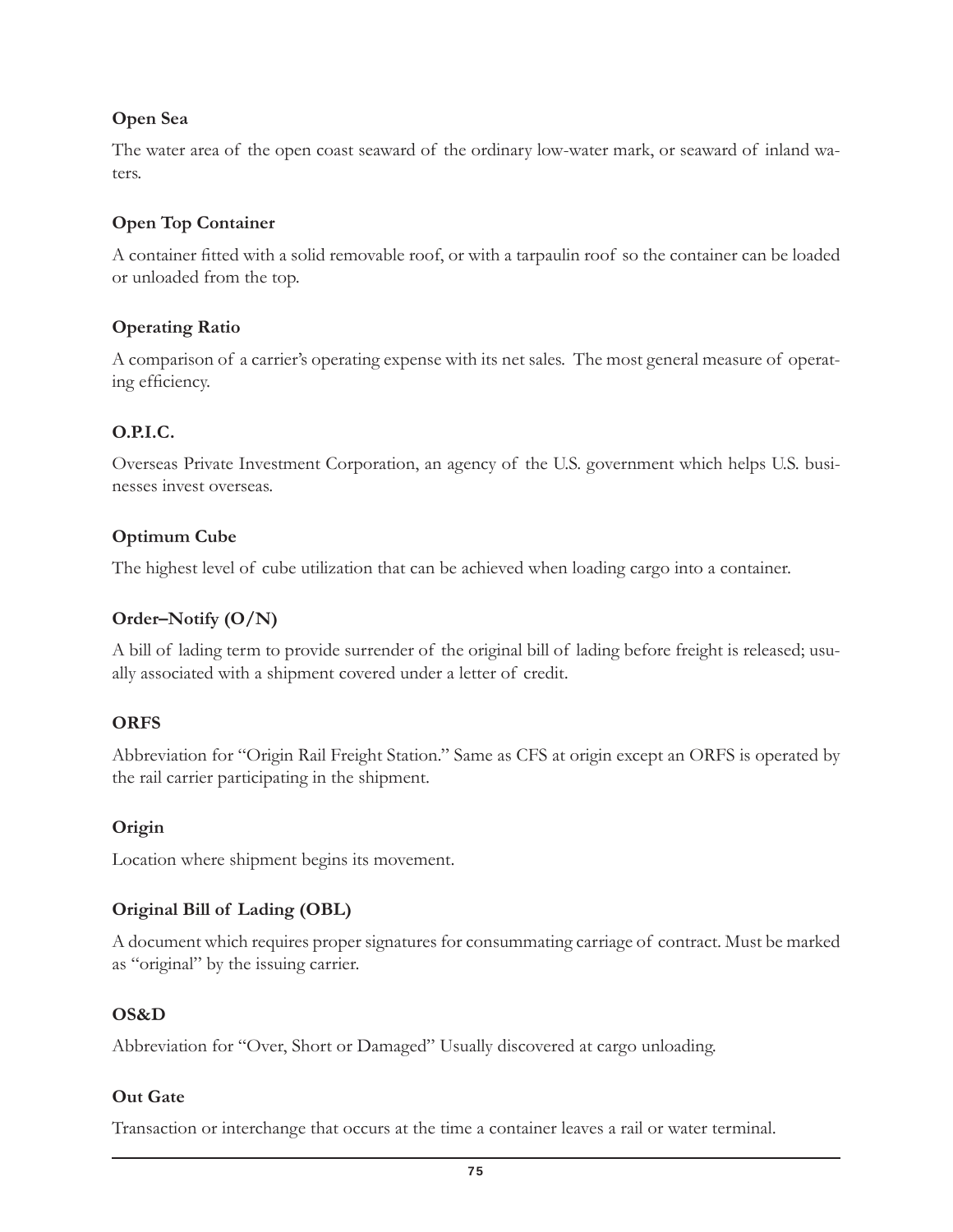**Open Sea**

The water area of the open coast seaward of the ordinary low-water mark, or seaward of inland waters.

**Open Top Container**

A container fitted with a solid removable roof, or with a tarpaulin roof so the container can be loaded or unloaded from the top.

**Operating Ratio**

A comparison of a carrier's operating expense with its net sales. The most general measure of operating efficiency.

**O.P.I.C.**

Overseas Private Investment Corporation, an agency of the U.S. government which helps U.S. businesses invest overseas.

**Optimum Cube**

The highest level of cube utilization that can be achieved when loading cargo into a container.

**Order–Notify (O/N)**

A bill of lading term to provide surrender of the original bill of lading before freight is released; usually associated with a shipment covered under a letter of credit.

**ORFS**

Abbreviation for "Origin Rail Freight Station." Same as CFS at origin except an ORFS is operated by the rail carrier participating in the shipment.

**Origin**

Location where shipment begins its movement.

**Original Bill of Lading (OBL)**

A document which requires proper signatures for consummating carriage of contract. Must be marked as "original" by the issuing carrier.

**OS&D**

Abbreviation for "Over, Short or Damaged" Usually discovered at cargo unloading.

**Out Gate**

Transaction or interchange that occurs at the time a container leaves a rail or water terminal.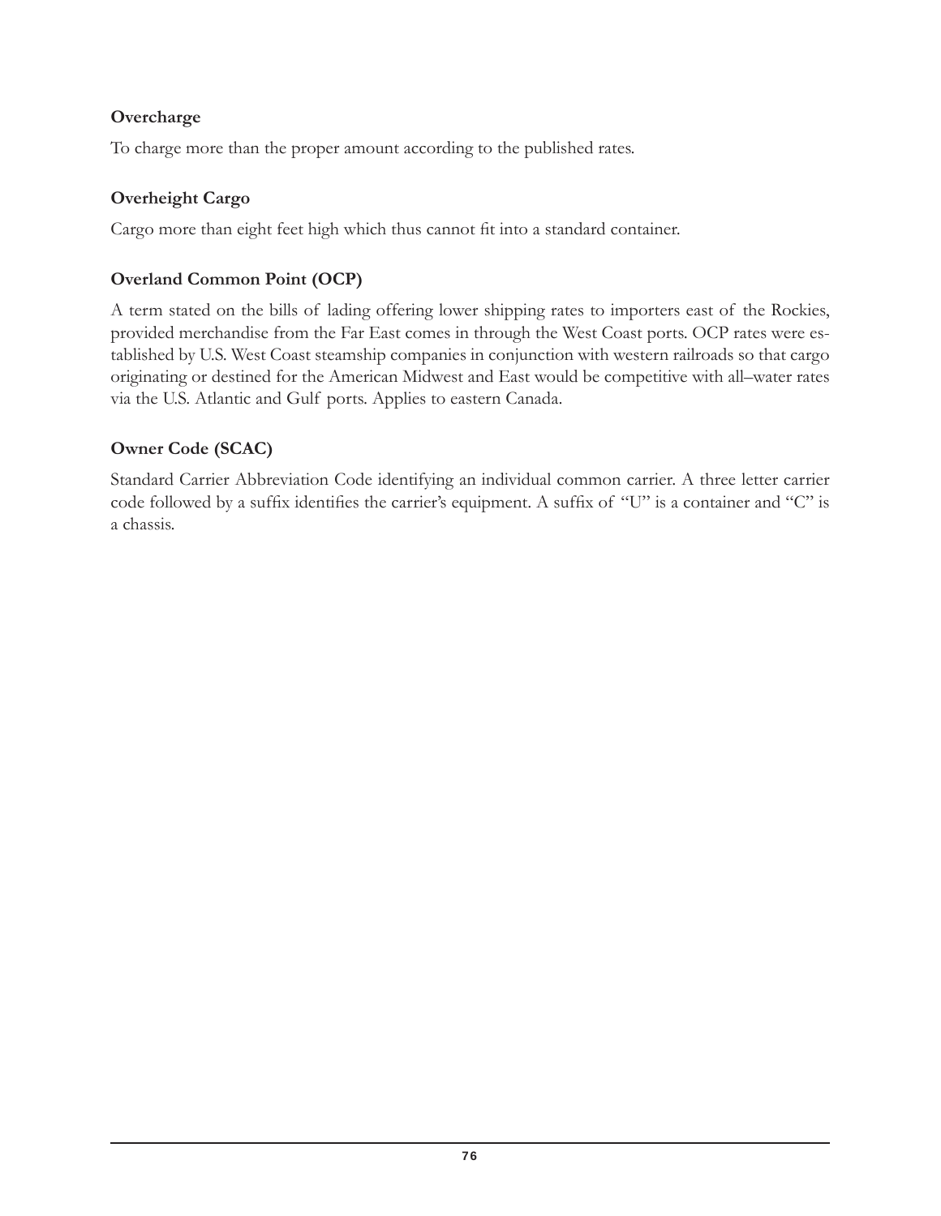**Overcharge**

To charge more than the proper amount according to the published rates.

**Overheight Cargo**

Cargo more than eight feet high which thus cannot fit into a standard container.

**Overland Common Point (OCP)**

A term stated on the bills of lading offering lower shipping rates to importers east of the Rockies, provided merchandise from the Far East comes in through the West Coast ports. OCP rates were established by U.S. West Coast steamship companies in conjunction with western railroads so that cargo originating or destined for the American Midwest and East would be competitive with all–water rates via the U.S. Atlantic and Gulf ports. Applies to eastern Canada.

**Owner Code (SCAC)**

Standard Carrier Abbreviation Code identifying an individual common carrier. A three letter carrier code followed by a suffix identifies the carrier's equipment. A suffix of "U" is a container and "C" is a chassis.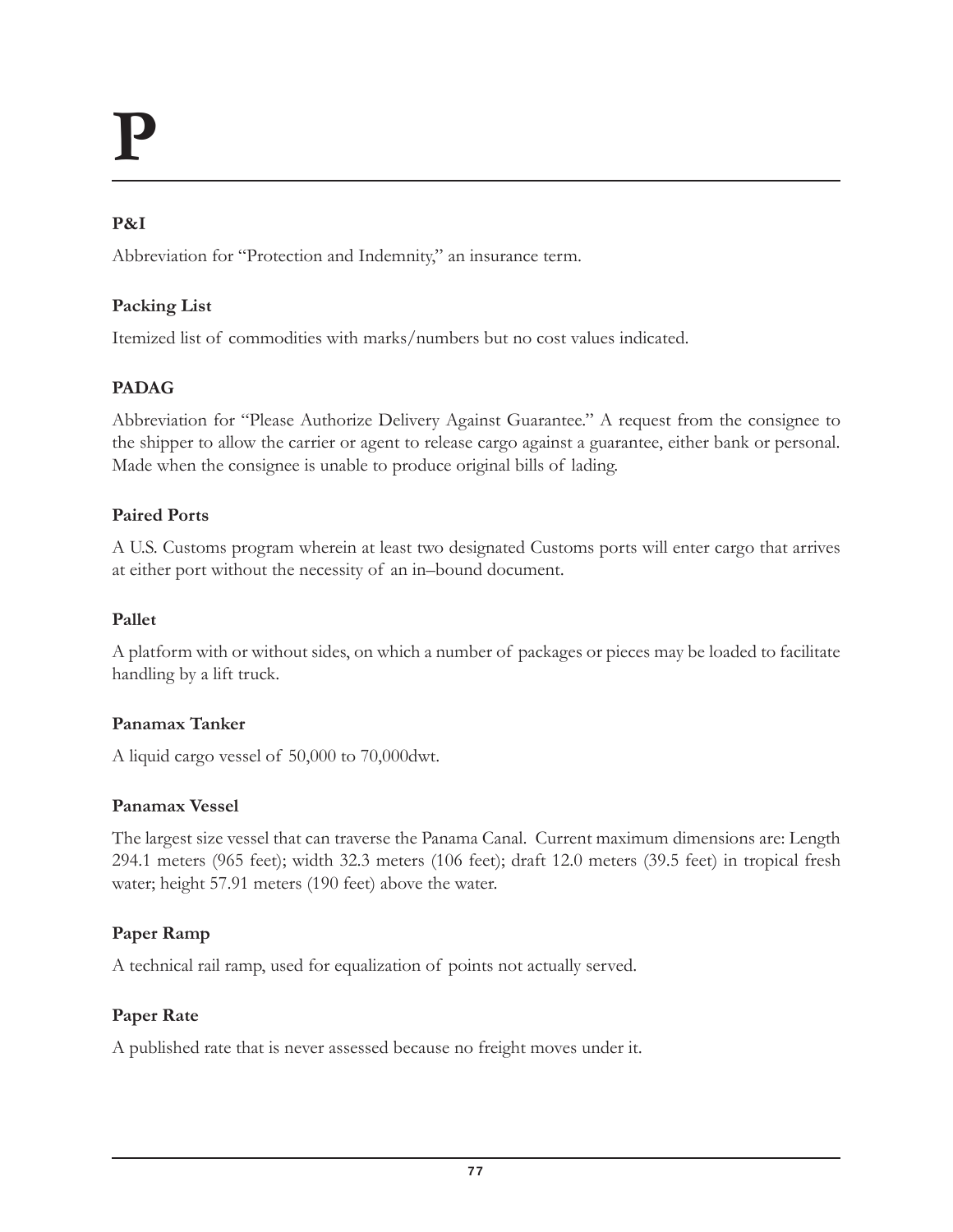# P

### P&I

Abbreviation for "Protection and Indemnity," an insurance term.

### Packing List

Itemized list of commodities with marks/numbers but no cost values indicated.

### PADAG

Abbreviation for "Please Authorize Delivery Against Guarantee." A request from the consignee to the shipper to allow the carrier or agent to release cargo against a guarantee, either bank or personal. Made when the consignee is unable to produce original bills of lading.

### Paired Ports

A U.S. Customs program wherein at least two designated Customs ports will enter cargo that arrives at either port without the necessity of an in–bound document.

### Pallet

A platform with or without sides, on which a number of packages or pieces may be loaded to facilitate handling by a lift truck.

### Panamax Tanker

A liquid cargo vessel of 50,000 to 70,000dwt.

### Panamax Vessel

The largest size vessel that can traverse the Panama Canal. Current maximum dimensions are: Length 294.1 meters (965 feet); width 32.3 meters (106 feet); draft 12.0 meters (39.5 feet) in tropical fresh water; height 57.91 meters (190 feet) above the water.

### Paper Ramp

A technical rail ramp, used for equalization of points not actually served.

### Paper Rate

A published rate that is never assessed because no freight moves under it.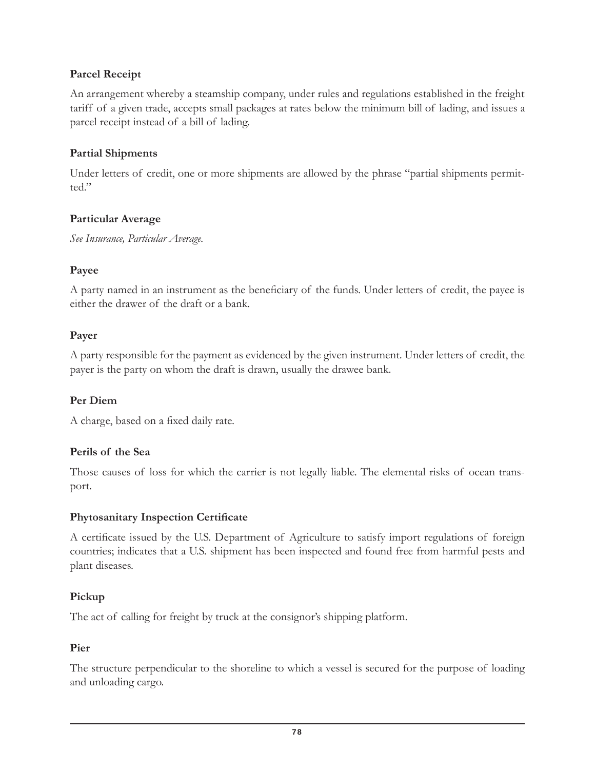**Parcel Receipt**

An arrangement whereby a steamship company, under rules and regulations established in the freight tariff of a given trade, accepts small packages at rates below the minimum bill of lading, and issues a parcel receipt instead of a bill of lading.

**Partial Shipments**

Under letters of credit, one or more shipments are allowed by the phrase "partial shipments permitted."

**Particular Average**

*See Insurance, Particular Average.*

**Payee**

A party named in an instrument as the beneficiary of the funds. Under letters of credit, the payee is either the drawer of the draft or a bank.

**Payer**

A party responsible for the payment as evidenced by the given instrument. Under letters of credit, the payer is the party on whom the draft is drawn, usually the drawee bank.

**Per Diem**

A charge, based on a fixed daily rate.

**Perils of the Sea**

Those causes of loss for which the carrier is not legally liable. The elemental risks of ocean transport.

**Phytosanitary Inspection Certificate**

A certificate issued by the U.S. Department of Agriculture to satisfy import regulations of foreign countries; indicates that a U.S. shipment has been inspected and found free from harmful pests and plant diseases.

**Pickup**

The act of calling for freight by truck at the consignor's shipping platform.

**Pier**

The structure perpendicular to the shoreline to which a vessel is secured for the purpose of loading and unloading cargo.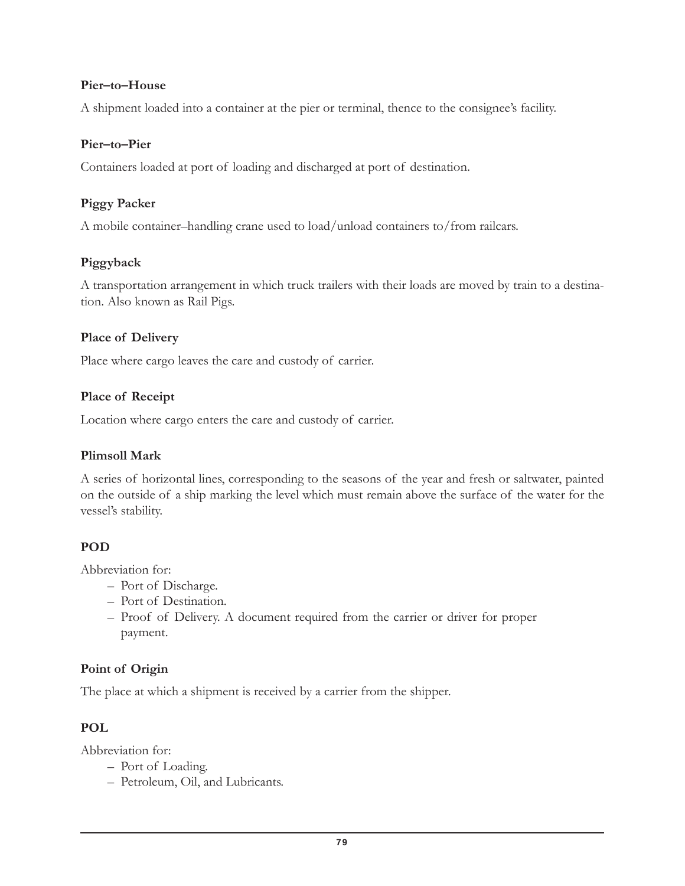**Pier–to–House**

A shipment loaded into a container at the pier or terminal, thence to the consignee's facility.

**Pier–to–Pier**

Containers loaded at port of loading and discharged at port of destination.

**Piggy Packer**

A mobile container–handling crane used to load/unload containers to/from railcars.

**Piggyback**

A transportation arrangement in which truck trailers with their loads are moved by train to a destination. Also known as Rail Pigs.

**Place of Delivery**

Place where cargo leaves the care and custody of carrier.

**Place of Receipt**

Location where cargo enters the care and custody of carrier.

**Plimsoll Mark**

A series of horizontal lines, corresponding to the seasons of the year and fresh or saltwater, painted on the outside of a ship marking the level which must remain above the surface of the water for the vessel's stability.

**POD**

Abbreviation for:

- Port of Discharge.
- Port of Destination.
- Proof of Delivery. A document required from the carrier or driver for proper payment.

**Point of Origin**

The place at which a shipment is received by a carrier from the shipper.

**POL**

Abbreviation for:

- Port of Loading.
- Petroleum, Oil, and Lubricants.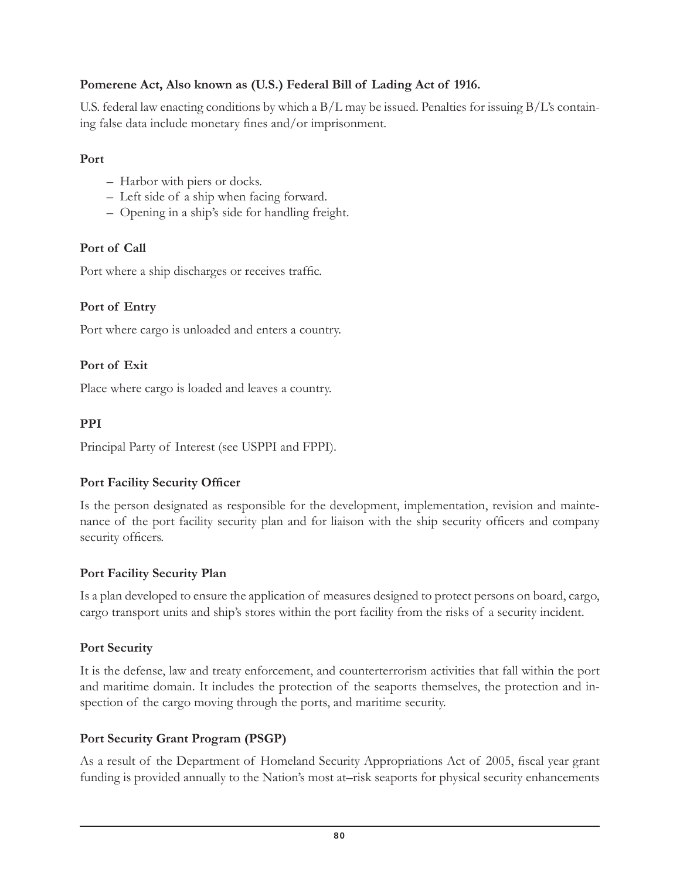**Pomerene Act, Also known as (U.S.) Federal Bill of Lading Act of 1916.**

U.S. federal law enacting conditions by which a B/L may be issued. Penalties for issuing B/L's containing false data include monetary fines and/or imprisonment.

**Port**

- Harbor with piers or docks.
- Left side of a ship when facing forward.
- Opening in a ship's side for handling freight.

**Port of Call**

Port where a ship discharges or receives traffic.

**Port of Entry**

Port where cargo is unloaded and enters a country.

**Port of Exit**

Place where cargo is loaded and leaves a country.

**PPI**

Principal Party of Interest (see USPPI and FPPI).

**Port Facility Security Officer**

Is the person designated as responsible for the development, implementation, revision and maintenance of the port facility security plan and for liaison with the ship security officers and company security officers.

**Port Facility Security Plan**

Is a plan developed to ensure the application of measures designed to protect persons on board, cargo, cargo transport units and ship's stores within the port facility from the risks of a security incident.

**Port Security**

It is the defense, law and treaty enforcement, and counterterrorism activities that fall within the port and maritime domain. It includes the protection of the seaports themselves, the protection and inspection of the cargo moving through the ports, and maritime security.

**Port Security Grant Program (PSGP)**

As a result of the Department of Homeland Security Appropriations Act of 2005, fiscal year grant funding is provided annually to the Nation's most at–risk seaports for physical security enhancements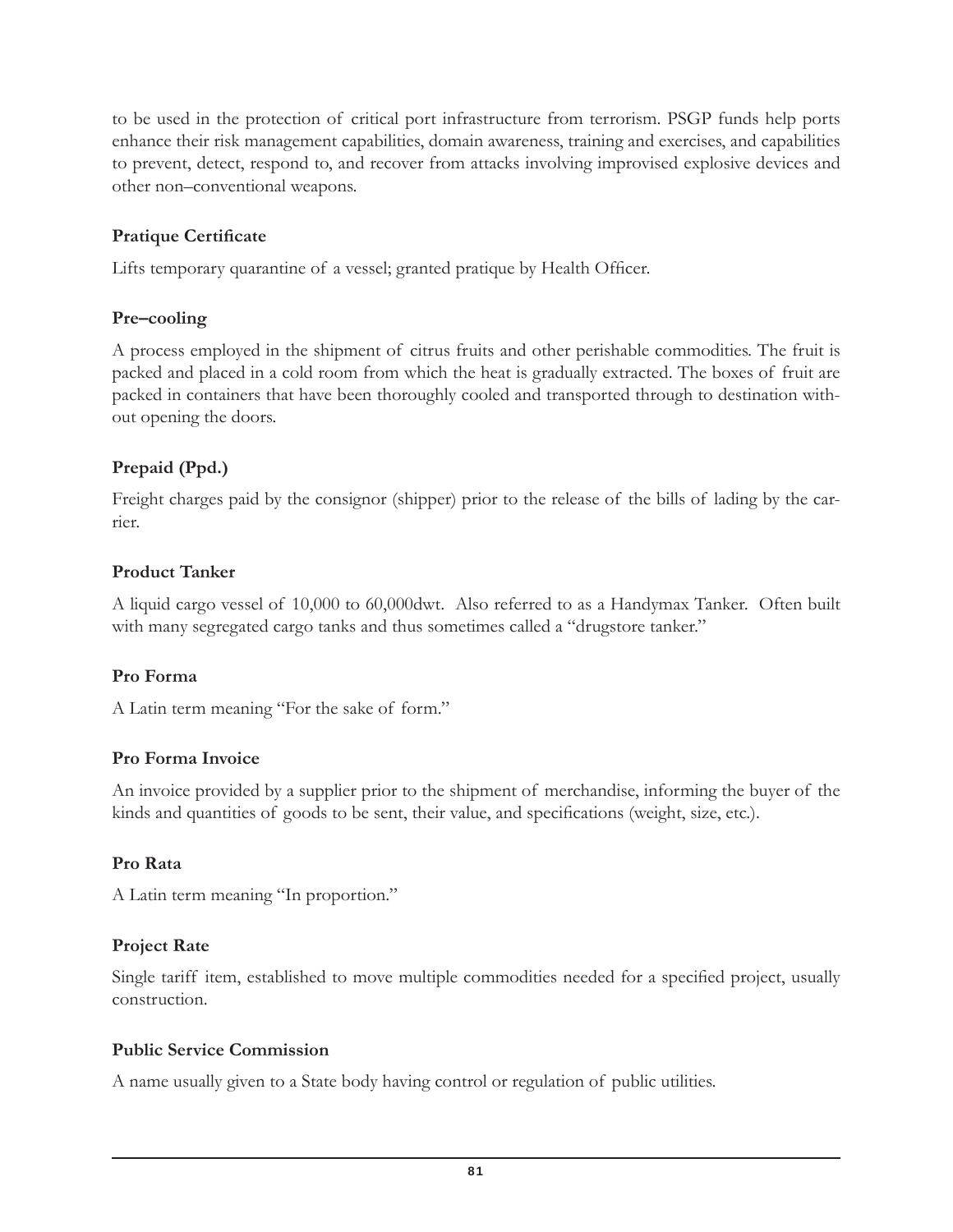to be used in the protection of critical port infrastructure from terrorism. PSGP funds help ports enhance their risk management capabilities, domain awareness, training and exercises, and capabilities to prevent, detect, respond to, and recover from attacks involving improvised explosive devices and other non–conventional weapons.

### Pratique Certificate

Lifts temporary quarantine of a vessel; granted pratique by Health Officer.

### Pre–cooling

A process employed in the shipment of citrus fruits and other perishable commodities. The fruit is packed and placed in a cold room from which the heat is gradually extracted. The boxes of fruit are packed in containers that have been thoroughly cooled and transported through to destination without opening the doors.

### Prepaid (Ppd.)

Freight charges paid by the consignor (shipper) prior to the release of the bills of lading by the carrier.

### Product Tanker

A liquid cargo vessel of 10,000 to 60,000dwt. Also referred to as a Handymax Tanker. Often built with many segregated cargo tanks and thus sometimes called a "drugstore tanker."

### Pro Forma

A Latin term meaning "For the sake of form."

### Pro Forma Invoice

An invoice provided by a supplier prior to the shipment of merchandise, informing the buyer of the kinds and quantities of goods to be sent, their value, and specifications (weight, size, etc.).

### Pro Rata

A Latin term meaning "In proportion."

### Project Rate

Single tariff item, established to move multiple commodities needed for a specified project, usually construction.

### Public Service Commission

A name usually given to a State body having control or regulation of public utilities.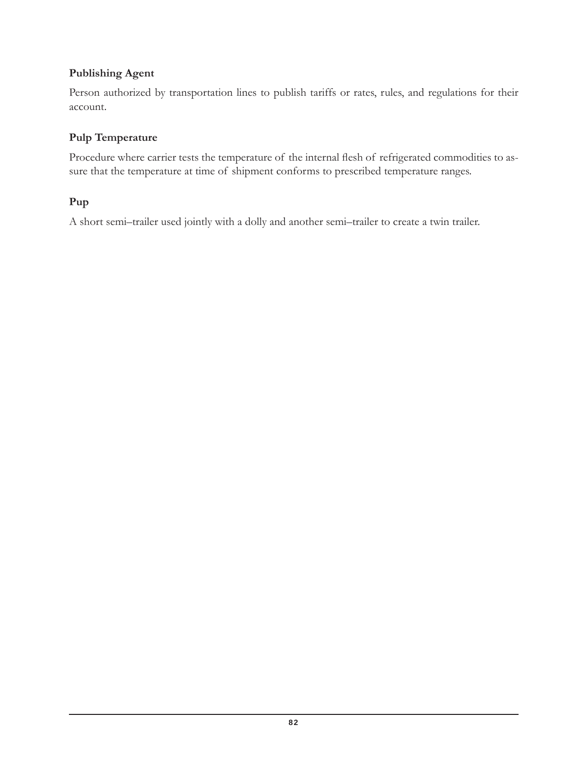**Publishing Agent**

Person authorized by transportation lines to publish tariffs or rates, rules, and regulations for their account.

**Pulp Temperature**

Procedure where carrier tests the temperature of the internal flesh of refrigerated commodities to assure that the temperature at time of shipment conforms to prescribed temperature ranges.

**Pup**

A short semi–trailer used jointly with a dolly and another semi–trailer to create a twin trailer.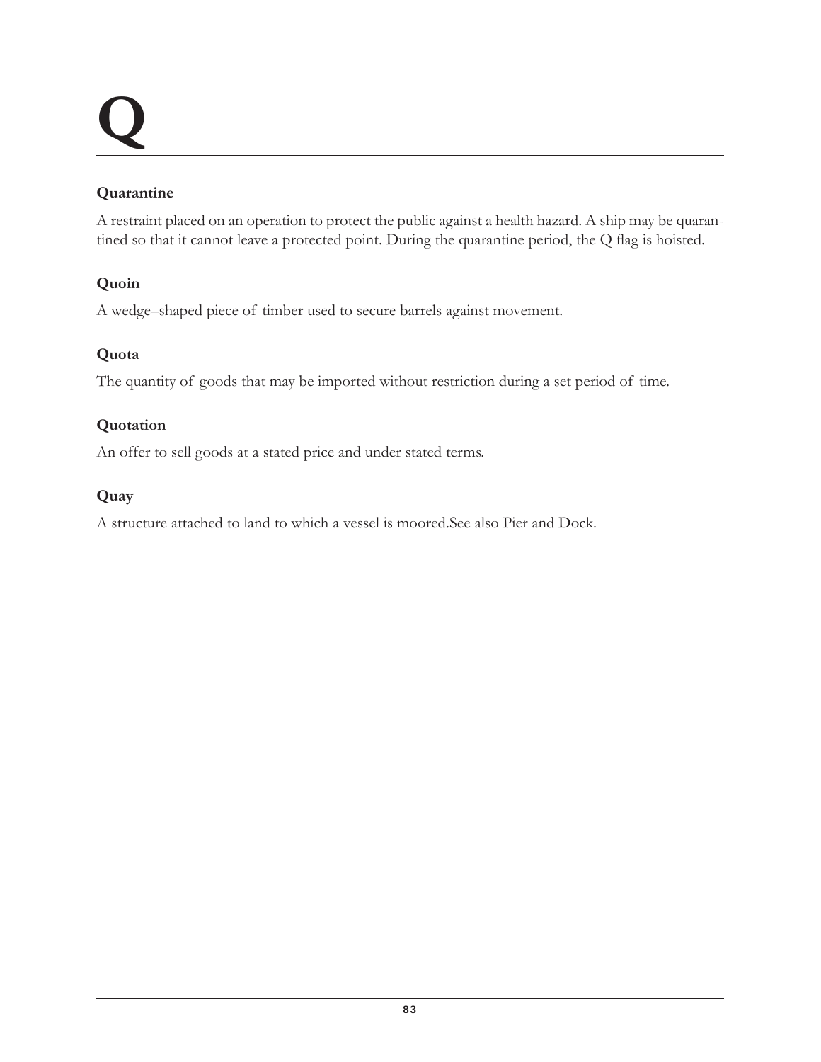# Q

### Quarantine

A restraint placed on an operation to protect the public against a health hazard. A ship may be quarantined so that it cannot leave a protected point. During the quarantine period, the Q flag is hoisted.

### Quoin

A wedge–shaped piece of timber used to secure barrels against movement.

### Quota

The quantity of goods that may be imported without restriction during a set period of time.

### Quotation

An offer to sell goods at a stated price and under stated terms.

### Quay

A structure attached to land to which a vessel is moored.See also Pier and Dock.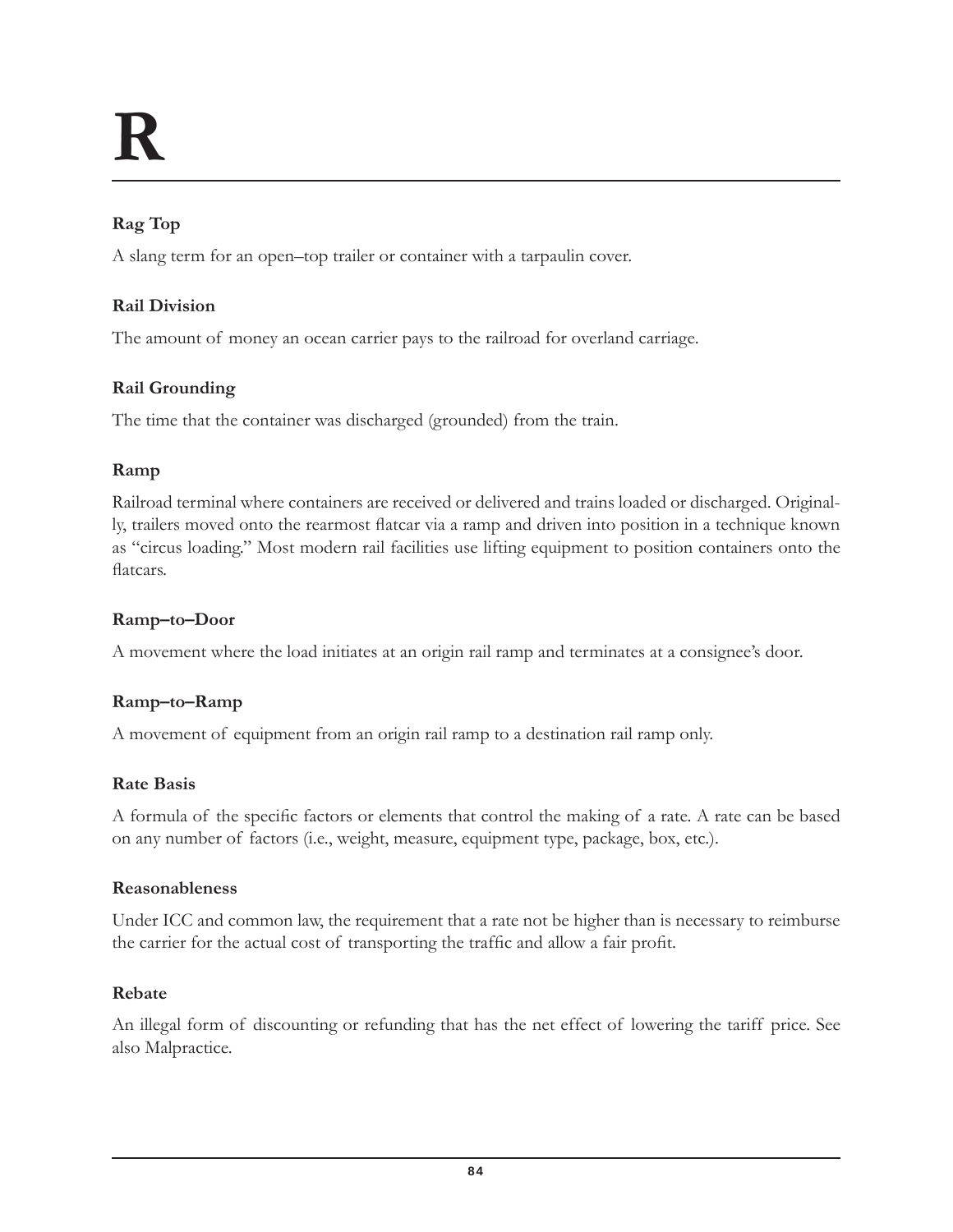# R

### Rag Top

A slang term for an open–top trailer or container with a tarpaulin cover.

### Rail Division

The amount of money an ocean carrier pays to the railroad for overland carriage.

### Rail Grounding

The time that the container was discharged (grounded) from the train.

### Ramp

Railroad terminal where containers are received or delivered and trains loaded or discharged. Originally, trailers moved onto the rearmost flatcar via a ramp and driven into position in a technique known as "circus loading." Most modern rail facilities use lifting equipment to position containers onto the flatcars.

### Ramp–to–Door

A movement where the load initiates at an origin rail ramp and terminates at a consignee's door.

### Ramp–to–Ramp

A movement of equipment from an origin rail ramp to a destination rail ramp only.

### Rate Basis

A formula of the specific factors or elements that control the making of a rate. A rate can be based on any number of factors (i.e., weight, measure, equipment type, package, box, etc.).

### Reasonableness

Under ICC and common law, the requirement that a rate not be higher than is necessary to reimburse the carrier for the actual cost of transporting the traffic and allow a fair profit.

### Rebate

An illegal form of discounting or refunding that has the net effect of lowering the tariff price. See also Malpractice.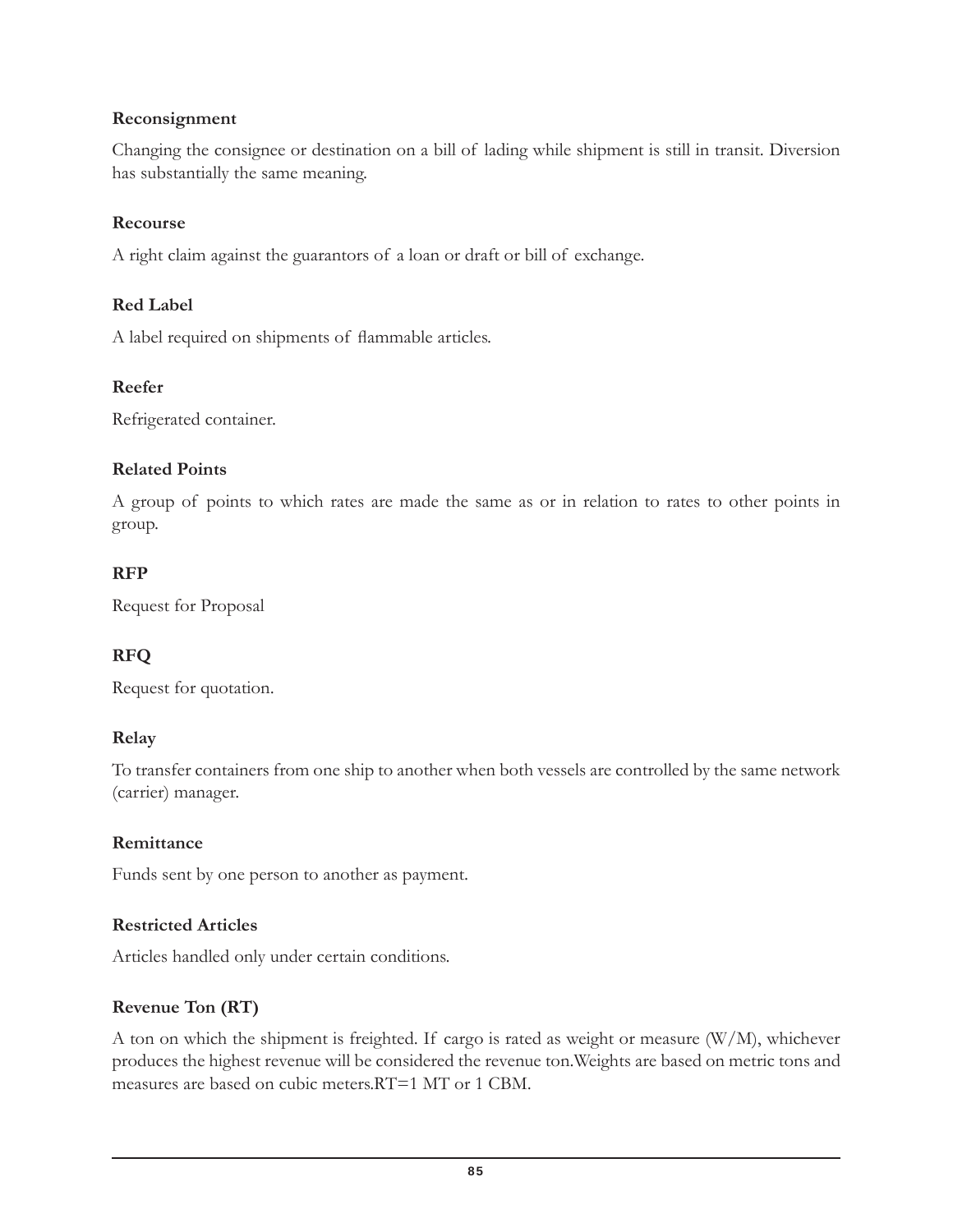**Reconsignment**

Changing the consignee or destination on a bill of lading while shipment is still in transit. Diversion has substantially the same meaning.

**Recourse**

A right claim against the guarantors of a loan or draft or bill of exchange.

**Red Label**

A label required on shipments of flammable articles.

**Reefer**

Refrigerated container.

**Related Points**

A group of points to which rates are made the same as or in relation to rates to other points in group.

**RFP**

Request for Proposal

**RFQ**

Request for quotation.

**Relay**

To transfer containers from one ship to another when both vessels are controlled by the same network (carrier) manager.

**Remittance**

Funds sent by one person to another as payment.

**Restricted Articles**

Articles handled only under certain conditions.

**Revenue Ton (RT)**

A ton on which the shipment is freighted. If cargo is rated as weight or measure (W/M), whichever produces the highest revenue will be considered the revenue ton.Weights are based on metric tons and measures are based on cubic meters.RT=1 MT or 1 CBM.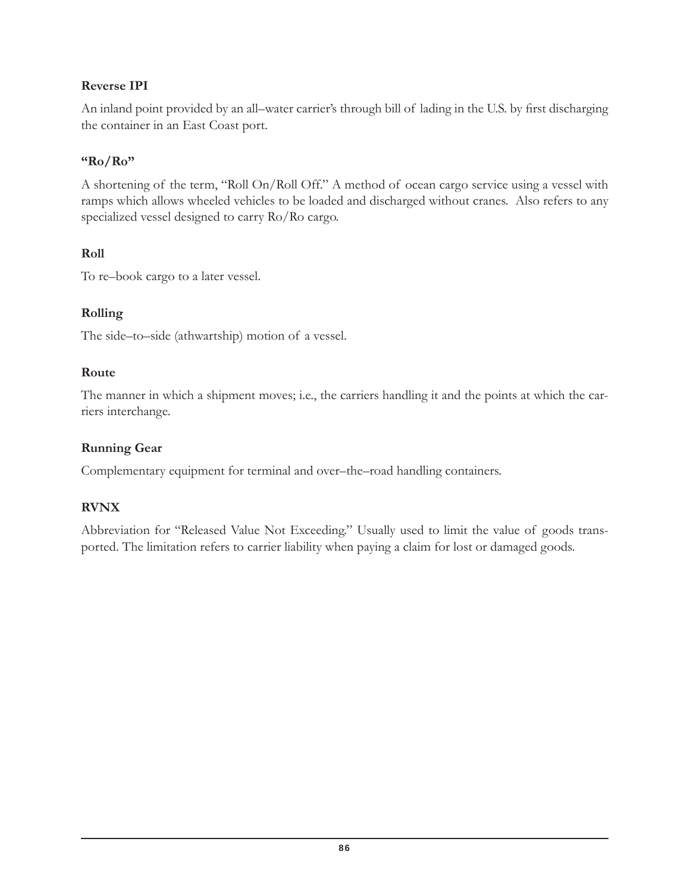**Reverse IPI**

An inland point provided by an all–water carrier's through bill of lading in the U.S. by first discharging the container in an East Coast port.

**"Ro/Ro"**

A shortening of the term, "Roll On/Roll Off." A method of ocean cargo service using a vessel with ramps which allows wheeled vehicles to be loaded and discharged without cranes. Also refers to any specialized vessel designed to carry Ro/Ro cargo.

**Roll**

To re–book cargo to a later vessel.

**Rolling**

The side–to–side (athwartship) motion of a vessel.

**Route**

The manner in which a shipment moves; i.e., the carriers handling it and the points at which the carriers interchange.

**Running Gear**

Complementary equipment for terminal and over–the–road handling containers.

**RVNX**

Abbreviation for "Released Value Not Exceeding." Usually used to limit the value of goods transported. The limitation refers to carrier liability when paying a claim for lost or damaged goods.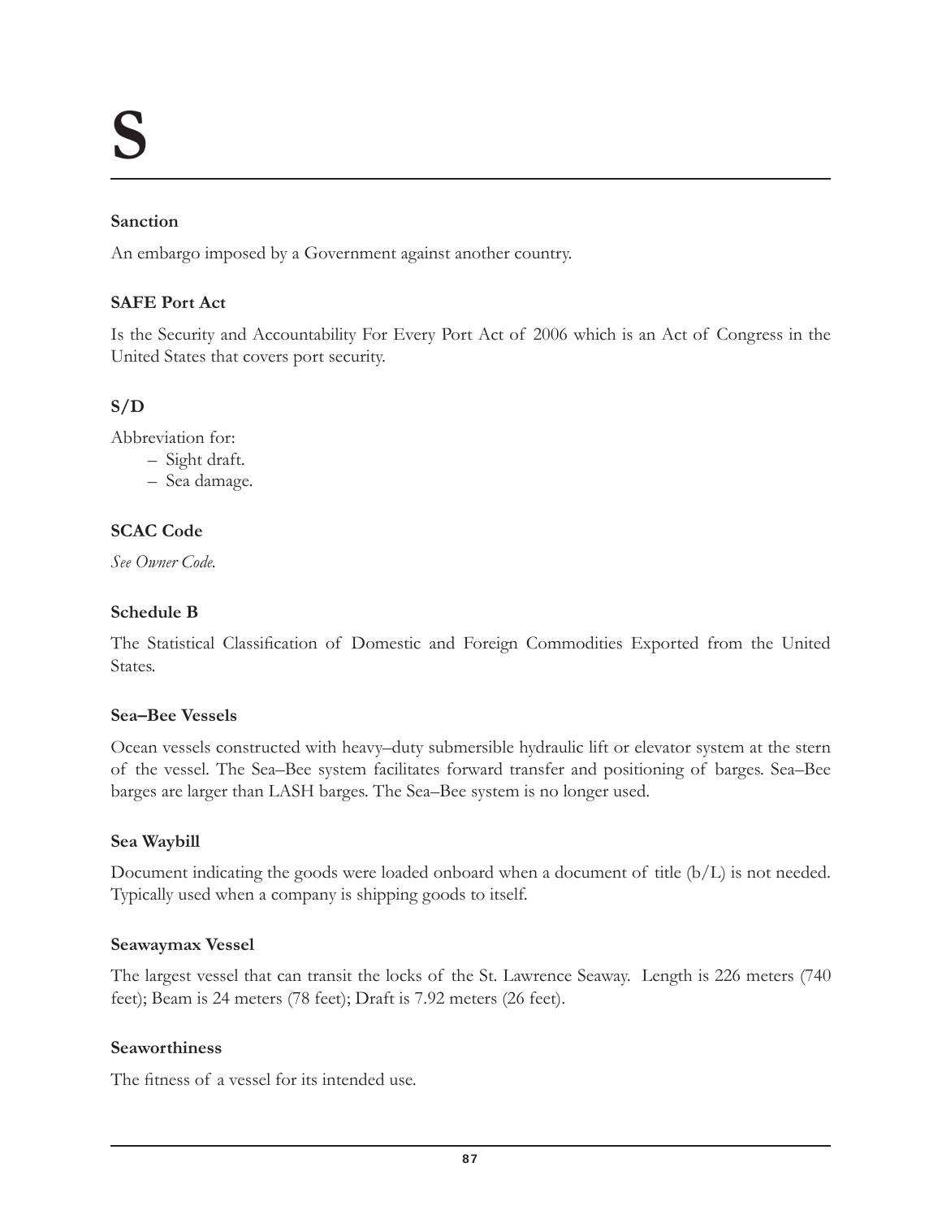# S

### Sanction

An embargo imposed by a Government against another country.

### SAFE Port Act

Is the Security and Accountability For Every Port Act of 2006 which is an Act of Congress in the United States that covers port security.

### S/D

Abbreviation for:

- Sight draft.
- Sea damage.

### SCAC Code

*See Owner Code.*

### Schedule B

The Statistical Classification of Domestic and Foreign Commodities Exported from the United States.

### Sea–Bee Vessels

Ocean vessels constructed with heavy–duty submersible hydraulic lift or elevator system at the stern of the vessel. The Sea–Bee system facilitates forward transfer and positioning of barges. Sea–Bee barges are larger than LASH barges. The Sea–Bee system is no longer used.

### Sea Waybill

Document indicating the goods were loaded onboard when a document of title (b/L) is not needed. Typically used when a company is shipping goods to itself.

### Seawaymax Vessel

The largest vessel that can transit the locks of the St. Lawrence Seaway. Length is 226 meters (740 feet); Beam is 24 meters (78 feet); Draft is 7.92 meters (26 feet).

### Seaworthiness

The fitness of a vessel for its intended use.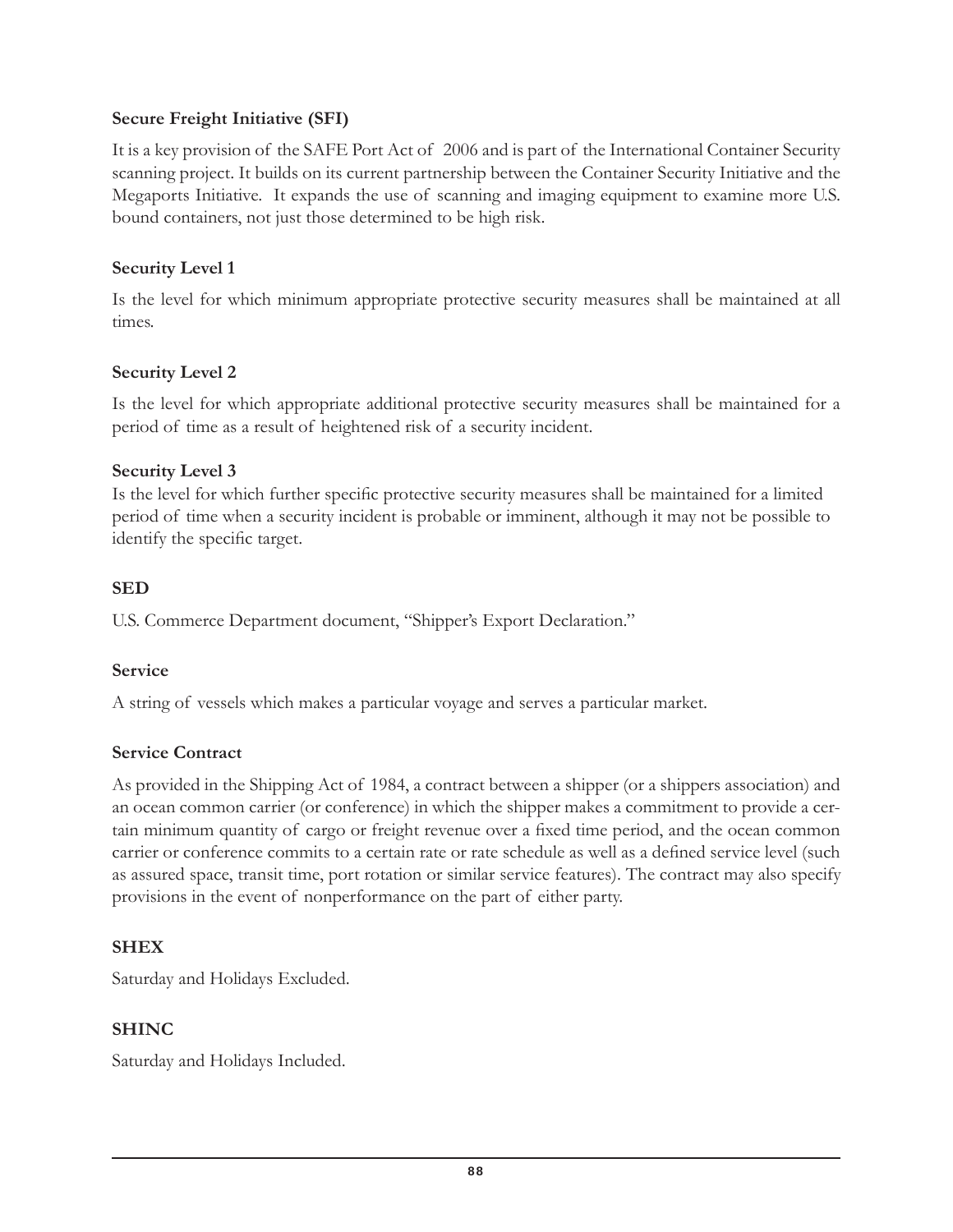**Secure Freight Initiative (SFI)**

It is a key provision of the SAFE Port Act of 2006 and is part of the International Container Security scanning project. It builds on its current partnership between the Container Security Initiative and the Megaports Initiative. It expands the use of scanning and imaging equipment to examine more U.S. bound containers, not just those determined to be high risk.

**Security Level 1**

Is the level for which minimum appropriate protective security measures shall be maintained at all times.

**Security Level 2**

Is the level for which appropriate additional protective security measures shall be maintained for a period of time as a result of heightened risk of a security incident.

**Security Level 3**

Is the level for which further specific protective security measures shall be maintained for a limited period of time when a security incident is probable or imminent, although it may not be possible to identify the specific target.

**SED**

U.S. Commerce Department document, "Shipper's Export Declaration."

**Service**

A string of vessels which makes a particular voyage and serves a particular market.

**Service Contract**

As provided in the Shipping Act of 1984, a contract between a shipper (or a shippers association) and an ocean common carrier (or conference) in which the shipper makes a commitment to provide a certain minimum quantity of cargo or freight revenue over a fixed time period, and the ocean common carrier or conference commits to a certain rate or rate schedule as well as a defined service level (such as assured space, transit time, port rotation or similar service features). The contract may also specify provisions in the event of nonperformance on the part of either party.

**SHEX**

Saturday and Holidays Excluded.

**SHINC**

Saturday and Holidays Included.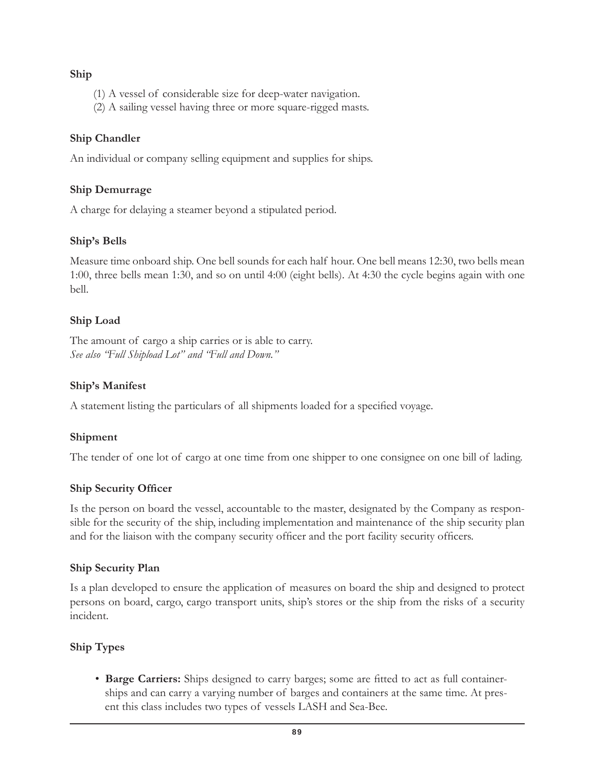**Ship**

(1) A vessel of considerable size for deep-water navigation.
(2) A sailing vessel having three or more square-rigged masts.

**Ship Chandler**

An individual or company selling equipment and supplies for ships.

**Ship Demurrage**

A charge for delaying a steamer beyond a stipulated period.

**Ship's Bells**

Measure time onboard ship. One bell sounds for each half hour. One bell means 12:30, two bells mean 1:00, three bells mean 1:30, and so on until 4:00 (eight bells). At 4:30 the cycle begins again with one bell.

**Ship Load**

The amount of cargo a ship carries or is able to carry.
*See also "Full Shipload Lot" and "Full and Down."*

**Ship's Manifest**

A statement listing the particulars of all shipments loaded for a specified voyage.

**Shipment**

The tender of one lot of cargo at one time from one shipper to one consignee on one bill of lading.

**Ship Security Officer**

Is the person on board the vessel, accountable to the master, designated by the Company as responsible for the security of the ship, including implementation and maintenance of the ship security plan and for the liaison with the company security officer and the port facility security officers.

**Ship Security Plan**

Is a plan developed to ensure the application of measures on board the ship and designed to protect persons on board, cargo, cargo transport units, ship's stores or the ship from the risks of a security incident.

**Ship Types**

- **Barge Carriers:** Ships designed to carry barges; some are fitted to act as full containerships and can carry a varying number of barges and containers at the same time. At present this class includes two types of vessels LASH and Sea-Bee.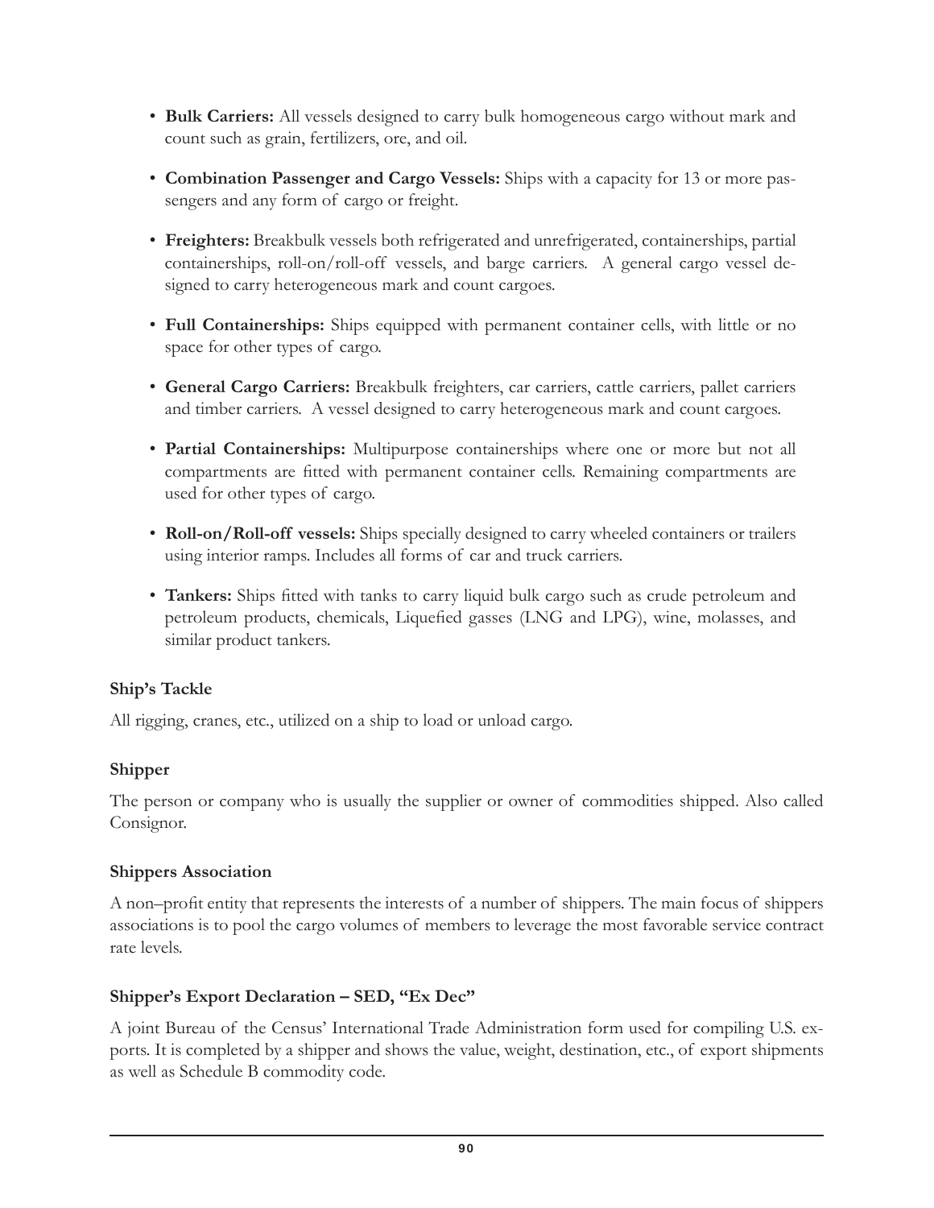- **Bulk Carriers:** All vessels designed to carry bulk homogeneous cargo without mark and count such as grain, fertilizers, ore, and oil.
- **Combination Passenger and Cargo Vessels:** Ships with a capacity for 13 or more passengers and any form of cargo or freight.
- **Freighters:** Breakbulk vessels both refrigerated and unrefrigerated, containerships, partial containerships, roll-on/roll-off vessels, and barge carriers. A general cargo vessel designed to carry heterogeneous mark and count cargoes.
- **Full Containerships:** Ships equipped with permanent container cells, with little or no space for other types of cargo.
- **General Cargo Carriers:** Breakbulk freighters, car carriers, cattle carriers, pallet carriers and timber carriers. A vessel designed to carry heterogeneous mark and count cargoes.
- **Partial Containerships:** Multipurpose containerships where one or more but not all compartments are fitted with permanent container cells. Remaining compartments are used for other types of cargo.
- **Roll-on/Roll-off vessels:** Ships specially designed to carry wheeled containers or trailers using interior ramps. Includes all forms of car and truck carriers.
- **Tankers:** Ships fitted with tanks to carry liquid bulk cargo such as crude petroleum and petroleum products, chemicals, Liquefied gasses (LNG and LPG), wine, molasses, and similar product tankers.

### Ship's Tackle

All rigging, cranes, etc., utilized on a ship to load or unload cargo.

### Shipper

The person or company who is usually the supplier or owner of commodities shipped. Also called Consignor.

### Shippers Association

A non–profit entity that represents the interests of a number of shippers. The main focus of shippers associations is to pool the cargo volumes of members to leverage the most favorable service contract rate levels.

### Shipper's Export Declaration – SED, "Ex Dec"

A joint Bureau of the Census' International Trade Administration form used for compiling U.S. exports. It is completed by a shipper and shows the value, weight, destination, etc., of export shipments as well as Schedule B commodity code.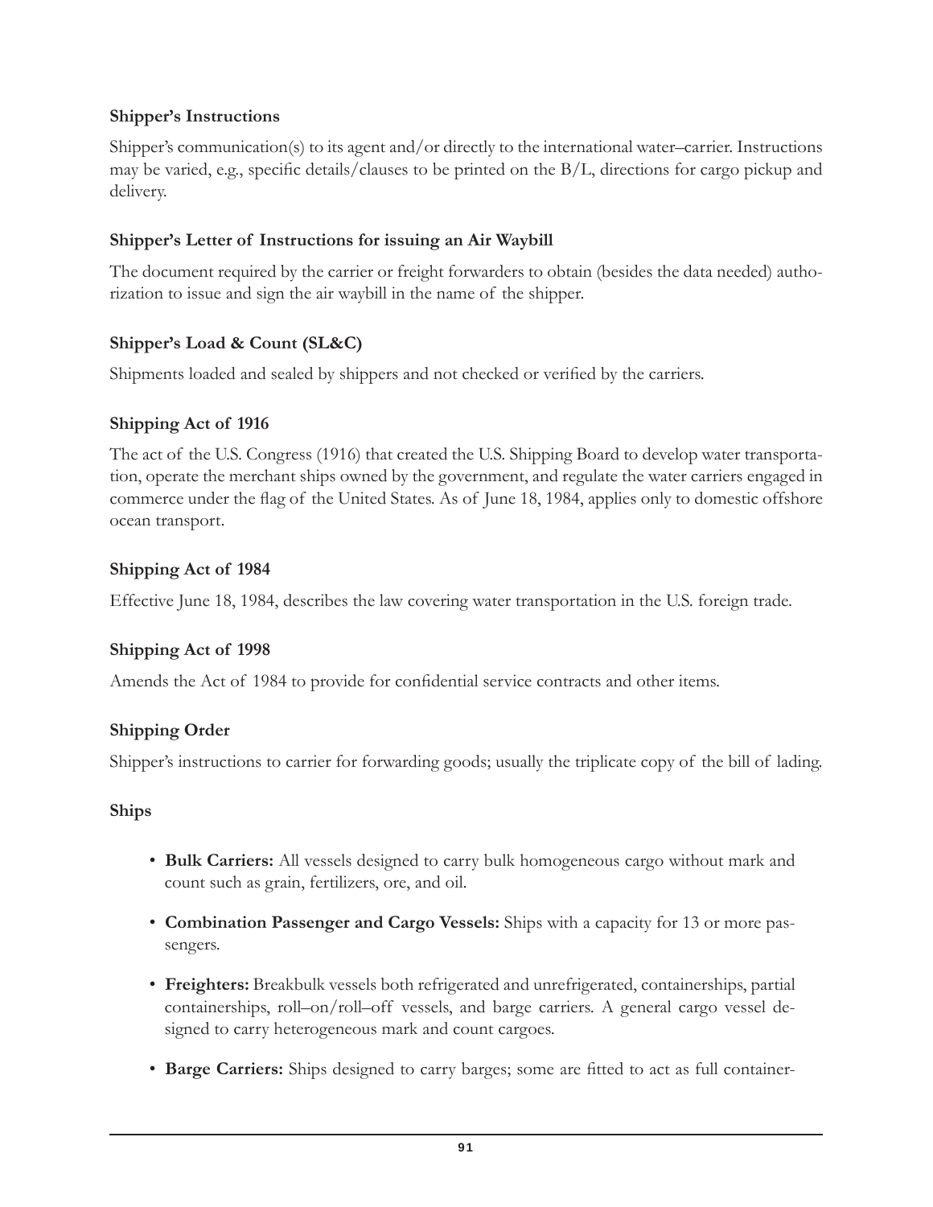### Shipper's Instructions

Shipper's communication(s) to its agent and/or directly to the international water–carrier. Instructions may be varied, e.g., specific details/clauses to be printed on the B/L, directions for cargo pickup and delivery.

### Shipper's Letter of Instructions for issuing an Air Waybill

The document required by the carrier or freight forwarders to obtain (besides the data needed) authorization to issue and sign the air waybill in the name of the shipper.

### Shipper's Load & Count (SL&C)

Shipments loaded and sealed by shippers and not checked or verified by the carriers.

### Shipping Act of 1916

The act of the U.S. Congress (1916) that created the U.S. Shipping Board to develop water transportation, operate the merchant ships owned by the government, and regulate the water carriers engaged in commerce under the flag of the United States. As of June 18, 1984, applies only to domestic offshore ocean transport.

### Shipping Act of 1984

Effective June 18, 1984, describes the law covering water transportation in the U.S. foreign trade.

### Shipping Act of 1998

Amends the Act of 1984 to provide for confidential service contracts and other items.

### Shipping Order

Shipper's instructions to carrier for forwarding goods; usually the triplicate copy of the bill of lading.

### Ships

- **Bulk Carriers:** All vessels designed to carry bulk homogeneous cargo without mark and count such as grain, fertilizers, ore, and oil.
- **Combination Passenger and Cargo Vessels:** Ships with a capacity for 13 or more passengers.
- **Freighters:** Breakbulk vessels both refrigerated and unrefrigerated, containerships, partial containerships, roll–on/roll–off vessels, and barge carriers. A general cargo vessel designed to carry heterogeneous mark and count cargoes.
- **Barge Carriers:** Ships designed to carry barges; some are fitted to act as full container-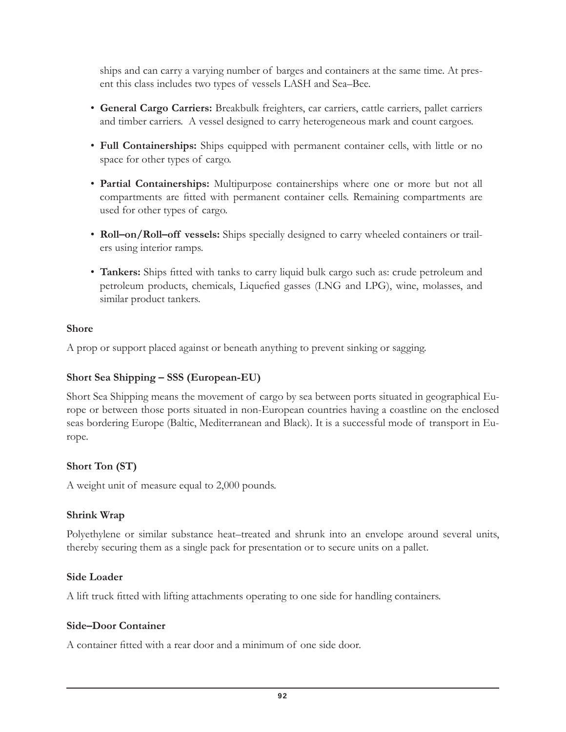ships and can carry a varying number of barges and containers at the same time. At present this class includes two types of vessels LASH and Sea–Bee.

- **General Cargo Carriers:** Breakbulk freighters, car carriers, cattle carriers, pallet carriers and timber carriers. A vessel designed to carry heterogeneous mark and count cargoes.
- **Full Containerships:** Ships equipped with permanent container cells, with little or no space for other types of cargo.
- **Partial Containerships:** Multipurpose containerships where one or more but not all compartments are fitted with permanent container cells. Remaining compartments are used for other types of cargo.
- **Roll–on/Roll–off vessels:** Ships specially designed to carry wheeled containers or trailers using interior ramps.
- **Tankers:** Ships fitted with tanks to carry liquid bulk cargo such as: crude petroleum and petroleum products, chemicals, Liquefied gasses (LNG and LPG), wine, molasses, and similar product tankers.

### Shore

A prop or support placed against or beneath anything to prevent sinking or sagging.

### Short Sea Shipping – SSS (European-EU)

Short Sea Shipping means the movement of cargo by sea between ports situated in geographical Europe or between those ports situated in non-European countries having a coastline on the enclosed seas bordering Europe (Baltic, Mediterranean and Black). It is a successful mode of transport in Europe.

### Short Ton (ST)

A weight unit of measure equal to 2,000 pounds.

### Shrink Wrap

Polyethylene or similar substance heat–treated and shrunk into an envelope around several units, thereby securing them as a single pack for presentation or to secure units on a pallet.

### Side Loader

A lift truck fitted with lifting attachments operating to one side for handling containers.

### Side–Door Container

A container fitted with a rear door and a minimum of one side door.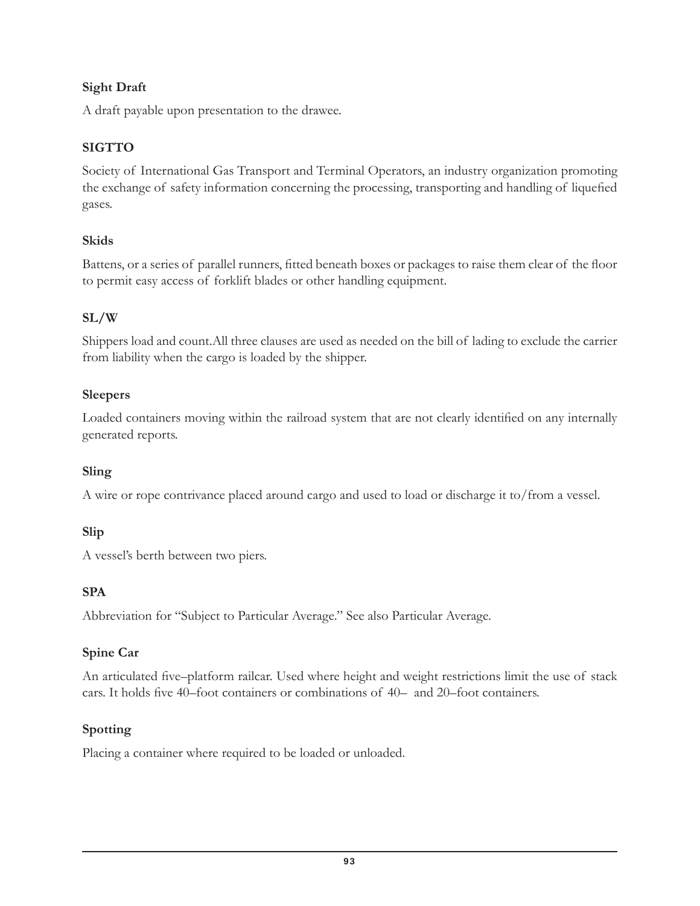**Sight Draft**

A draft payable upon presentation to the drawee.

**SIGTTO**

Society of International Gas Transport and Terminal Operators, an industry organization promoting the exchange of safety information concerning the processing, transporting and handling of liquefied gases.

**Skids**

Battens, or a series of parallel runners, fitted beneath boxes or packages to raise them clear of the floor to permit easy access of forklift blades or other handling equipment.

**SL/W**

Shippers load and count.All three clauses are used as needed on the bill of lading to exclude the carrier from liability when the cargo is loaded by the shipper.

**Sleepers**

Loaded containers moving within the railroad system that are not clearly identified on any internally generated reports.

**Sling**

A wire or rope contrivance placed around cargo and used to load or discharge it to/from a vessel.

**Slip**

A vessel's berth between two piers.

**SPA**

Abbreviation for "Subject to Particular Average." See also Particular Average.

**Spine Car**

An articulated five–platform railcar. Used where height and weight restrictions limit the use of stack cars. It holds five 40–foot containers or combinations of 40– and 20–foot containers.

**Spotting**

Placing a container where required to be loaded or unloaded.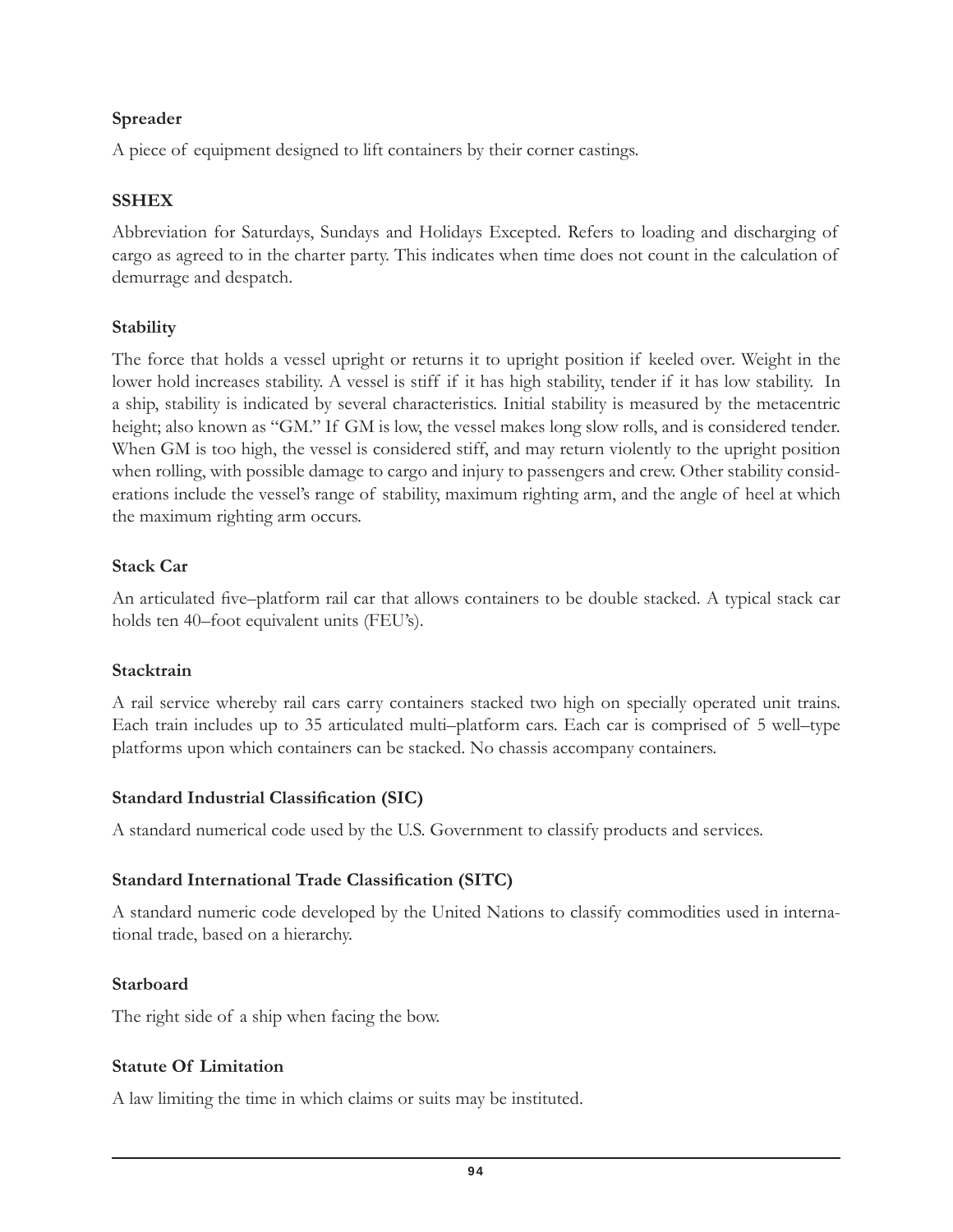**Spreader**

A piece of equipment designed to lift containers by their corner castings.

**SSHEX**

Abbreviation for Saturdays, Sundays and Holidays Excepted. Refers to loading and discharging of cargo as agreed to in the charter party. This indicates when time does not count in the calculation of demurrage and despatch.

**Stability**

The force that holds a vessel upright or returns it to upright position if keeled over. Weight in the lower hold increases stability. A vessel is stiff if it has high stability, tender if it has low stability. In a ship, stability is indicated by several characteristics. Initial stability is measured by the metacentric height; also known as "GM." If GM is low, the vessel makes long slow rolls, and is considered tender. When GM is too high, the vessel is considered stiff, and may return violently to the upright position when rolling, with possible damage to cargo and injury to passengers and crew. Other stability considerations include the vessel's range of stability, maximum righting arm, and the angle of heel at which the maximum righting arm occurs.

**Stack Car**

An articulated five–platform rail car that allows containers to be double stacked. A typical stack car holds ten 40–foot equivalent units (FEU's).

**Stacktrain**

A rail service whereby rail cars carry containers stacked two high on specially operated unit trains. Each train includes up to 35 articulated multi–platform cars. Each car is comprised of 5 well–type platforms upon which containers can be stacked. No chassis accompany containers.

**Standard Industrial Classification (SIC)**

A standard numerical code used by the U.S. Government to classify products and services.

**Standard International Trade Classification (SITC)**

A standard numeric code developed by the United Nations to classify commodities used in international trade, based on a hierarchy.

**Starboard**

The right side of a ship when facing the bow.

**Statute Of Limitation**

A law limiting the time in which claims or suits may be instituted.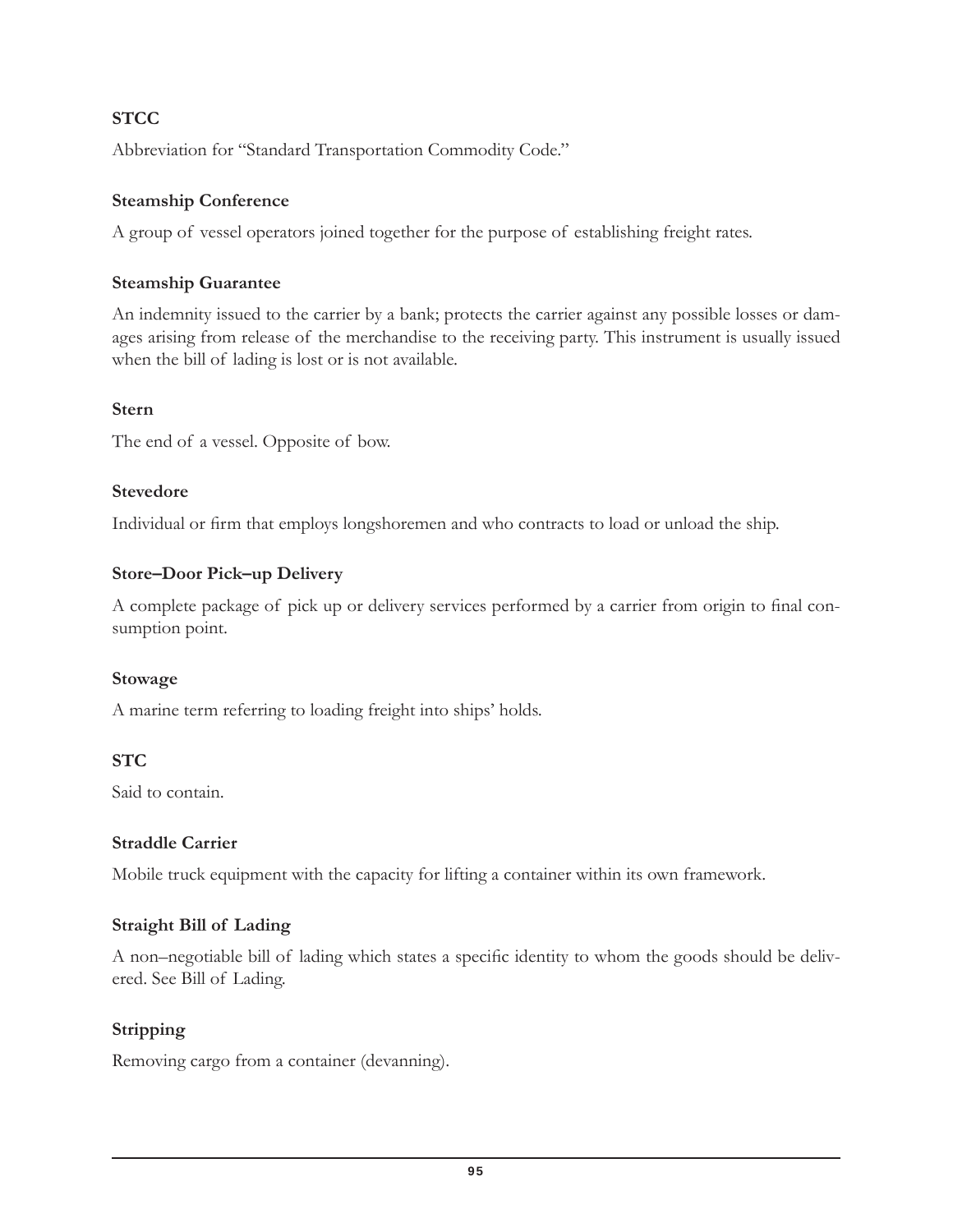**STCC**

Abbreviation for "Standard Transportation Commodity Code."

**Steamship Conference**

A group of vessel operators joined together for the purpose of establishing freight rates.

**Steamship Guarantee**

An indemnity issued to the carrier by a bank; protects the carrier against any possible losses or damages arising from release of the merchandise to the receiving party. This instrument is usually issued when the bill of lading is lost or is not available.

**Stern**

The end of a vessel. Opposite of bow.

**Stevedore**

Individual or firm that employs longshoremen and who contracts to load or unload the ship.

**Store–Door Pick–up Delivery**

A complete package of pick up or delivery services performed by a carrier from origin to final consumption point.

**Stowage**

A marine term referring to loading freight into ships' holds.

**STC**

Said to contain.

**Straddle Carrier**

Mobile truck equipment with the capacity for lifting a container within its own framework.

**Straight Bill of Lading**

A non–negotiable bill of lading which states a specific identity to whom the goods should be delivered. See Bill of Lading.

**Stripping**

Removing cargo from a container (devanning).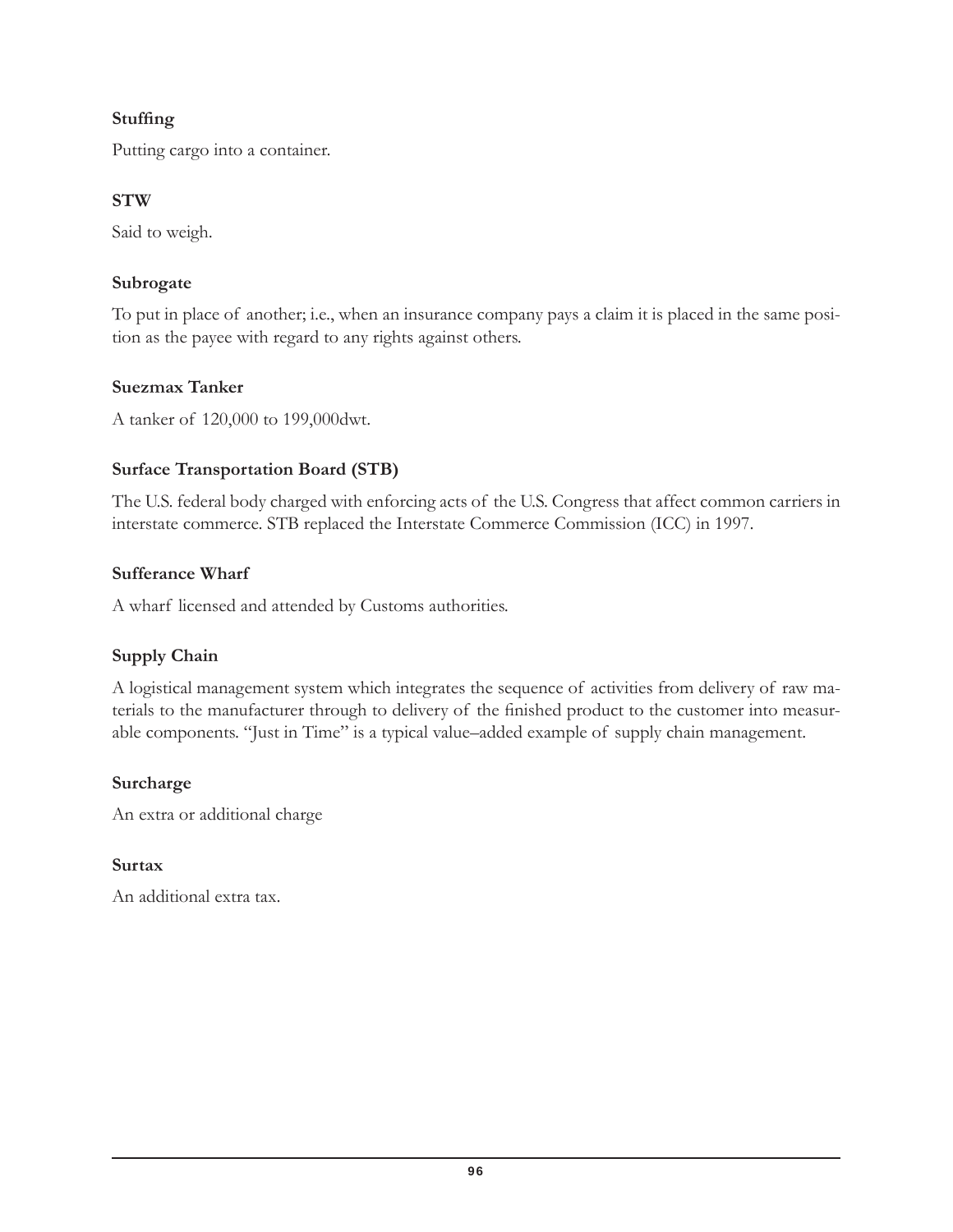**Stuffing**

Putting cargo into a container.

**STW**

Said to weigh.

**Subrogate**

To put in place of another; i.e., when an insurance company pays a claim it is placed in the same position as the payee with regard to any rights against others.

**Suezmax Tanker**

A tanker of 120,000 to 199,000dwt.

**Surface Transportation Board (STB)**

The U.S. federal body charged with enforcing acts of the U.S. Congress that affect common carriers in interstate commerce. STB replaced the Interstate Commerce Commission (ICC) in 1997.

**Sufferance Wharf**

A wharf licensed and attended by Customs authorities.

**Supply Chain**

A logistical management system which integrates the sequence of activities from delivery of raw materials to the manufacturer through to delivery of the finished product to the customer into measurable components. "Just in Time" is a typical value–added example of supply chain management.

**Surcharge**

An extra or additional charge

**Surtax**

An additional extra tax.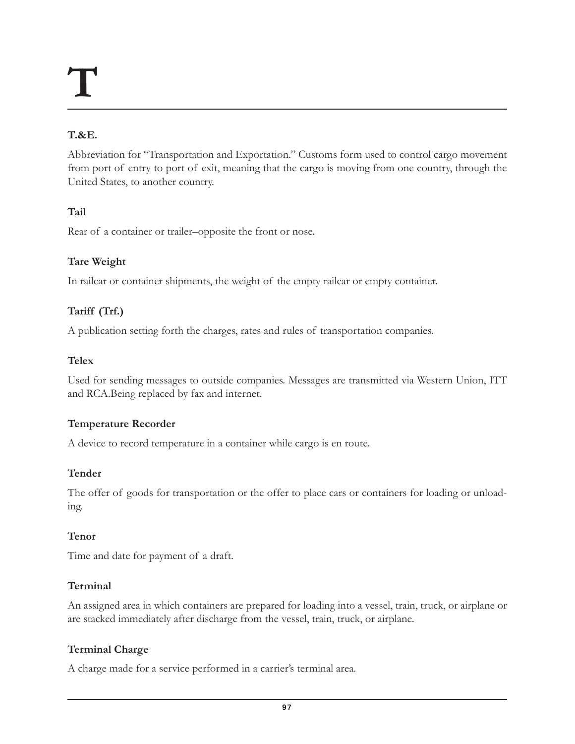# T

**T.&E.**

Abbreviation for "Transportation and Exportation." Customs form used to control cargo movement from port of entry to port of exit, meaning that the cargo is moving from one country, through the United States, to another country.

**Tail**

Rear of a container or trailer–opposite the front or nose.

**Tare Weight**

In railcar or container shipments, the weight of the empty railcar or empty container.

**Tariff (Trf.)**

A publication setting forth the charges, rates and rules of transportation companies.

**Telex**

Used for sending messages to outside companies. Messages are transmitted via Western Union, ITT and RCA.Being replaced by fax and internet.

**Temperature Recorder**

A device to record temperature in a container while cargo is en route.

**Tender**

The offer of goods for transportation or the offer to place cars or containers for loading or unloading.

**Tenor**

Time and date for payment of a draft.

**Terminal**

An assigned area in which containers are prepared for loading into a vessel, train, truck, or airplane or are stacked immediately after discharge from the vessel, train, truck, or airplane.

**Terminal Charge**

A charge made for a service performed in a carrier's terminal area.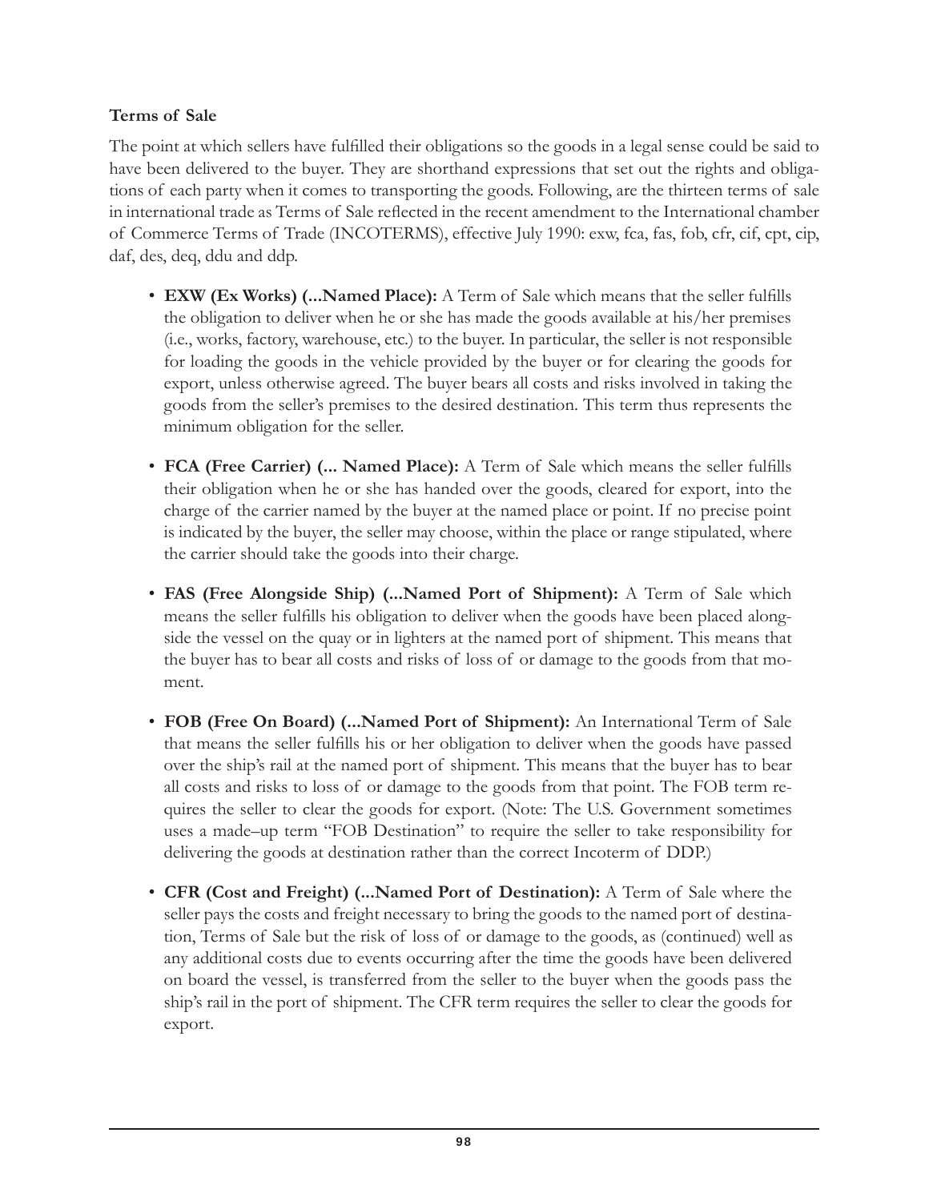**Terms of Sale**

The point at which sellers have fulfilled their obligations so the goods in a legal sense could be said to have been delivered to the buyer. They are shorthand expressions that set out the rights and obligations of each party when it comes to transporting the goods. Following, are the thirteen terms of sale in international trade as Terms of Sale reflected in the recent amendment to the International chamber of Commerce Terms of Trade (INCOTERMS), effective July 1990: exw, fca, fas, fob, cfr, cif, cpt, cip, daf, des, deq, ddu and ddp.

- **EXW (Ex Works) (...Named Place):** A Term of Sale which means that the seller fulfills the obligation to deliver when he or she has made the goods available at his/her premises (i.e., works, factory, warehouse, etc.) to the buyer. In particular, the seller is not responsible for loading the goods in the vehicle provided by the buyer or for clearing the goods for export, unless otherwise agreed. The buyer bears all costs and risks involved in taking the goods from the seller's premises to the desired destination. This term thus represents the minimum obligation for the seller.

- **FCA (Free Carrier) (... Named Place):** A Term of Sale which means the seller fulfills their obligation when he or she has handed over the goods, cleared for export, into the charge of the carrier named by the buyer at the named place or point. If no precise point is indicated by the buyer, the seller may choose, within the place or range stipulated, where the carrier should take the goods into their charge.

- **FAS (Free Alongside Ship) (...Named Port of Shipment):** A Term of Sale which means the seller fulfills his obligation to deliver when the goods have been placed alongside the vessel on the quay or in lighters at the named port of shipment. This means that the buyer has to bear all costs and risks of loss of or damage to the goods from that moment.

- **FOB (Free On Board) (...Named Port of Shipment):** An International Term of Sale that means the seller fulfills his or her obligation to deliver when the goods have passed over the ship's rail at the named port of shipment. This means that the buyer has to bear all costs and risks to loss of or damage to the goods from that point. The FOB term requires the seller to clear the goods for export. (Note: The U.S. Government sometimes uses a made–up term "FOB Destination" to require the seller to take responsibility for delivering the goods at destination rather than the correct Incoterm of DDP.)

- **CFR (Cost and Freight) (...Named Port of Destination):** A Term of Sale where the seller pays the costs and freight necessary to bring the goods to the named port of destination, Terms of Sale but the risk of loss of or damage to the goods, as (continued) well as any additional costs due to events occurring after the time the goods have been delivered on board the vessel, is transferred from the seller to the buyer when the goods pass the ship's rail in the port of shipment. The CFR term requires the seller to clear the goods for export.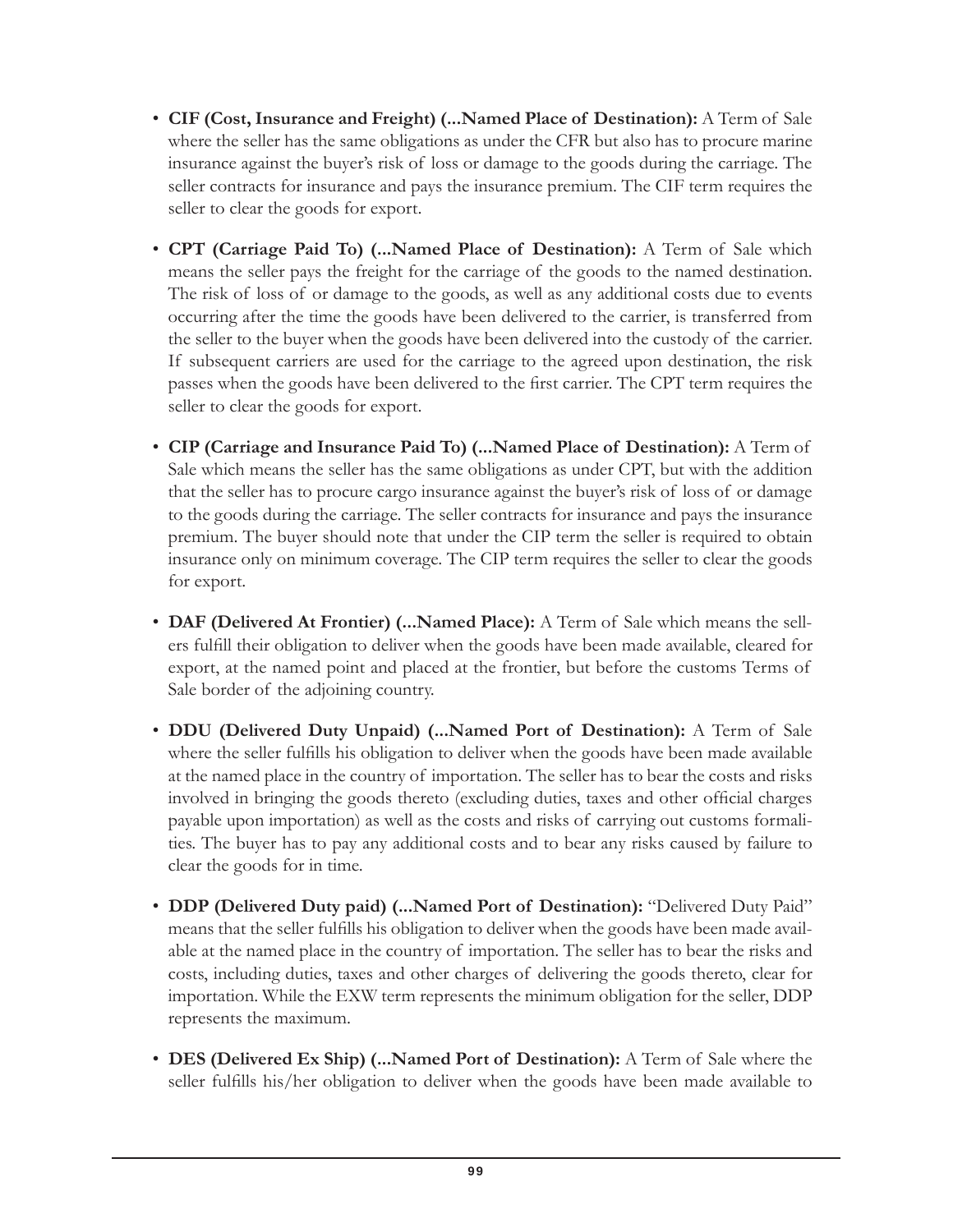- **CIF (Cost, Insurance and Freight) (...Named Place of Destination):** A Term of Sale where the seller has the same obligations as under the CFR but also has to procure marine insurance against the buyer's risk of loss or damage to the goods during the carriage. The seller contracts for insurance and pays the insurance premium. The CIF term requires the seller to clear the goods for export.

- **CPT (Carriage Paid To) (...Named Place of Destination):** A Term of Sale which means the seller pays the freight for the carriage of the goods to the named destination. The risk of loss of or damage to the goods, as well as any additional costs due to events occurring after the time the goods have been delivered to the carrier, is transferred from the seller to the buyer when the goods have been delivered into the custody of the carrier. If subsequent carriers are used for the carriage to the agreed upon destination, the risk passes when the goods have been delivered to the first carrier. The CPT term requires the seller to clear the goods for export.

- **CIP (Carriage and Insurance Paid To) (...Named Place of Destination):** A Term of Sale which means the seller has the same obligations as under CPT, but with the addition that the seller has to procure cargo insurance against the buyer's risk of loss of or damage to the goods during the carriage. The seller contracts for insurance and pays the insurance premium. The buyer should note that under the CIP term the seller is required to obtain insurance only on minimum coverage. The CIP term requires the seller to clear the goods for export.

- **DAF (Delivered At Frontier) (...Named Place):** A Term of Sale which means the sellers fulfill their obligation to deliver when the goods have been made available, cleared for export, at the named point and placed at the frontier, but before the customs Terms of Sale border of the adjoining country.

- **DDU (Delivered Duty Unpaid) (...Named Port of Destination):** A Term of Sale where the seller fulfills his obligation to deliver when the goods have been made available at the named place in the country of importation. The seller has to bear the costs and risks involved in bringing the goods thereto (excluding duties, taxes and other official charges payable upon importation) as well as the costs and risks of carrying out customs formalities. The buyer has to pay any additional costs and to bear any risks caused by failure to clear the goods for in time.

- **DDP (Delivered Duty paid) (...Named Port of Destination):** "Delivered Duty Paid" means that the seller fulfills his obligation to deliver when the goods have been made available at the named place in the country of importation. The seller has to bear the risks and costs, including duties, taxes and other charges of delivering the goods thereto, clear for importation. While the EXW term represents the minimum obligation for the seller, DDP represents the maximum.

- **DES (Delivered Ex Ship) (...Named Port of Destination):** A Term of Sale where the seller fulfills his/her obligation to deliver when the goods have been made available to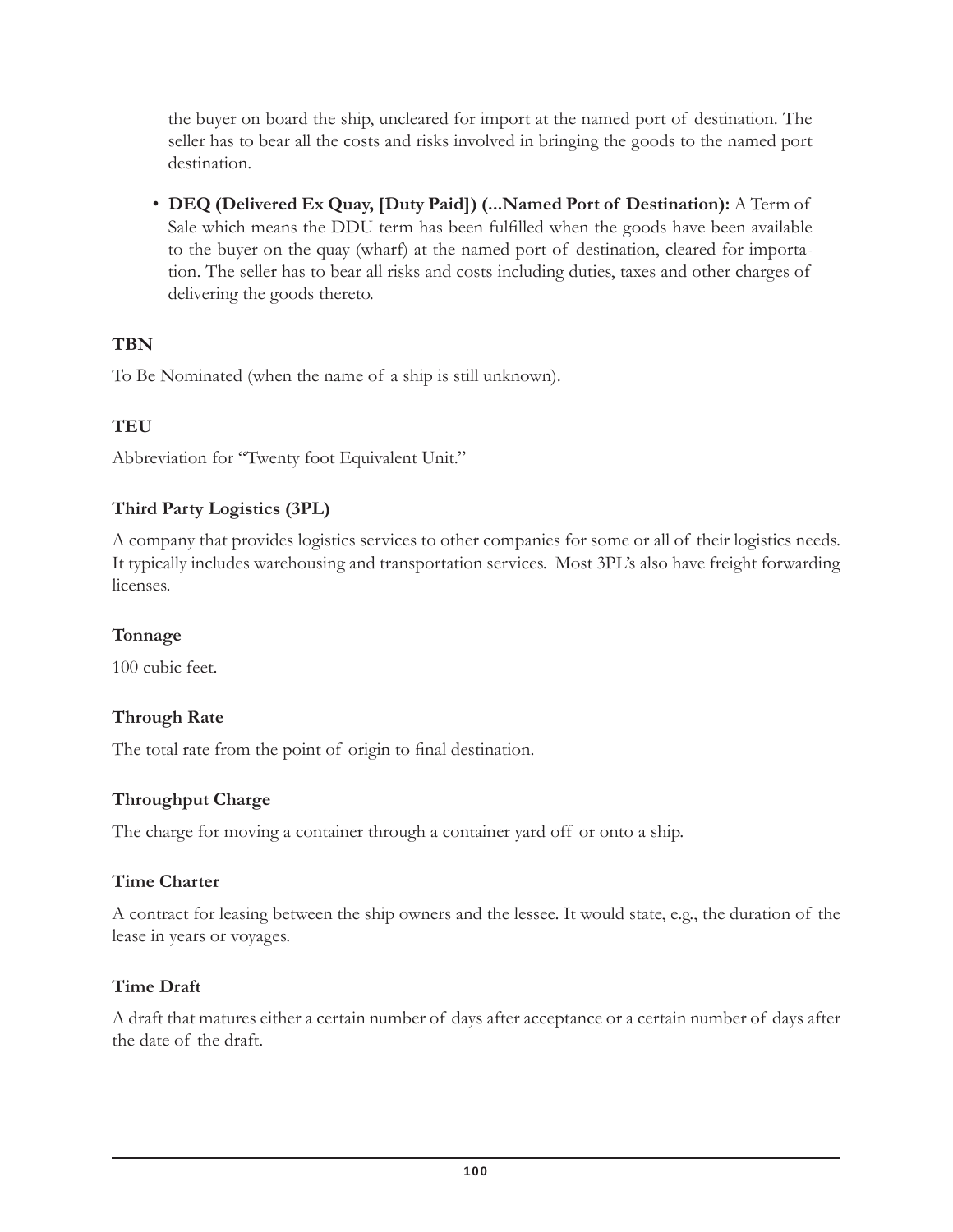the buyer on board the ship, uncleared for import at the named port of destination. The seller has to bear all the costs and risks involved in bringing the goods to the named port destination.

- **DEQ (Delivered Ex Quay, [Duty Paid]) (...Named Port of Destination):** A Term of Sale which means the DDU term has been fulfilled when the goods have been available to the buyer on the quay (wharf) at the named port of destination, cleared for importation. The seller has to bear all risks and costs including duties, taxes and other charges of delivering the goods thereto.

### TBN

To Be Nominated (when the name of a ship is still unknown).

### TEU

Abbreviation for "Twenty foot Equivalent Unit."

### Third Party Logistics (3PL)

A company that provides logistics services to other companies for some or all of their logistics needs. It typically includes warehousing and transportation services. Most 3PL's also have freight forwarding licenses.

### Tonnage

100 cubic feet.

### Through Rate

The total rate from the point of origin to final destination.

### Throughput Charge

The charge for moving a container through a container yard off or onto a ship.

### Time Charter

A contract for leasing between the ship owners and the lessee. It would state, e.g., the duration of the lease in years or voyages.

### Time Draft

A draft that matures either a certain number of days after acceptance or a certain number of days after the date of the draft.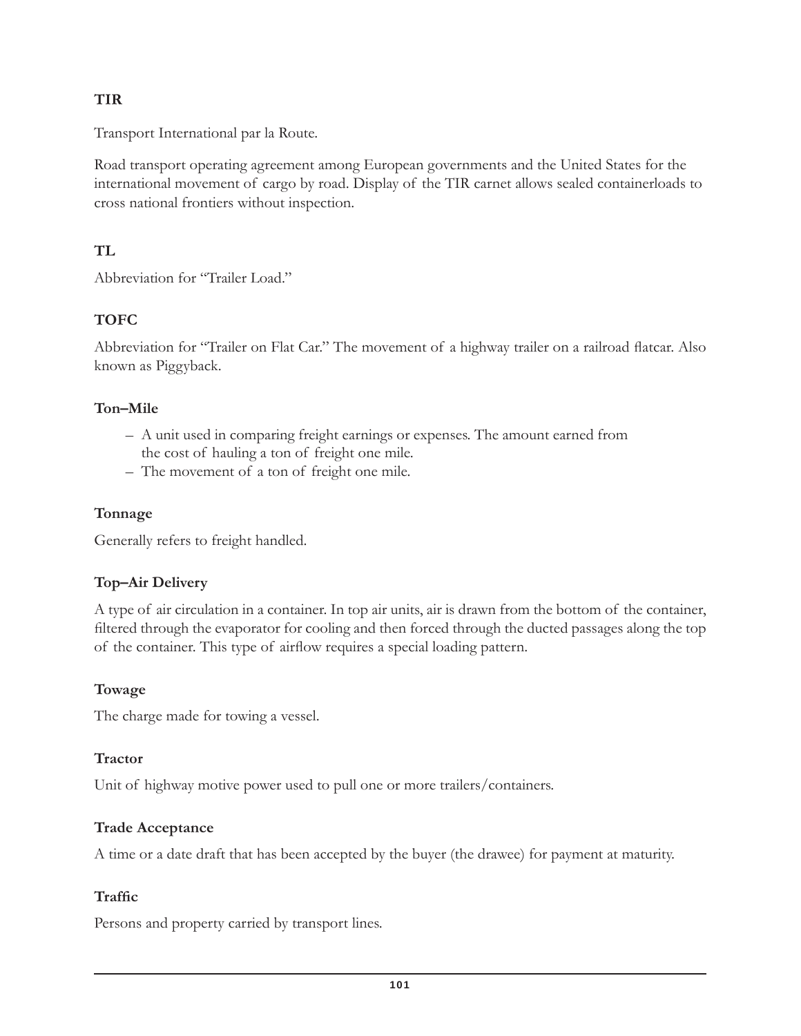**TIR**

Transport International par la Route.

Road transport operating agreement among European governments and the United States for the international movement of cargo by road. Display of the TIR carnet allows sealed containerloads to cross national frontiers without inspection.

**TL**

Abbreviation for "Trailer Load."

**TOFC**

Abbreviation for "Trailer on Flat Car." The movement of a highway trailer on a railroad flatcar. Also known as Piggyback.

**Ton–Mile**

- A unit used in comparing freight earnings or expenses. The amount earned from the cost of hauling a ton of freight one mile.
- The movement of a ton of freight one mile.

**Tonnage**

Generally refers to freight handled.

**Top–Air Delivery**

A type of air circulation in a container. In top air units, air is drawn from the bottom of the container, filtered through the evaporator for cooling and then forced through the ducted passages along the top of the container. This type of airflow requires a special loading pattern.

**Towage**

The charge made for towing a vessel.

**Tractor**

Unit of highway motive power used to pull one or more trailers/containers.

**Trade Acceptance**

A time or a date draft that has been accepted by the buyer (the drawee) for payment at maturity.

**Traffic**

Persons and property carried by transport lines.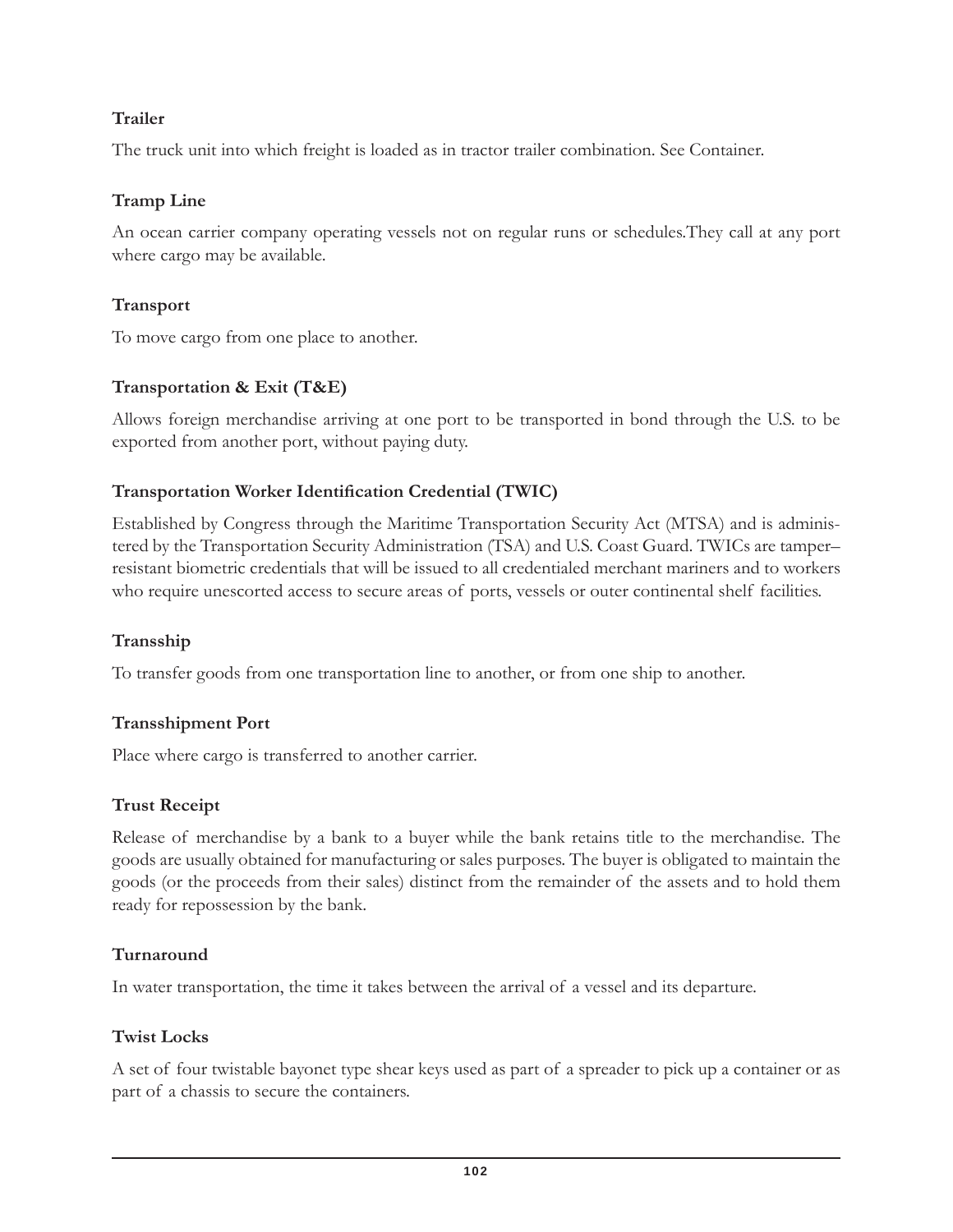**Trailer**

The truck unit into which freight is loaded as in tractor trailer combination. See Container.

**Tramp Line**

An ocean carrier company operating vessels not on regular runs or schedules.They call at any port where cargo may be available.

**Transport**

To move cargo from one place to another.

**Transportation & Exit (T&E)**

Allows foreign merchandise arriving at one port to be transported in bond through the U.S. to be exported from another port, without paying duty.

**Transportation Worker Identification Credential (TWIC)**

Established by Congress through the Maritime Transportation Security Act (MTSA) and is administered by the Transportation Security Administration (TSA) and U.S. Coast Guard. TWICs are tamper–resistant biometric credentials that will be issued to all credentialed merchant mariners and to workers who require unescorted access to secure areas of ports, vessels or outer continental shelf facilities.

**Transship**

To transfer goods from one transportation line to another, or from one ship to another.

**Transshipment Port**

Place where cargo is transferred to another carrier.

**Trust Receipt**

Release of merchandise by a bank to a buyer while the bank retains title to the merchandise. The goods are usually obtained for manufacturing or sales purposes. The buyer is obligated to maintain the goods (or the proceeds from their sales) distinct from the remainder of the assets and to hold them ready for repossession by the bank.

**Turnaround**

In water transportation, the time it takes between the arrival of a vessel and its departure.

**Twist Locks**

A set of four twistable bayonet type shear keys used as part of a spreader to pick up a container or as part of a chassis to secure the containers.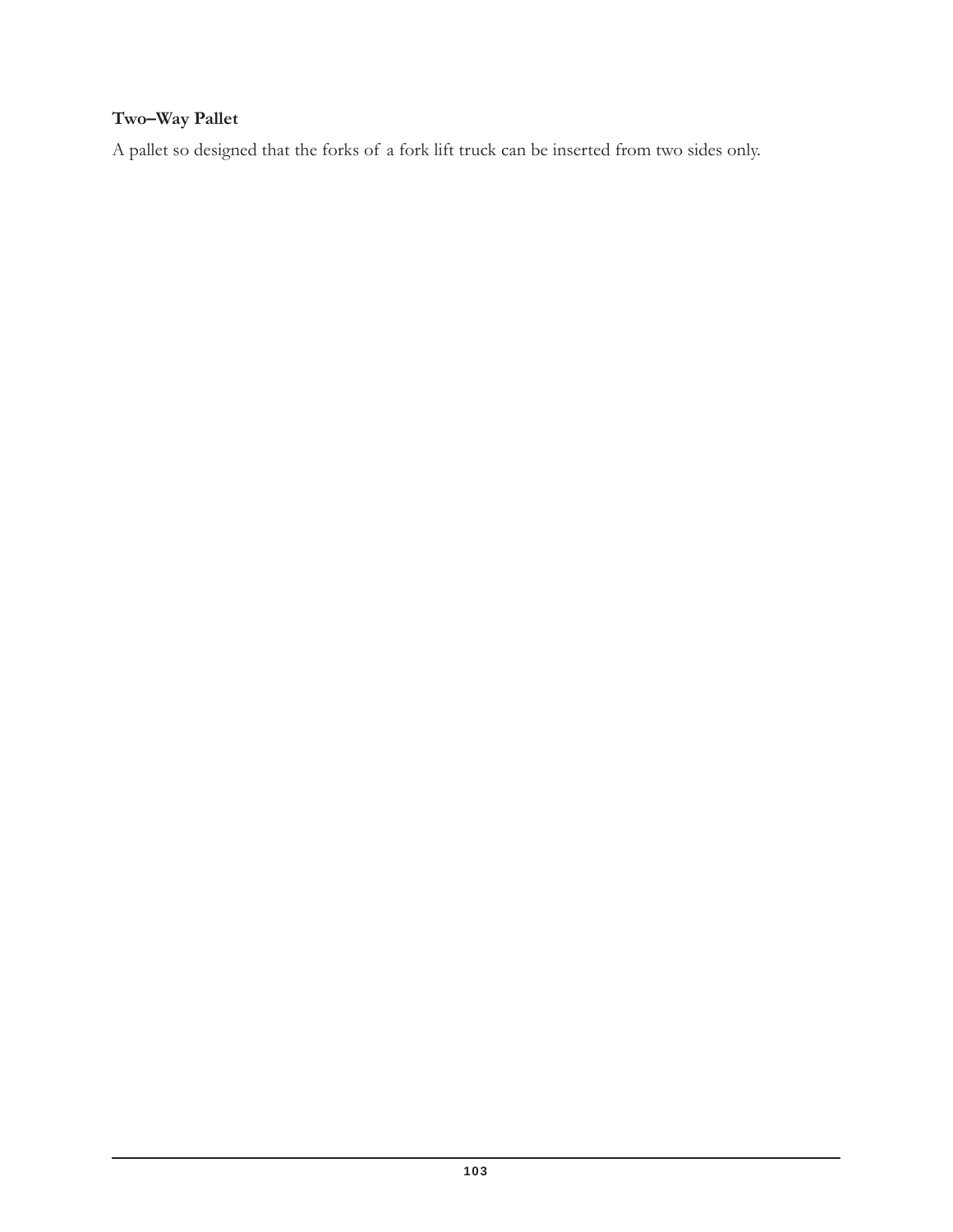**Two–Way Pallet**

A pallet so designed that the forks of a fork lift truck can be inserted from two sides only.